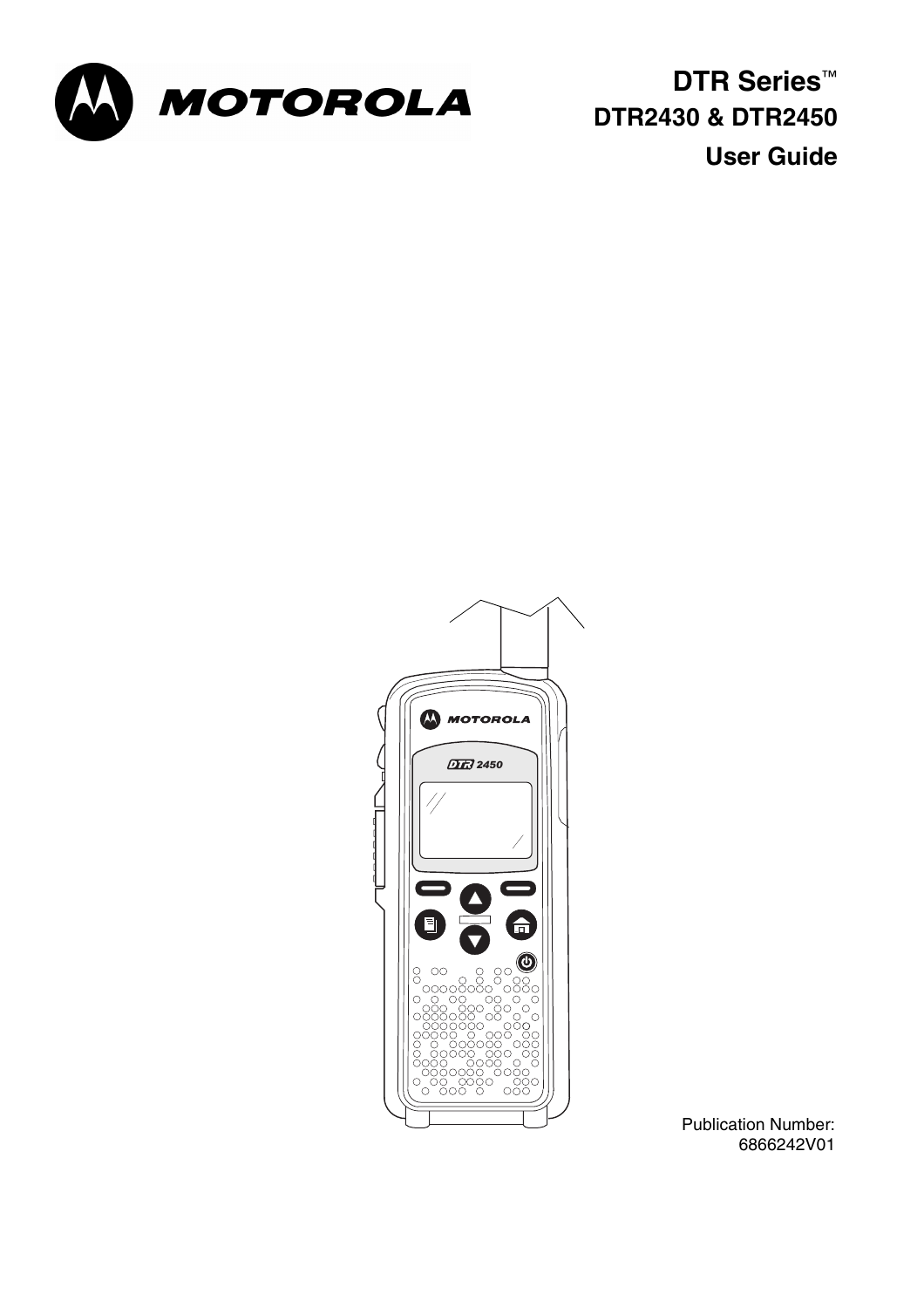# DTR Series™

## DTR2430 & DTR2450

## User Guide

Publication Number:
6866242V01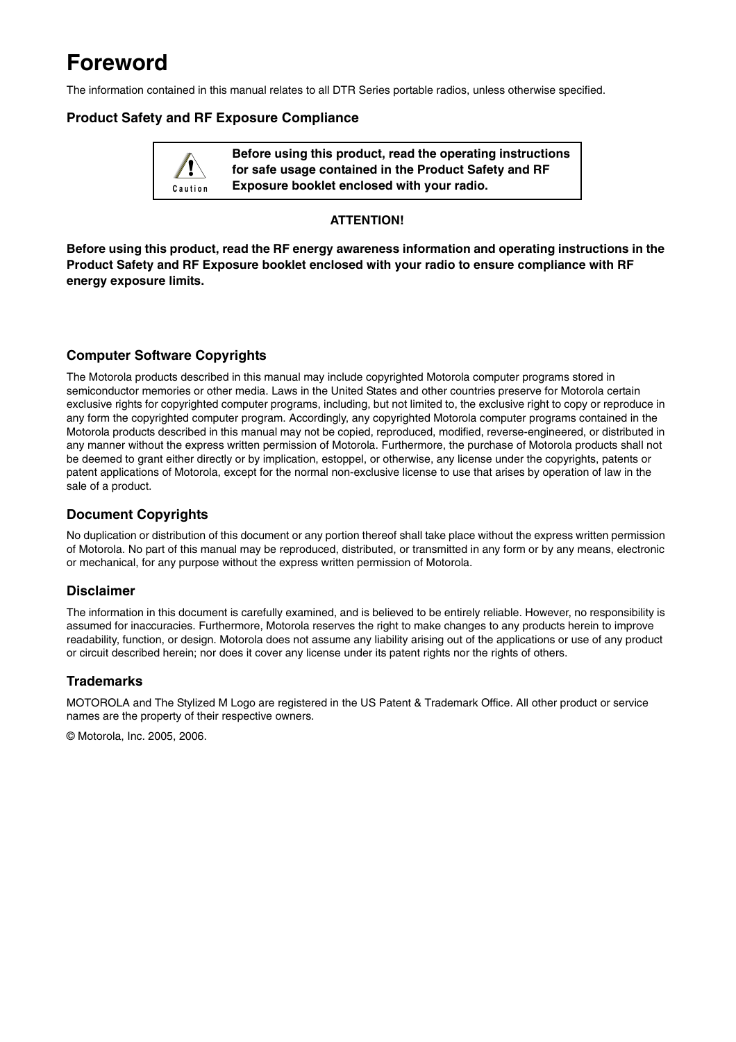# Foreword

The information contained in this manual relates to all DTR Series portable radios, unless otherwise specified.

## Product Safety and RF Exposure Compliance

> **Caution**
>
> **Before using this product, read the operating instructions for safe usage contained in the Product Safety and RF Exposure booklet enclosed with your radio.**

**ATTENTION!**

**Before using this product, read the RF energy awareness information and operating instructions in the Product Safety and RF Exposure booklet enclosed with your radio to ensure compliance with RF energy exposure limits.**

## Computer Software Copyrights

The Motorola products described in this manual may include copyrighted Motorola computer programs stored in semiconductor memories or other media. Laws in the United States and other countries preserve for Motorola certain exclusive rights for copyrighted computer programs, including, but not limited to, the exclusive right to copy or reproduce in any form the copyrighted computer program. Accordingly, any copyrighted Motorola computer programs contained in the Motorola products described in this manual may not be copied, reproduced, modified, reverse-engineered, or distributed in any manner without the express written permission of Motorola. Furthermore, the purchase of Motorola products shall not be deemed to grant either directly or by implication, estoppel, or otherwise, any license under the copyrights, patents or patent applications of Motorola, except for the normal non-exclusive license to use that arises by operation of law in the sale of a product.

## Document Copyrights

No duplication or distribution of this document or any portion thereof shall take place without the express written permission of Motorola. No part of this manual may be reproduced, distributed, or transmitted in any form or by any means, electronic or mechanical, for any purpose without the express written permission of Motorola.

## Disclaimer

The information in this document is carefully examined, and is believed to be entirely reliable. However, no responsibility is assumed for inaccuracies. Furthermore, Motorola reserves the right to make changes to any products herein to improve readability, function, or design. Motorola does not assume any liability arising out of the applications or use of any product or circuit described herein; nor does it cover any license under its patent rights nor the rights of others.

## Trademarks

MOTOROLA and The Stylized M Logo are registered in the US Patent & Trademark Office. All other product or service names are the property of their respective owners.

© Motorola, Inc. 2005, 2006.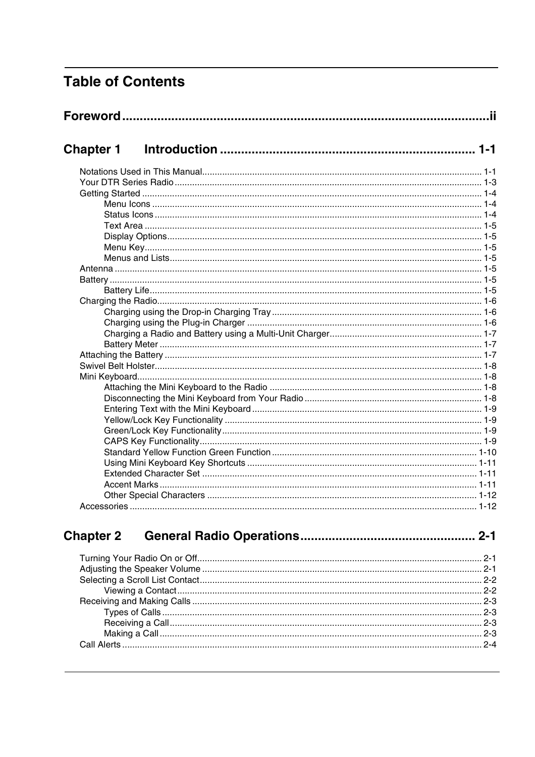# Table of Contents

## Foreword ........................................................................................................ii

## Chapter 1 Introduction ........................................................................ 1-1

Notations Used in This Manual........................................................................................................ 1-1
Your DTR Series Radio .................................................................................................................. 1-3
Getting Started ............................................................................................................................... 1-4
- Menu Icons .............................................................................................................................. 1-4
- Status Icons ............................................................................................................................. 1-4
- Text Area ................................................................................................................................. 1-5
- Display Options........................................................................................................................ 1-5
- Menu Key................................................................................................................................. 1-5
- Menus and Lists....................................................................................................................... 1-5

Antenna .......................................................................................................................................... 1-5
Battery ............................................................................................................................................ 1-5
- Battery Life............................................................................................................................... 1-5

Charging the Radio......................................................................................................................... 1-6
- Charging using the Drop-in Charging Tray ............................................................................... 1-6
- Charging using the Plug-in Charger ......................................................................................... 1-6
- Charging a Radio and Battery using a Multi-Unit Charger........................................................ 1-7
- Battery Meter ........................................................................................................................... 1-7

Attaching the Battery ...................................................................................................................... 1-7
Swivel Belt Holster.......................................................................................................................... 1-8
Mini Keyboard................................................................................................................................. 1-8
- Attaching the Mini Keyboard to the Radio ............................................................................... 1-8
- Disconnecting the Mini Keyboard from Your Radio ................................................................. 1-8
- Entering Text with the Mini Keyboard ...................................................................................... 1-9
- Yellow/Lock Key Functionality ................................................................................................. 1-9
- Green/Lock Key Functionality.................................................................................................. 1-9
- CAPS Key Functionality........................................................................................................... 1-9
- Standard Yellow Function Green Function ............................................................................ 1-10
- Using Mini Keyboard Key Shortcuts ...................................................................................... 1-11
- Extended Character Set ........................................................................................................ 1-11
- Accent Marks ......................................................................................................................... 1-11
- Other Special Characters ...................................................................................................... 1-12

Accessories .................................................................................................................................. 1-12

## Chapter 2 General Radio Operations................................................ 2-1

Turning Your Radio On or Off......................................................................................................... 2-1
Adjusting the Speaker Volume ....................................................................................................... 2-1
Selecting a Scroll List Contact........................................................................................................ 2-2
- Viewing a Contact .................................................................................................................... 2-2

Receiving and Making Calls ........................................................................................................... 2-3
- Types of Calls .......................................................................................................................... 2-3
- Receiving a Call....................................................................................................................... 2-3
- Making a Call ........................................................................................................................... 2-3

Call Alerts ....................................................................................................................................... 2-4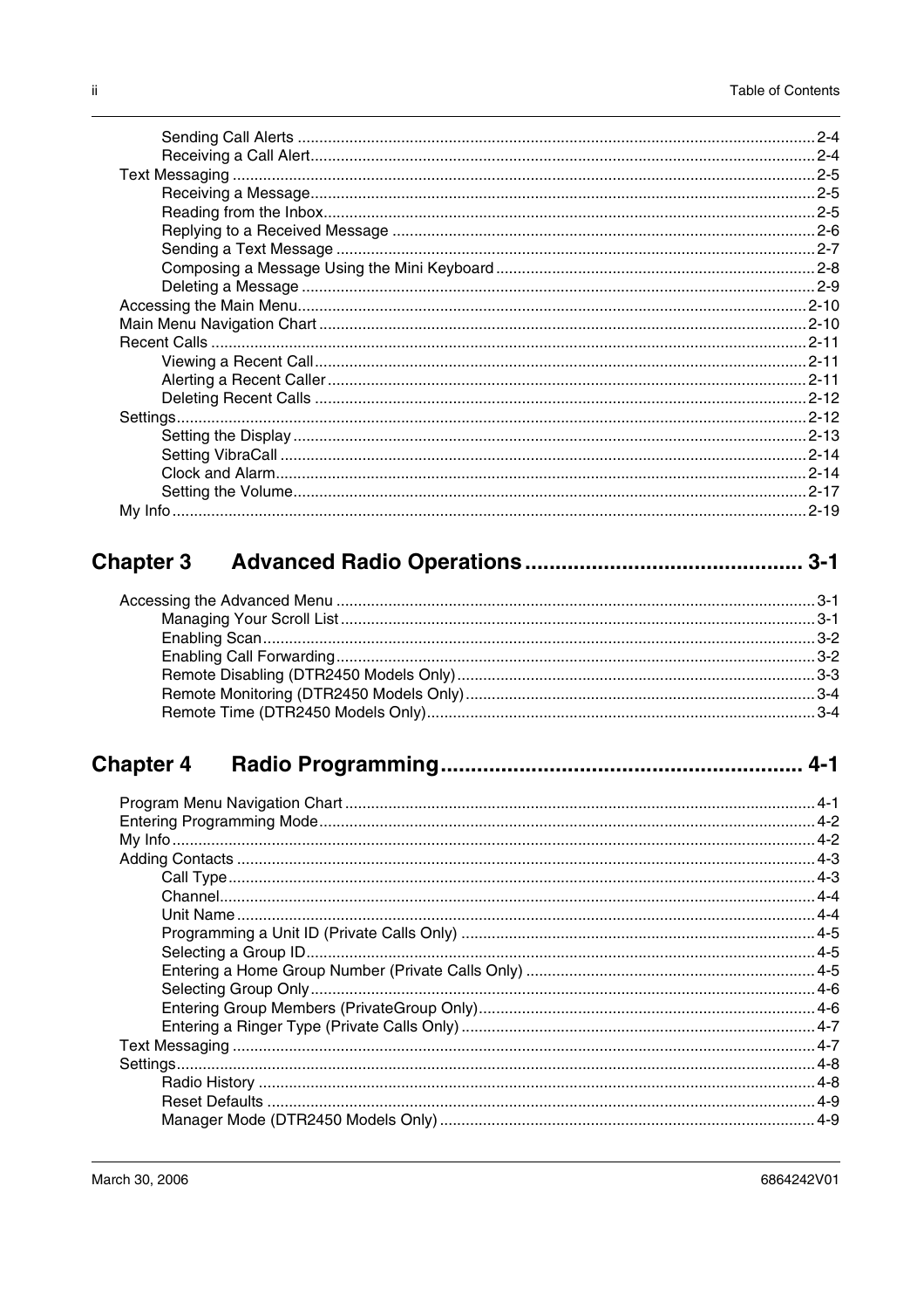- Sending Call Alerts ... 2-4
- Receiving a Call Alert ... 2-4

Text Messaging ... 2-5
- Receiving a Message ... 2-5
- Reading from the Inbox ... 2-5
- Replying to a Received Message ... 2-6
- Sending a Text Message ... 2-7
- Composing a Message Using the Mini Keyboard ... 2-8
- Deleting a Message ... 2-9

Accessing the Main Menu ... 2-10

Main Menu Navigation Chart ... 2-10

Recent Calls ... 2-11
- Viewing a Recent Call ... 2-11
- Alerting a Recent Caller ... 2-11
- Deleting Recent Calls ... 2-12

Settings ... 2-12
- Setting the Display ... 2-13
- Setting VibraCall ... 2-14
- Clock and Alarm ... 2-14
- Setting the Volume ... 2-17

My Info ... 2-19

## Chapter 3 Advanced Radio Operations ... 3-1

Accessing the Advanced Menu ... 3-1
- Managing Your Scroll List ... 3-1
- Enabling Scan ... 3-2
- Enabling Call Forwarding ... 3-2
- Remote Disabling (DTR2450 Models Only) ... 3-3
- Remote Monitoring (DTR2450 Models Only) ... 3-4
- Remote Time (DTR2450 Models Only) ... 3-4

## Chapter 4 Radio Programming ... 4-1

Program Menu Navigation Chart ... 4-1

Entering Programming Mode ... 4-2

My Info ... 4-2

Adding Contacts ... 4-3
- Call Type ... 4-3
- Channel ... 4-4
- Unit Name ... 4-4
- Programming a Unit ID (Private Calls Only) ... 4-5
- Selecting a Group ID ... 4-5
- Entering a Home Group Number (Private Calls Only) ... 4-5
- Selecting Group Only ... 4-6
- Entering Group Members (PrivateGroup Only) ... 4-6
- Entering a Ringer Type (Private Calls Only) ... 4-7

Text Messaging ... 4-7

Settings ... 4-8
- Radio History ... 4-8
- Reset Defaults ... 4-9
- Manager Mode (DTR2450 Models Only) ... 4-9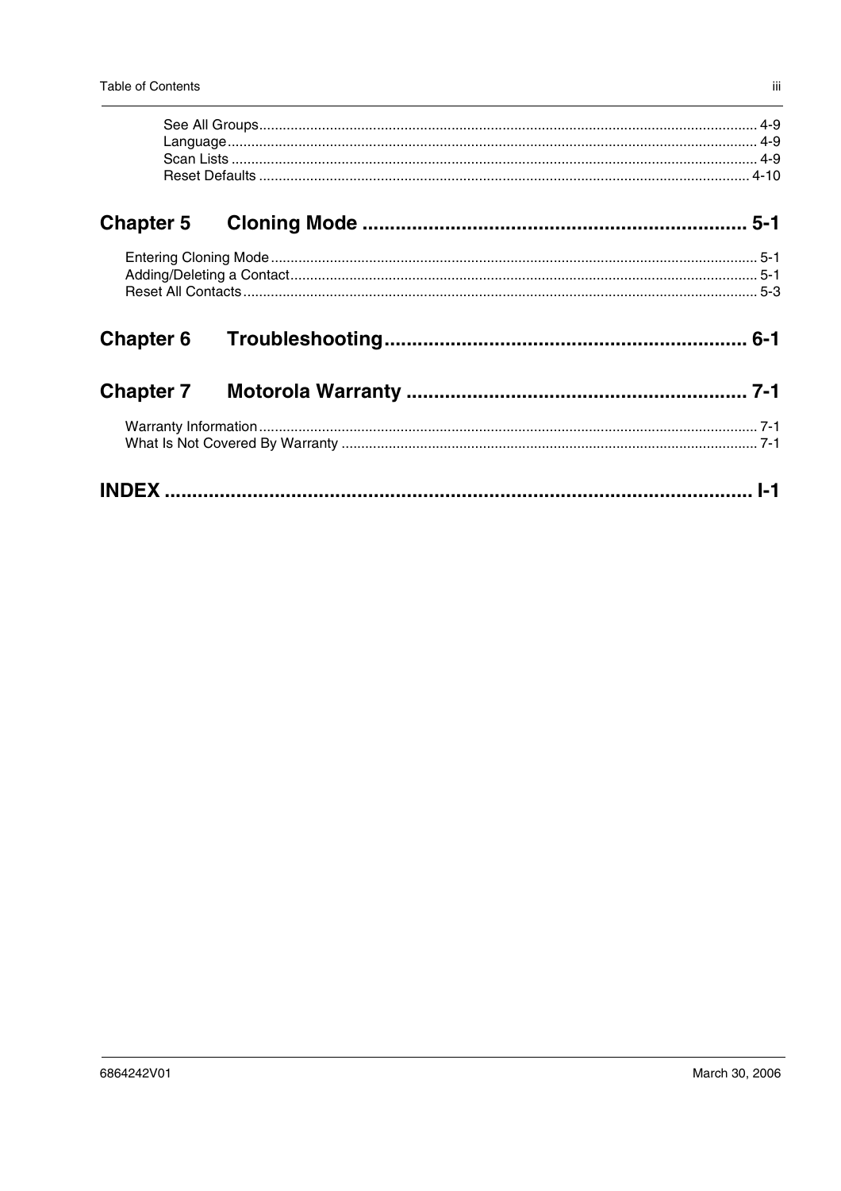See All Groups .... 4-9
Language .... 4-9
Scan Lists .... 4-9
Reset Defaults .... 4-10

## Chapter 5 Cloning Mode .... 5-1

Entering Cloning Mode .... 5-1
Adding/Deleting a Contact .... 5-1
Reset All Contacts .... 5-3

## Chapter 6 Troubleshooting .... 6-1

## Chapter 7 Motorola Warranty .... 7-1

Warranty Information .... 7-1
What Is Not Covered By Warranty .... 7-1

## INDEX .... I-1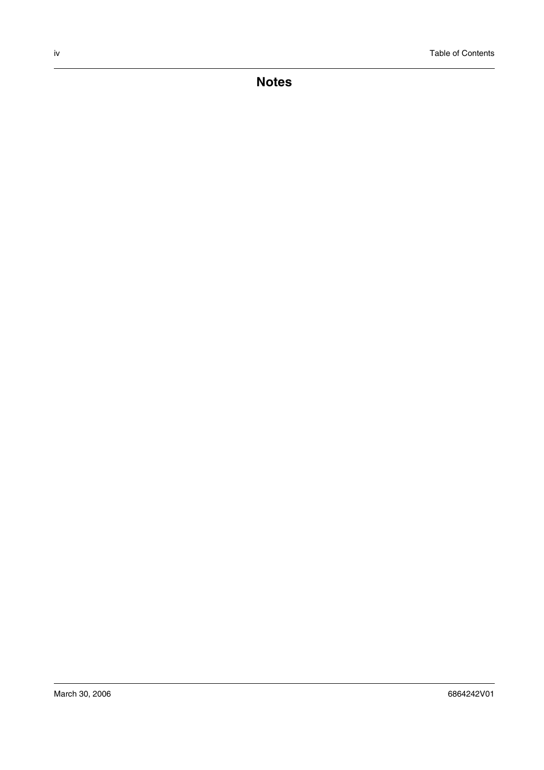# Notes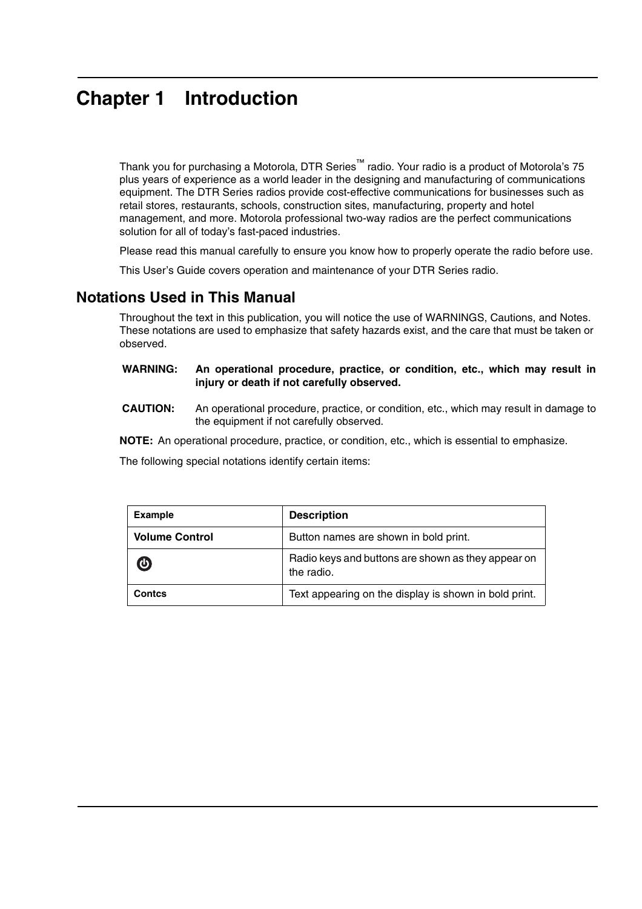# Chapter 1 Introduction

Thank you for purchasing a Motorola, DTR Series™ radio. Your radio is a product of Motorola's 75 plus years of experience as a world leader in the designing and manufacturing of communications equipment. The DTR Series radios provide cost-effective communications for businesses such as retail stores, restaurants, schools, construction sites, manufacturing, property and hotel management, and more. Motorola professional two-way radios are the perfect communications solution for all of today's fast-paced industries.

Please read this manual carefully to ensure you know how to properly operate the radio before use.

This User's Guide covers operation and maintenance of your DTR Series radio.

## Notations Used in This Manual

Throughout the text in this publication, you will notice the use of WARNINGS, Cautions, and Notes. These notations are used to emphasize that safety hazards exist, and the care that must be taken or observed.

**WARNING: An operational procedure, practice, or condition, etc., which may result in injury or death if not carefully observed.**

**CAUTION:** An operational procedure, practice, or condition, etc., which may result in damage to the equipment if not carefully observed.

**NOTE:** An operational procedure, practice, or condition, etc., which is essential to emphasize.

The following special notations identify certain items:

| Example | Description |
|---|---|
| **Volume Control** | Button names are shown in bold print. |
| ⏻ | Radio keys and buttons are shown as they appear on the radio. |
| **Contcs** | Text appearing on the display is shown in bold print. |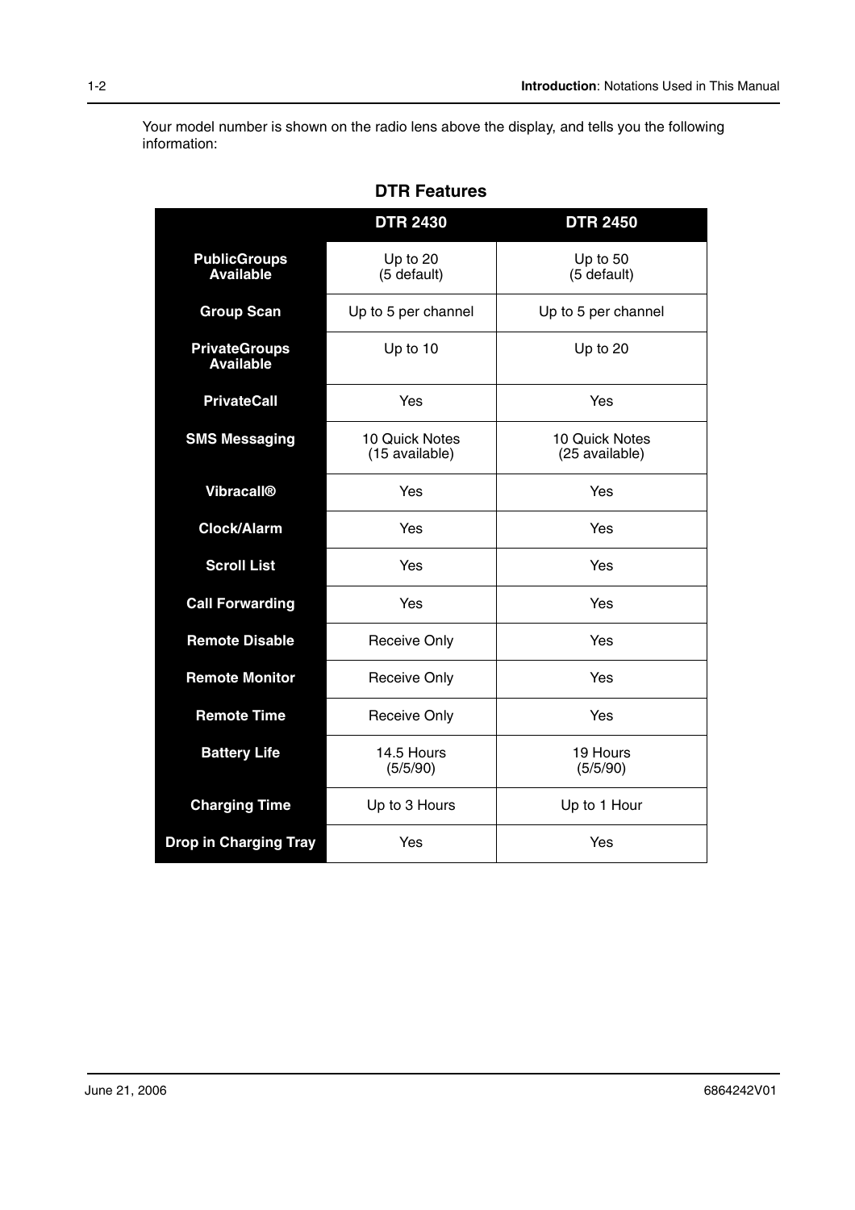Your model number is shown on the radio lens above the display, and tells you the following information:

**DTR Features**

| | DTR 2430 | DTR 2450 |
|---|---|---|
| **PublicGroups Available** | Up to 20 (5 default) | Up to 50 (5 default) |
| **Group Scan** | Up to 5 per channel | Up to 5 per channel |
| **PrivateGroups Available** | Up to 10 | Up to 20 |
| **PrivateCall** | Yes | Yes |
| **SMS Messaging** | 10 Quick Notes (15 available) | 10 Quick Notes (25 available) |
| **Vibracall®** | Yes | Yes |
| **Clock/Alarm** | Yes | Yes |
| **Scroll List** | Yes | Yes |
| **Call Forwarding** | Yes | Yes |
| **Remote Disable** | Receive Only | Yes |
| **Remote Monitor** | Receive Only | Yes |
| **Remote Time** | Receive Only | Yes |
| **Battery Life** | 14.5 Hours (5/5/90) | 19 Hours (5/5/90) |
| **Charging Time** | Up to 3 Hours | Up to 1 Hour |
| **Drop in Charging Tray** | Yes | Yes |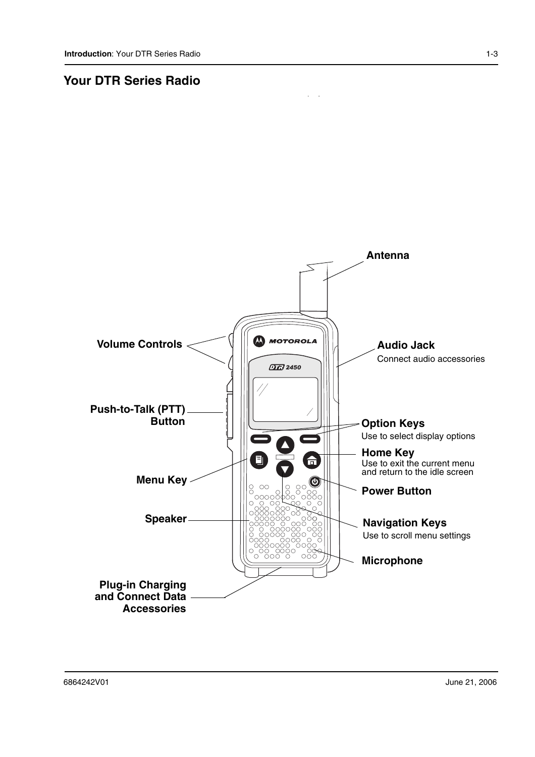## Your DTR Series Radio

Antenna

Volume Controls

Audio Jack

Connect audio accessories

Push-to-Talk (PTT) Button

Option Keys

Use to select display options

Home Key

Use to exit the current menu and return to the idle screen

Menu Key

Power Button

Speaker

Navigation Keys

Use to scroll menu settings

Microphone

Plug-in Charging and Connect Data Accessories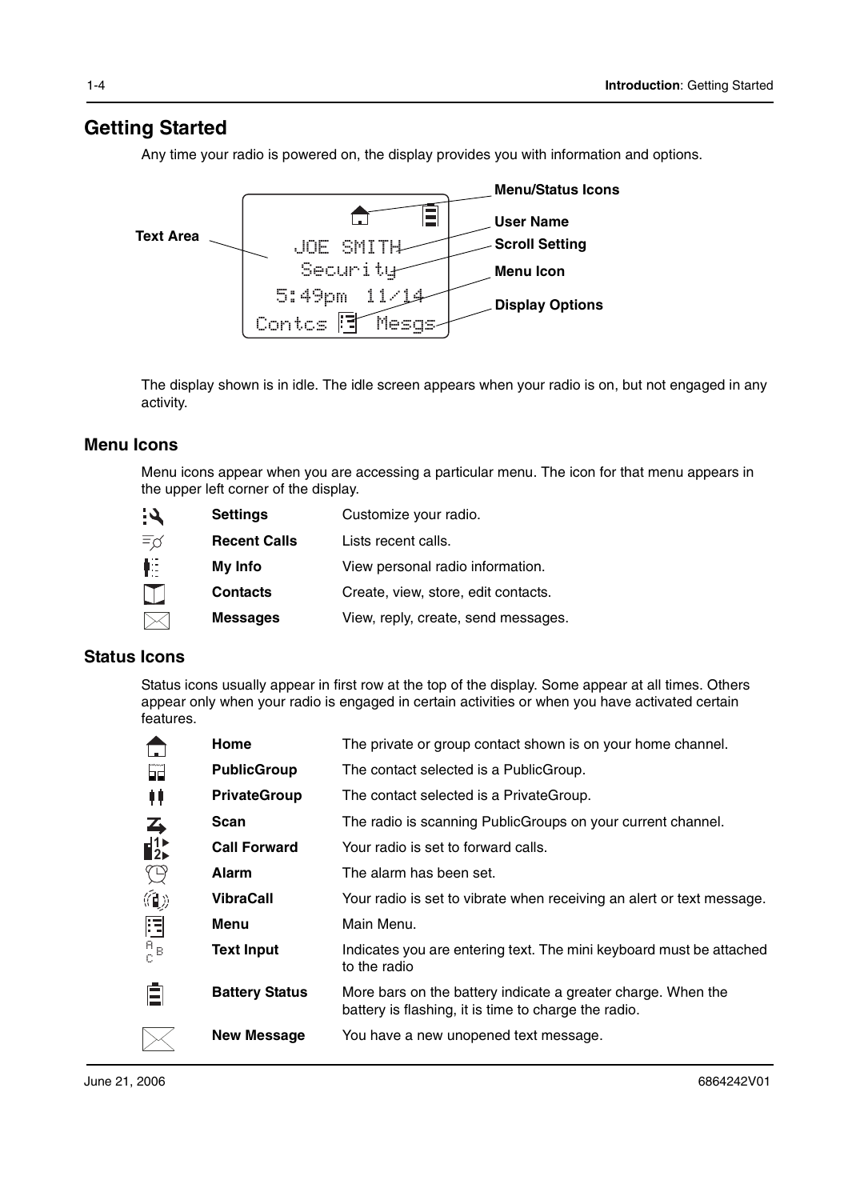## Getting Started

Any time your radio is powered on, the display provides you with information and options.

Text Area

Menu/Status Icons

User Name

Scroll Setting

Menu Icon

Display Options

JOE SMITH
Security
5:49pm 11/14
Contcs Mesgs

The display shown is in idle. The idle screen appears when your radio is on, but not engaged in any activity.

### Menu Icons

Menu icons appear when you are accessing a particular menu. The icon for that menu appears in the upper left corner of the display.

| | | |
|---|---|---|
| | **Settings** | Customize your radio. |
| | **Recent Calls** | Lists recent calls. |
| | **My Info** | View personal radio information. |
| | **Contacts** | Create, view, store, edit contacts. |
| | **Messages** | View, reply, create, send messages. |

### Status Icons

Status icons usually appear in first row at the top of the display. Some appear at all times. Others appear only when your radio is engaged in certain activities or when you have activated certain features.

| | | |
|---|---|---|
| | **Home** | The private or group contact shown is on your home channel. |
| | **PublicGroup** | The contact selected is a PublicGroup. |
| | **PrivateGroup** | The contact selected is a PrivateGroup. |
| | **Scan** | The radio is scanning PublicGroups on your current channel. |
| | **Call Forward** | Your radio is set to forward calls. |
| | **Alarm** | The alarm has been set. |
| | **VibraCall** | Your radio is set to vibrate when receiving an alert or text message. |
| | **Menu** | Main Menu. |
| | **Text Input** | Indicates you are entering text. The mini keyboard must be attached to the radio |
| | **Battery Status** | More bars on the battery indicate a greater charge. When the battery is flashing, it is time to charge the radio. |
| | **New Message** | You have a new unopened text message. |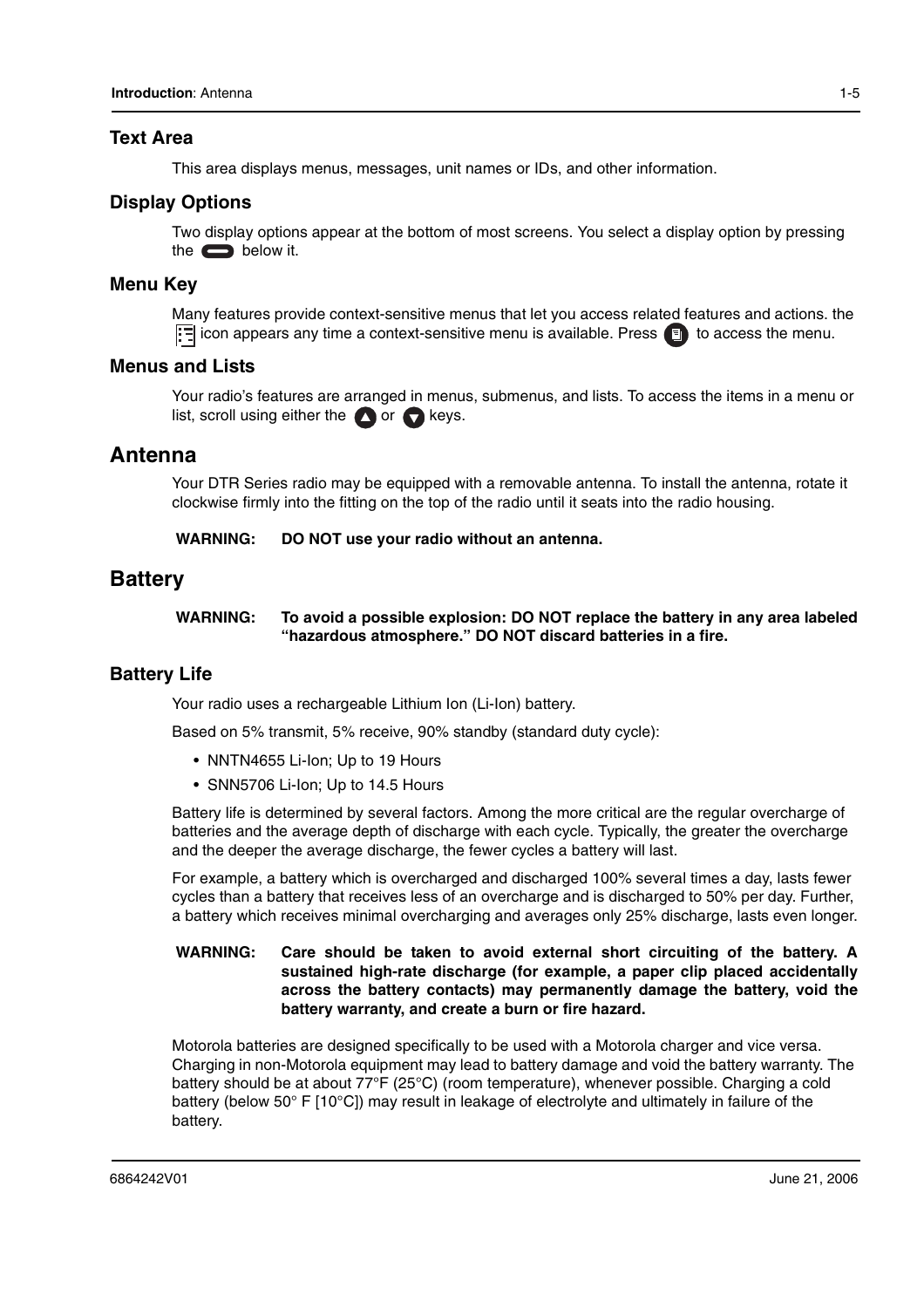### Text Area

This area displays menus, messages, unit names or IDs, and other information.

### Display Options

Two display options appear at the bottom of most screens. You select a display option by pressing the ▭ below it.

### Menu Key

Many features provide context-sensitive menus that let you access related features and actions. the ☰ icon appears any time a context-sensitive menu is available. Press ▣ to access the menu.

### Menus and Lists

Your radio's features are arranged in menus, submenus, and lists. To access the items in a menu or list, scroll using either the ▲ or ▼ keys.

## Antenna

Your DTR Series radio may be equipped with a removable antenna. To install the antenna, rotate it clockwise firmly into the fitting on the top of the radio until it seats into the radio housing.

**WARNING: DO NOT use your radio without an antenna.**

## Battery

**WARNING: To avoid a possible explosion: DO NOT replace the battery in any area labeled "hazardous atmosphere." DO NOT discard batteries in a fire.**

### Battery Life

Your radio uses a rechargeable Lithium Ion (Li-Ion) battery.

Based on 5% transmit, 5% receive, 90% standby (standard duty cycle):

- NNTN4655 Li-Ion; Up to 19 Hours
- SNN5706 Li-Ion; Up to 14.5 Hours

Battery life is determined by several factors. Among the more critical are the regular overcharge of batteries and the average depth of discharge with each cycle. Typically, the greater the overcharge and the deeper the average discharge, the fewer cycles a battery will last.

For example, a battery which is overcharged and discharged 100% several times a day, lasts fewer cycles than a battery that receives less of an overcharge and is discharged to 50% per day. Further, a battery which receives minimal overcharging and averages only 25% discharge, lasts even longer.

**WARNING: Care should be taken to avoid external short circuiting of the battery. A sustained high-rate discharge (for example, a paper clip placed accidentally across the battery contacts) may permanently damage the battery, void the battery warranty, and create a burn or fire hazard.**

Motorola batteries are designed specifically to be used with a Motorola charger and vice versa. Charging in non-Motorola equipment may lead to battery damage and void the battery warranty. The battery should be at about 77°F (25°C) (room temperature), whenever possible. Charging a cold battery (below 50° F [10°C]) may result in leakage of electrolyte and ultimately in failure of the battery.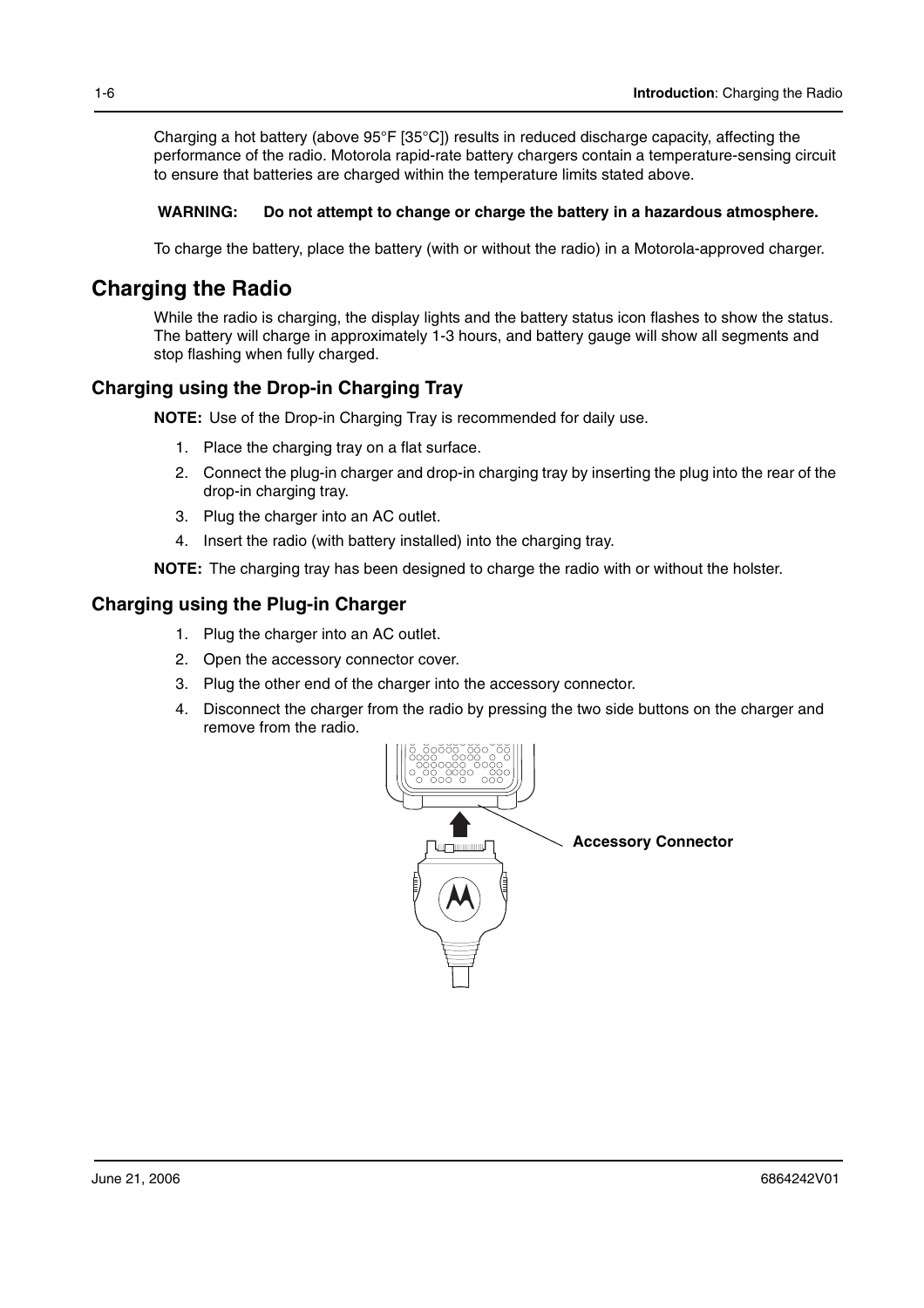Charging a hot battery (above 95°F [35°C]) results in reduced discharge capacity, affecting the performance of the radio. Motorola rapid-rate battery chargers contain a temperature-sensing circuit to ensure that batteries are charged within the temperature limits stated above.

**WARNING: Do not attempt to change or charge the battery in a hazardous atmosphere.**

To charge the battery, place the battery (with or without the radio) in a Motorola-approved charger.

## Charging the Radio

While the radio is charging, the display lights and the battery status icon flashes to show the status. The battery will charge in approximately 1-3 hours, and battery gauge will show all segments and stop flashing when fully charged.

### Charging using the Drop-in Charging Tray

**NOTE:** Use of the Drop-in Charging Tray is recommended for daily use.

1. Place the charging tray on a flat surface.
2. Connect the plug-in charger and drop-in charging tray by inserting the plug into the rear of the drop-in charging tray.
3. Plug the charger into an AC outlet.
4. Insert the radio (with battery installed) into the charging tray.

**NOTE:** The charging tray has been designed to charge the radio with or without the holster.

### Charging using the Plug-in Charger

1. Plug the charger into an AC outlet.
2. Open the accessory connector cover.
3. Plug the other end of the charger into the accessory connector.
4. Disconnect the charger from the radio by pressing the two side buttons on the charger and remove from the radio.

**Accessory Connector**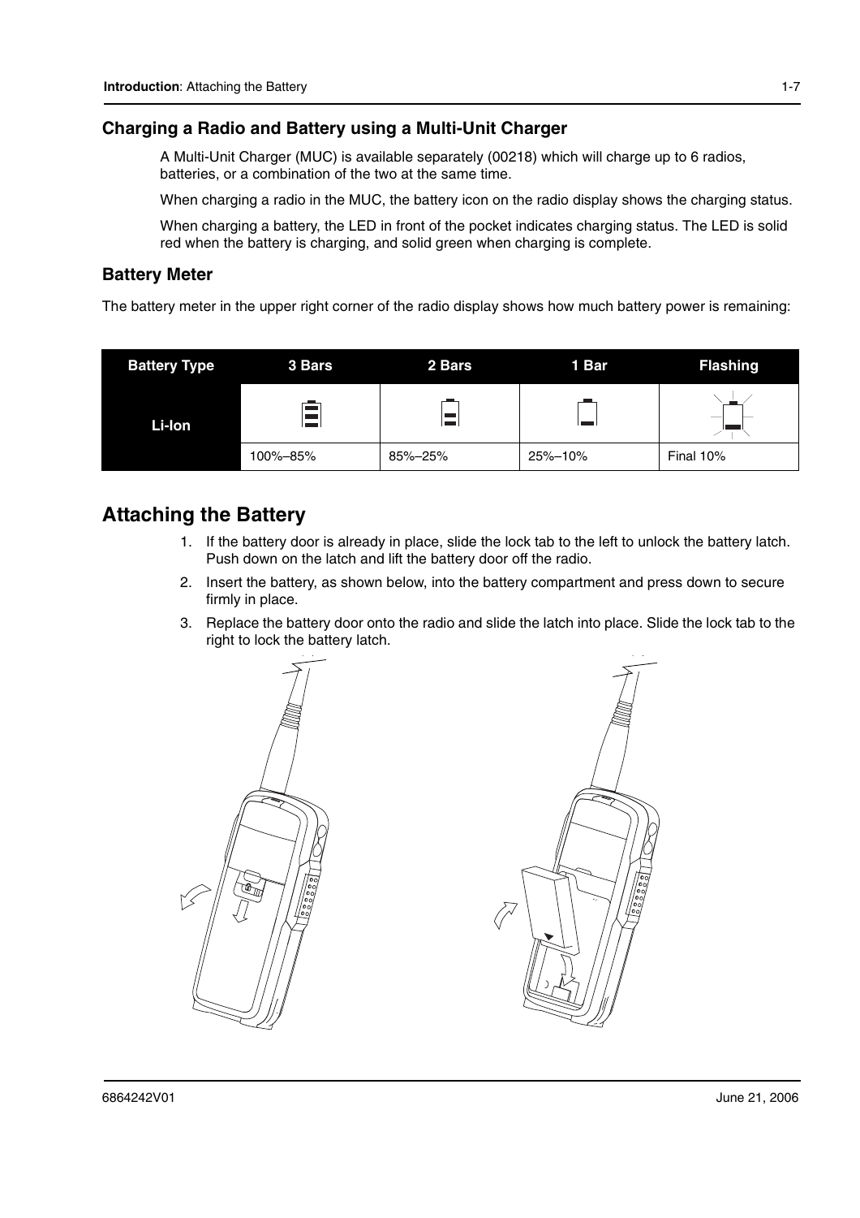## Charging a Radio and Battery using a Multi-Unit Charger

A Multi-Unit Charger (MUC) is available separately (00218) which will charge up to 6 radios, batteries, or a combination of the two at the same time.

When charging a radio in the MUC, the battery icon on the radio display shows the charging status.

When charging a battery, the LED in front of the pocket indicates charging status. The LED is solid red when the battery is charging, and solid green when charging is complete.

## Battery Meter

The battery meter in the upper right corner of the radio display shows how much battery power is remaining:

| Battery Type | 3 Bars | 2 Bars | 1 Bar | Flashing |
|---|---|---|---|---|
| Li-Ion | | | | |
| | 100%–85% | 85%–25% | 25%–10% | Final 10% |

# Attaching the Battery

1. If the battery door is already in place, slide the lock tab to the left to unlock the battery latch. Push down on the latch and lift the battery door off the radio.
2. Insert the battery, as shown below, into the battery compartment and press down to secure firmly in place.
3. Replace the battery door onto the radio and slide the latch into place. Slide the lock tab to the right to lock the battery latch.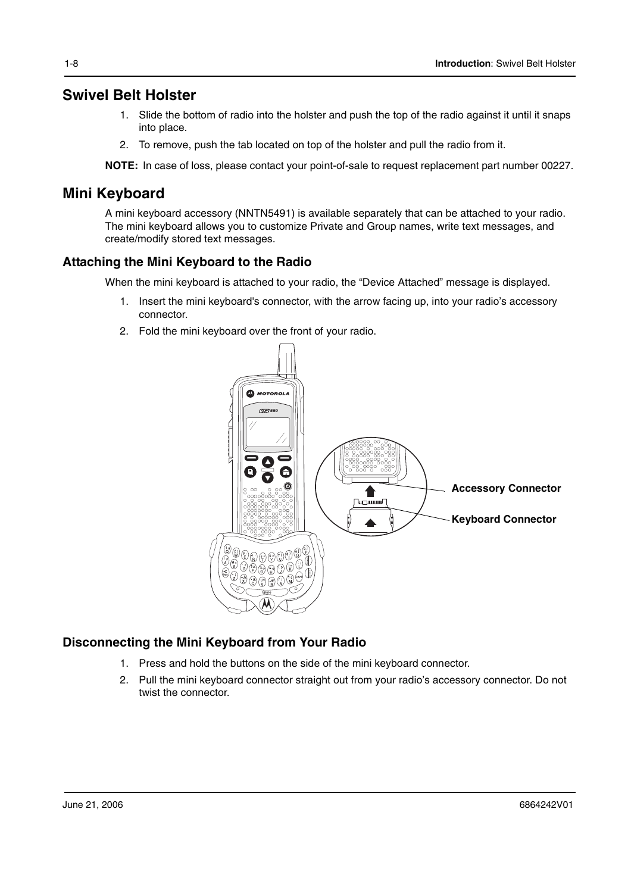## Swivel Belt Holster

1. Slide the bottom of radio into the holster and push the top of the radio against it until it snaps into place.
2. To remove, push the tab located on top of the holster and pull the radio from it.

**NOTE:** In case of loss, please contact your point-of-sale to request replacement part number 00227.

## Mini Keyboard

A mini keyboard accessory (NNTN5491) is available separately that can be attached to your radio. The mini keyboard allows you to customize Private and Group names, write text messages, and create/modify stored text messages.

### Attaching the Mini Keyboard to the Radio

When the mini keyboard is attached to your radio, the "Device Attached" message is displayed.

1. Insert the mini keyboard's connector, with the arrow facing up, into your radio's accessory connector.
2. Fold the mini keyboard over the front of your radio.

Accessory Connector

Keyboard Connector

### Disconnecting the Mini Keyboard from Your Radio

1. Press and hold the buttons on the side of the mini keyboard connector.
2. Pull the mini keyboard connector straight out from your radio's accessory connector. Do not twist the connector.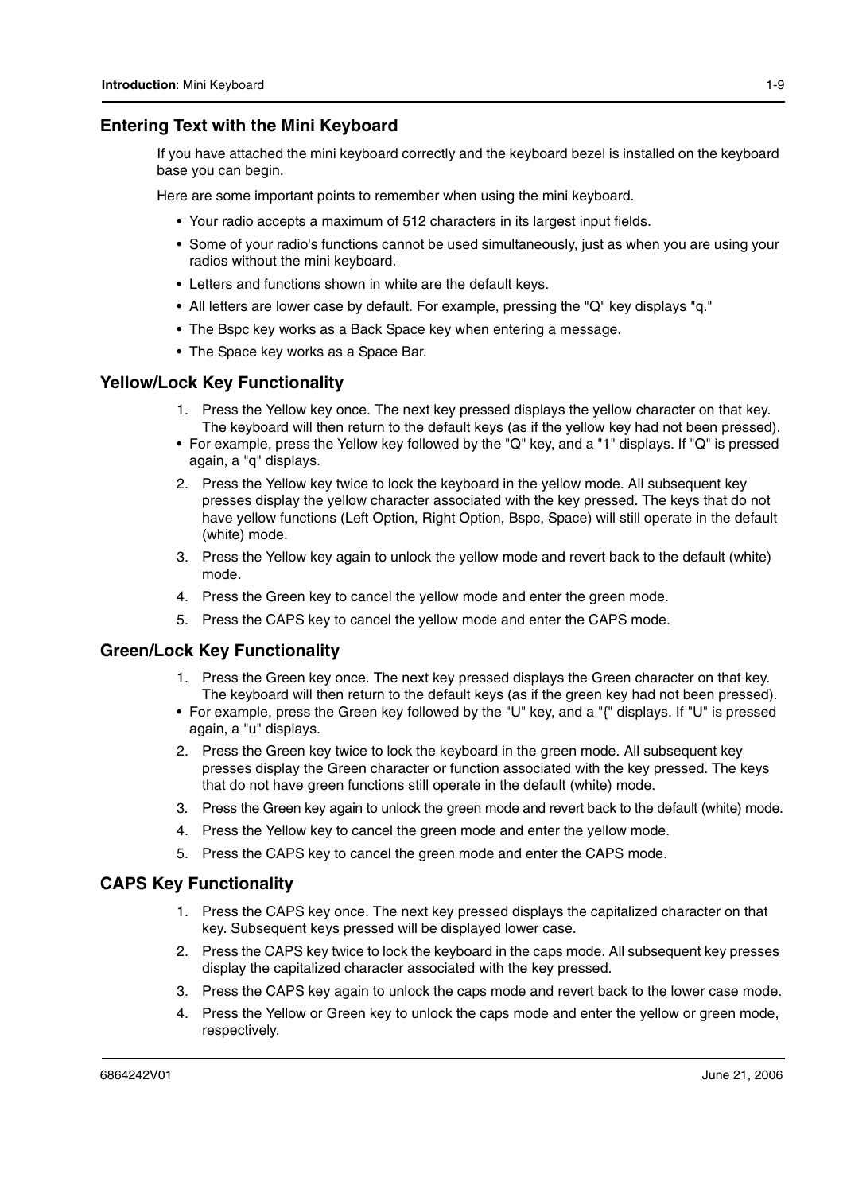## Entering Text with the Mini Keyboard

If you have attached the mini keyboard correctly and the keyboard bezel is installed on the keyboard base you can begin.

Here are some important points to remember when using the mini keyboard.

- Your radio accepts a maximum of 512 characters in its largest input fields.
- Some of your radio's functions cannot be used simultaneously, just as when you are using your radios without the mini keyboard.
- Letters and functions shown in white are the default keys.
- All letters are lower case by default. For example, pressing the "Q" key displays "q."
- The Bspc key works as a Back Space key when entering a message.
- The Space key works as a Space Bar.

## Yellow/Lock Key Functionality

1. Press the Yellow key once. The next key pressed displays the yellow character on that key. The keyboard will then return to the default keys (as if the yellow key had not been pressed).
   - For example, press the Yellow key followed by the "Q" key, and a "1" displays. If "Q" is pressed again, a "q" displays.
2. Press the Yellow key twice to lock the keyboard in the yellow mode. All subsequent key presses display the yellow character associated with the key pressed. The keys that do not have yellow functions (Left Option, Right Option, Bspc, Space) will still operate in the default (white) mode.
3. Press the Yellow key again to unlock the yellow mode and revert back to the default (white) mode.
4. Press the Green key to cancel the yellow mode and enter the green mode.
5. Press the CAPS key to cancel the yellow mode and enter the CAPS mode.

## Green/Lock Key Functionality

1. Press the Green key once. The next key pressed displays the Green character on that key. The keyboard will then return to the default keys (as if the green key had not been pressed).
   - For example, press the Green key followed by the "U" key, and a "{" displays. If "U" is pressed again, a "u" displays.
2. Press the Green key twice to lock the keyboard in the green mode. All subsequent key presses display the Green character or function associated with the key pressed. The keys that do not have green functions still operate in the default (white) mode.
3. Press the Green key again to unlock the green mode and revert back to the default (white) mode.
4. Press the Yellow key to cancel the green mode and enter the yellow mode.
5. Press the CAPS key to cancel the green mode and enter the CAPS mode.

## CAPS Key Functionality

1. Press the CAPS key once. The next key pressed displays the capitalized character on that key. Subsequent keys pressed will be displayed lower case.
2. Press the CAPS key twice to lock the keyboard in the caps mode. All subsequent key presses display the capitalized character associated with the key pressed.
3. Press the CAPS key again to unlock the caps mode and revert back to the lower case mode.
4. Press the Yellow or Green key to unlock the caps mode and enter the yellow or green mode, respectively.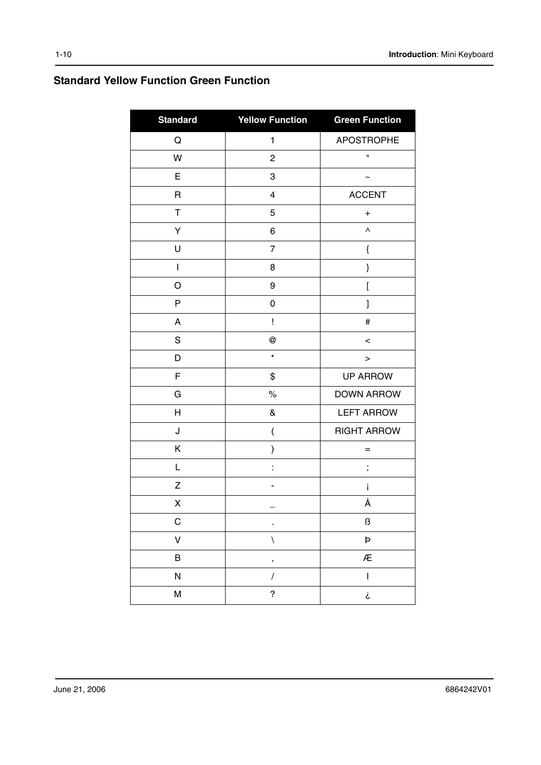## Standard Yellow Function Green Function

| Standard | Yellow Function | Green Function |
|---|---|---|
| Q | 1 | APOSTROPHE |
| W | 2 | " |
| E | 3 | ~ |
| R | 4 | ACCENT |
| T | 5 | + |
| Y | 6 | ^ |
| U | 7 | { |
| I | 8 | } |
| O | 9 | [ |
| P | 0 | ] |
| A | ! | # |
| S | @ | < |
| D | * | > |
| F | $ | UP ARROW |
| G | % | DOWN ARROW |
| H | & | LEFT ARROW |
| J | ( | RIGHT ARROW |
| K | ) | = |
| L | : | ; |
| Z | - | ¡ |
| X | _ | Å |
| C | . | ß |
| V | \ | Þ |
| B | , | Æ |
| N | / | I |
| M | ? | ¿ |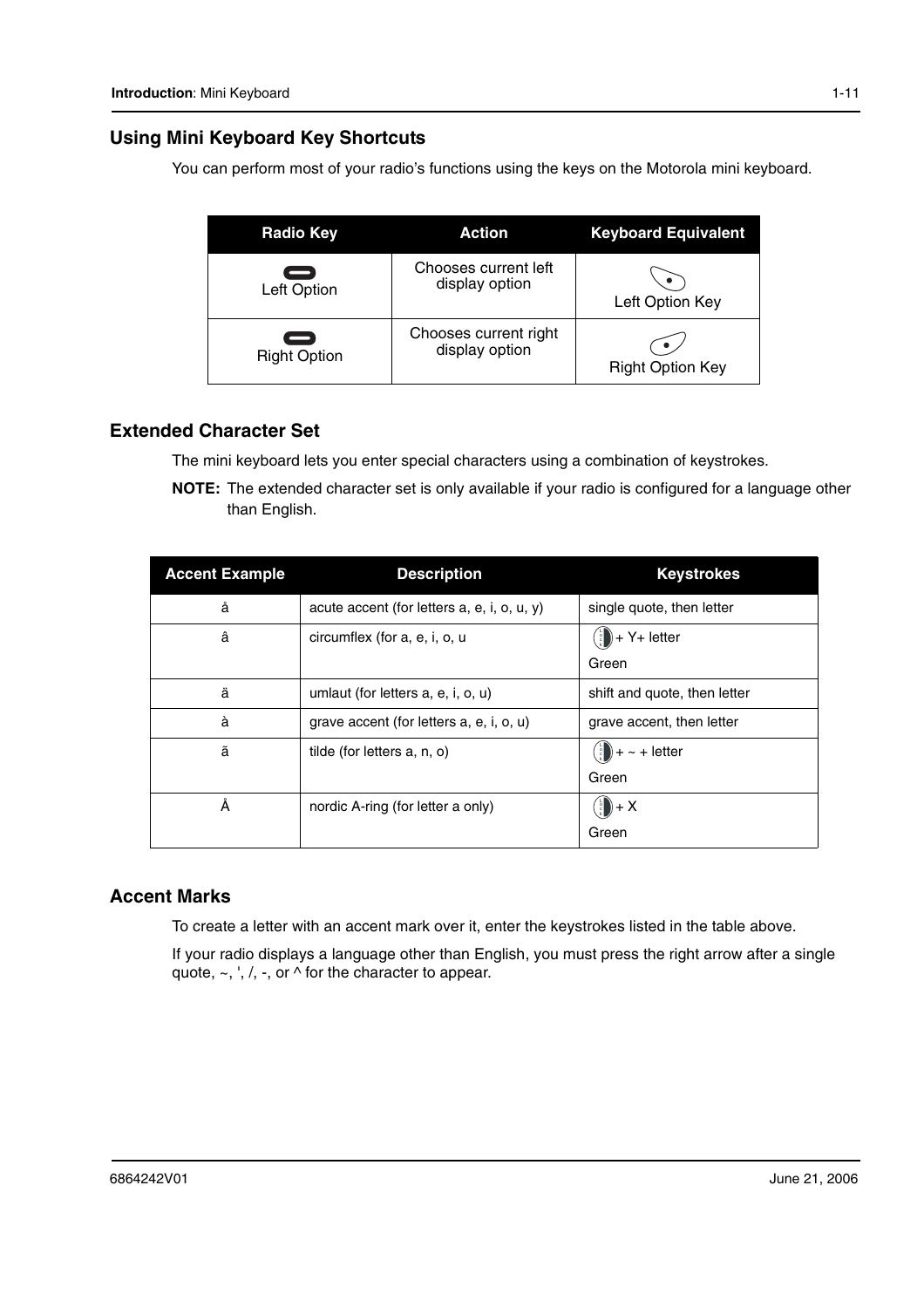## Using Mini Keyboard Key Shortcuts

You can perform most of your radio's functions using the keys on the Motorola mini keyboard.

| Radio Key | Action | Keyboard Equivalent |
|---|---|---|
| Left Option | Chooses current left display option | Left Option Key |
| Right Option | Chooses current right display option | Right Option Key |

## Extended Character Set

The mini keyboard lets you enter special characters using a combination of keystrokes.

**NOTE:** The extended character set is only available if your radio is configured for a language other than English.

| Accent Example | Description | Keystrokes |
|---|---|---|
| å | acute accent (for letters a, e, i, o, u, y) | single quote, then letter |
| â | circumflex (for a, e, i, o, u | + Y+ letter Green |
| ä | umlaut (for letters a, e, i, o, u) | shift and quote, then letter |
| à | grave accent (for letters a, e, i, o, u) | grave accent, then letter |
| ã | tilde (for letters a, n, o) | + ~ + letter Green |
| Å | nordic A-ring (for letter a only) | + X Green |

## Accent Marks

To create a letter with an accent mark over it, enter the keystrokes listed in the table above.

If your radio displays a language other than English, you must press the right arrow after a single quote, ~, ', /, -, or ^ for the character to appear.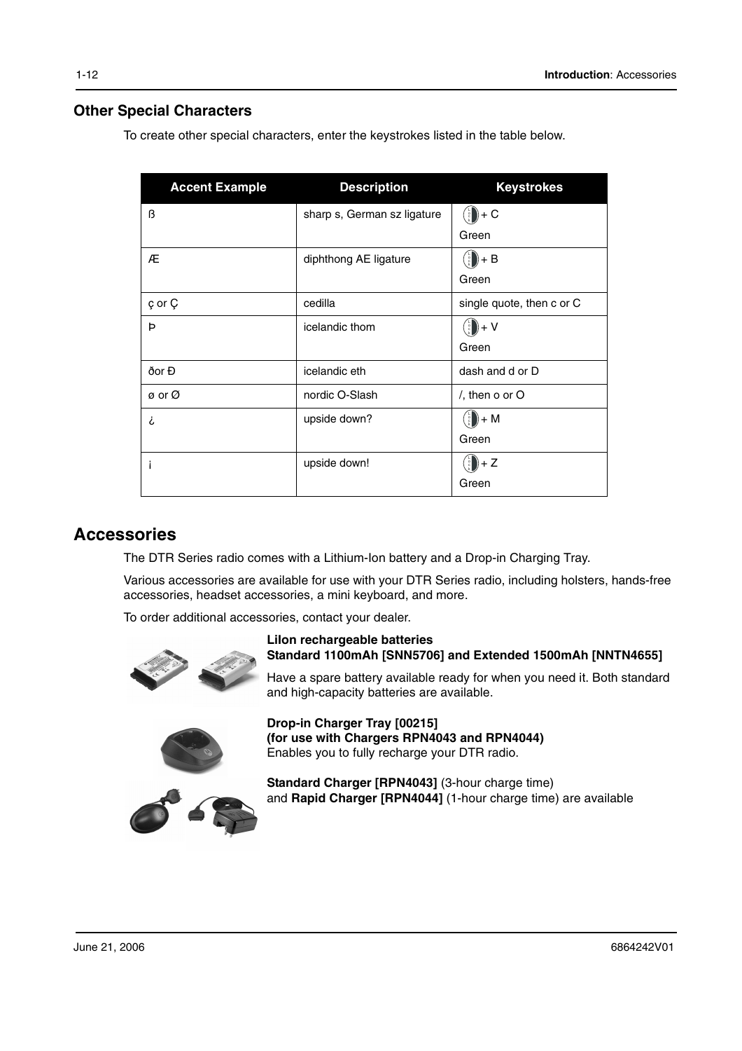## Other Special Characters

To create other special characters, enter the keystrokes listed in the table below.

| Accent Example | Description | Keystrokes |
|---|---|---|
| ß | sharp s, German sz ligature | + C Green |
| Æ | diphthong AE ligature | + B Green |
| ç or Ç | cedilla | single quote, then c or C |
| Þ | icelandic thom | + V Green |
| ðor Đ | icelandic eth | dash and d or D |
| ø or Ø | nordic O-Slash | /, then o or O |
| ¿ | upside down? | + M Green |
| ¡ | upside down! | + Z Green |

# Accessories

The DTR Series radio comes with a Lithium-Ion battery and a Drop-in Charging Tray.

Various accessories are available for use with your DTR Series radio, including holsters, hands-free accessories, headset accessories, a mini keyboard, and more.

To order additional accessories, contact your dealer.

**LiIon rechargeable batteries**
**Standard 1100mAh [SNN5706] and Extended 1500mAh [NNTN4655]**

Have a spare battery available ready for when you need it. Both standard and high-capacity batteries are available.

**Drop-in Charger Tray [00215]**
**(for use with Chargers RPN4043 and RPN4044)**
Enables you to fully recharge your DTR radio.

**Standard Charger [RPN4043]** (3-hour charge time)
and **Rapid Charger [RPN4044]** (1-hour charge time) are available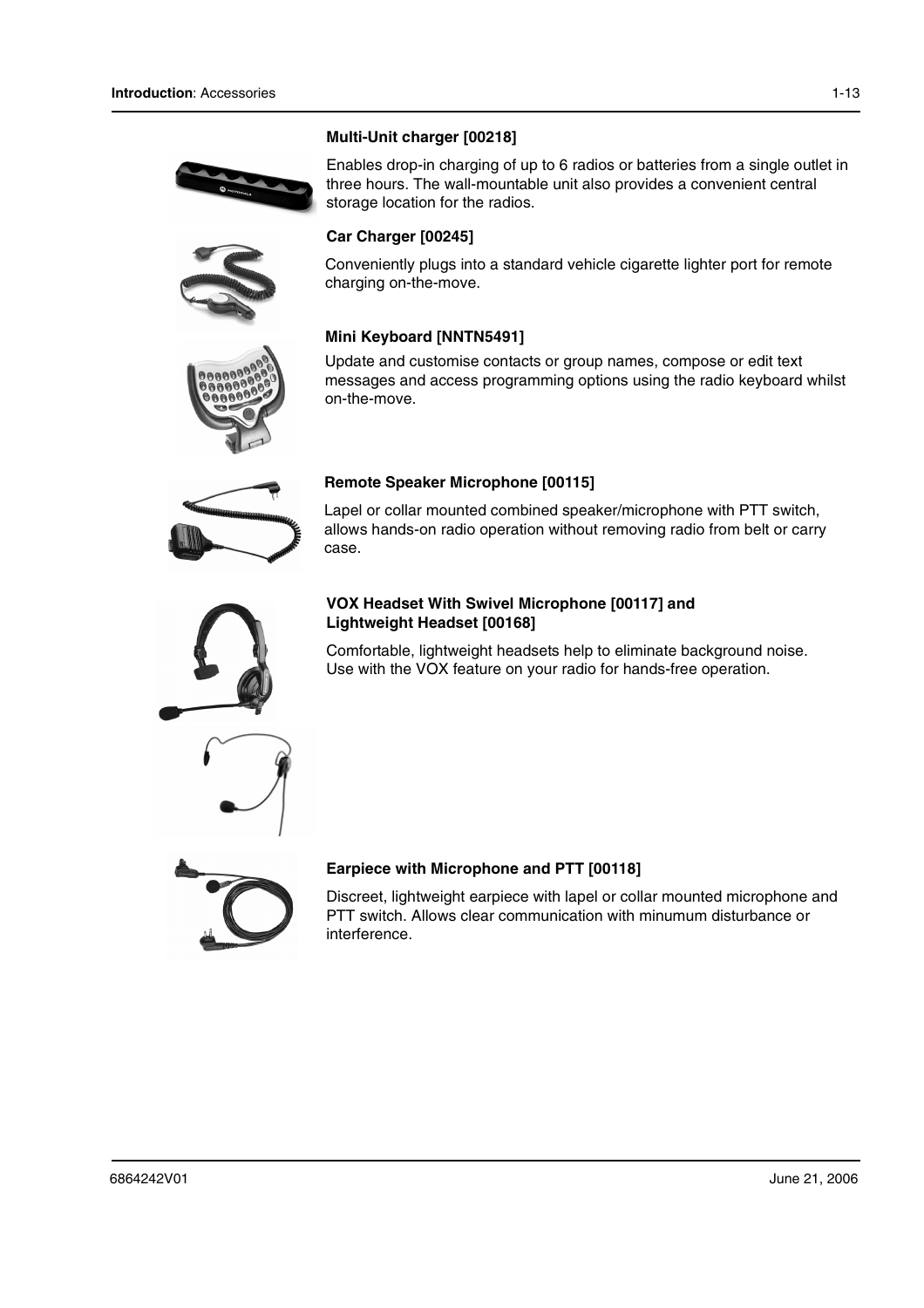**Multi-Unit charger [00218]**

Enables drop-in charging of up to 6 radios or batteries from a single outlet in three hours. The wall-mountable unit also provides a convenient central storage location for the radios.

**Car Charger [00245]**

Conveniently plugs into a standard vehicle cigarette lighter port for remote charging on-the-move.

**Mini Keyboard [NNTN5491]**

Update and customise contacts or group names, compose or edit text messages and access programming options using the radio keyboard whilst on-the-move.

**Remote Speaker Microphone [00115]**

Lapel or collar mounted combined speaker/microphone with PTT switch, allows hands-on radio operation without removing radio from belt or carry case.

**VOX Headset With Swivel Microphone [00117] and Lightweight Headset [00168]**

Comfortable, lightweight headsets help to eliminate background noise. Use with the VOX feature on your radio for hands-free operation.

**Earpiece with Microphone and PTT [00118]**

Discreet, lightweight earpiece with lapel or collar mounted microphone and PTT switch. Allows clear communication with minumum disturbance or interference.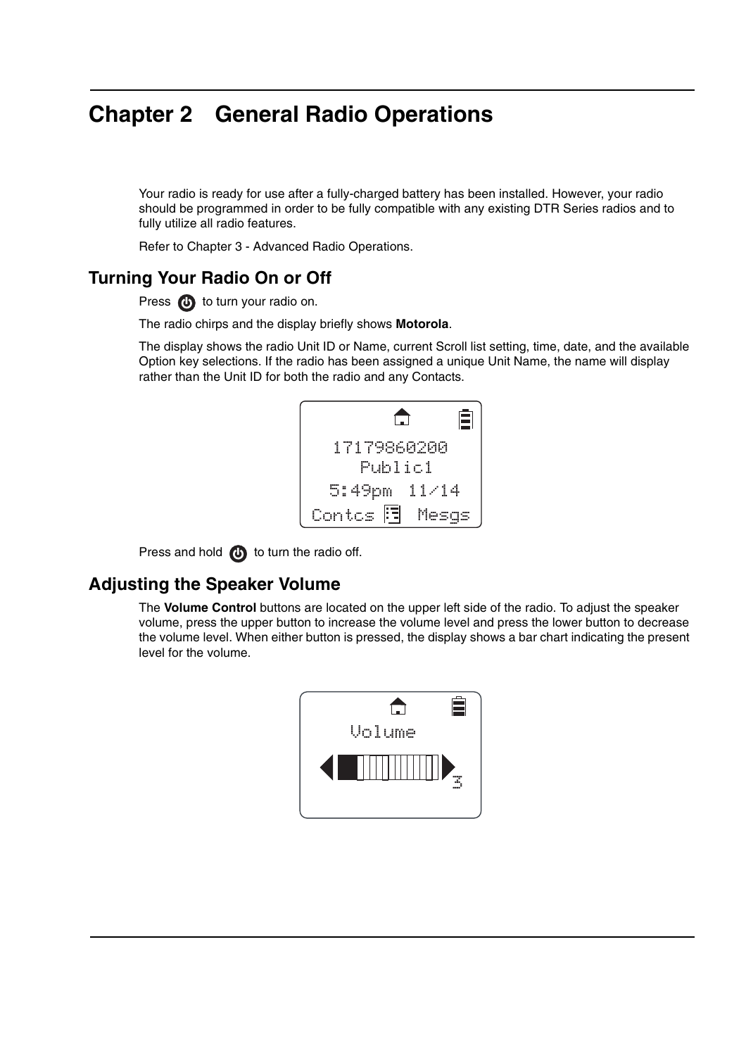# Chapter 2 General Radio Operations

Your radio is ready for use after a fully-charged battery has been installed. However, your radio should be programmed in order to be fully compatible with any existing DTR Series radios and to fully utilize all radio features.

Refer to Chapter 3 - Advanced Radio Operations.

## Turning Your Radio On or Off

Press ⏻ to turn your radio on.

The radio chirps and the display briefly shows **Motorola**.

The display shows the radio Unit ID or Name, current Scroll list setting, time, date, and the available Option key selections. If the radio has been assigned a unique Unit Name, the name will display rather than the Unit ID for both the radio and any Contacts.

```
17179860200
  Public1
5:49pm  11/14
Contcs     Mesgs
```

Press and hold ⏻ to turn the radio off.

## Adjusting the Speaker Volume

The **Volume Control** buttons are located on the upper left side of the radio. To adjust the speaker volume, press the upper button to increase the volume level and press the lower button to decrease the volume level. When either button is pressed, the display shows a bar chart indicating the present level for the volume.

```
Volume
        3
```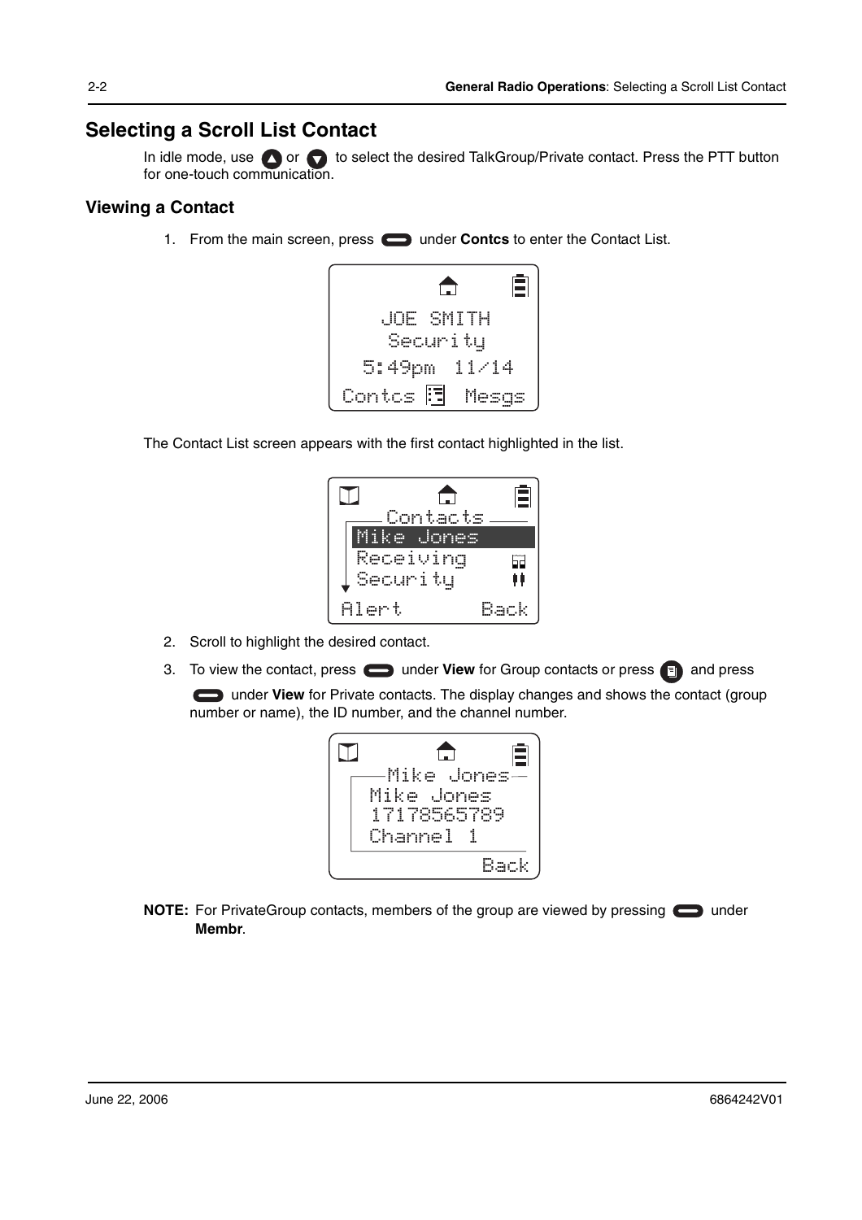## Selecting a Scroll List Contact

In idle mode, use ▲ or ▼ to select the desired TalkGroup/Private contact. Press the PTT button for one-touch communication.

### Viewing a Contact

1. From the main screen, press ▭ under **Contcs** to enter the Contact List.

```
JOE SMITH
Security
5:49pm  11/14
Contcs        Mesgs
```

The Contact List screen appears with the first contact highlighted in the list.

```
Contacts
Mike Jones
Receiving
Security
Alert         Back
```

2. Scroll to highlight the desired contact.
3. To view the contact, press ▭ under **View** for Group contacts or press the menu button and press ▭ under **View** for Private contacts. The display changes and shows the contact (group number or name), the ID number, and the channel number.

```
Mike Jones
Mike Jones
17178565789
Channel 1
              Back
```

**NOTE:** For PrivateGroup contacts, members of the group are viewed by pressing ▭ under **Membr**.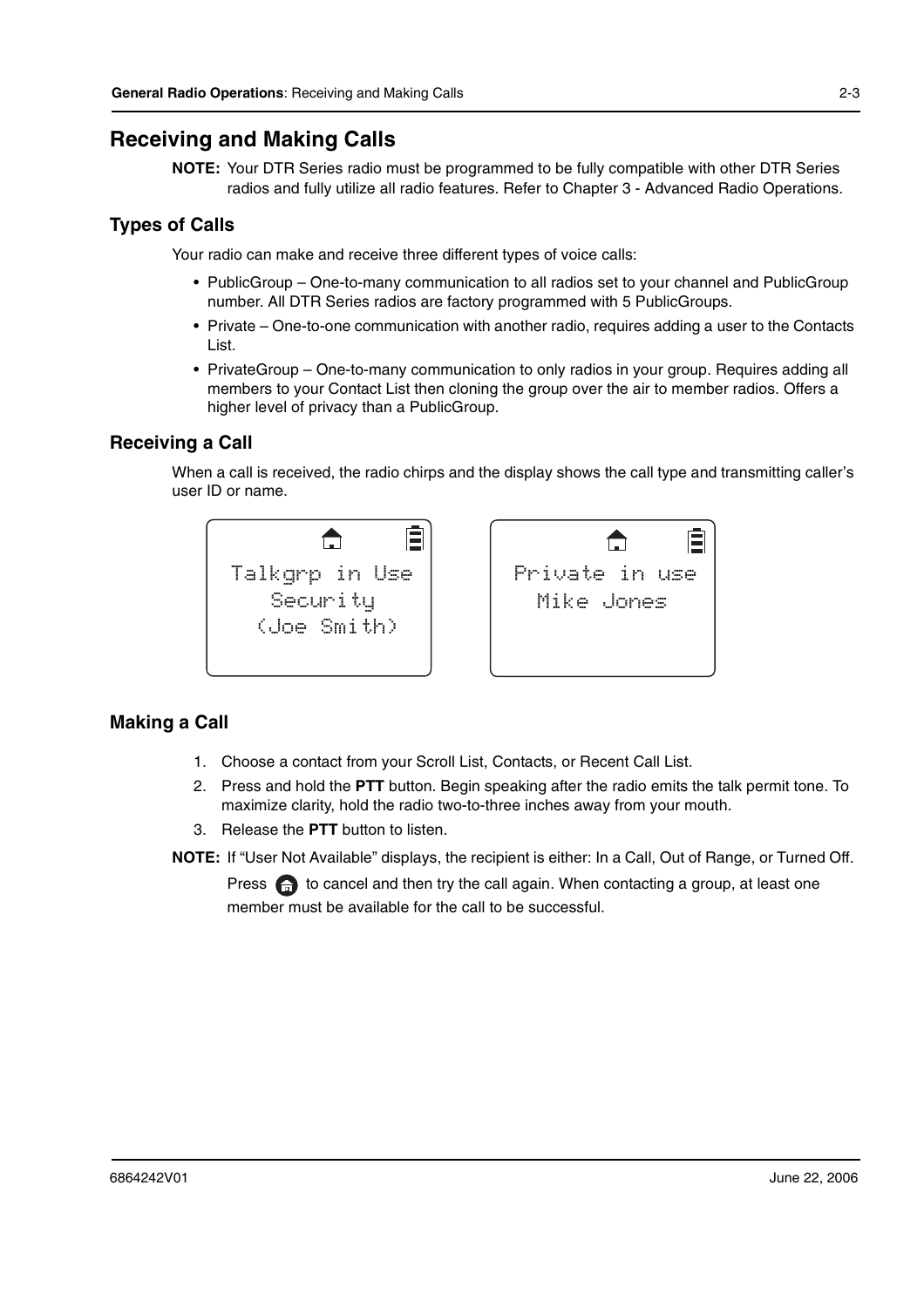## Receiving and Making Calls

**NOTE:** Your DTR Series radio must be programmed to be fully compatible with other DTR Series radios and fully utilize all radio features. Refer to Chapter 3 - Advanced Radio Operations.

### Types of Calls

Your radio can make and receive three different types of voice calls:

- PublicGroup – One-to-many communication to all radios set to your channel and PublicGroup number. All DTR Series radios are factory programmed with 5 PublicGroups.
- Private – One-to-one communication with another radio, requires adding a user to the Contacts List.
- PrivateGroup – One-to-many communication to only radios in your group. Requires adding all members to your Contact List then cloning the group over the air to member radios. Offers a higher level of privacy than a PublicGroup.

### Receiving a Call

When a call is received, the radio chirps and the display shows the call type and transmitting caller's user ID or name.

```
Talkgrp in Use
   Security
  (Joe Smith)
```

```
Private in use
  Mike Jones
```

### Making a Call

1. Choose a contact from your Scroll List, Contacts, or Recent Call List.
2. Press and hold the **PTT** button. Begin speaking after the radio emits the talk permit tone. To maximize clarity, hold the radio two-to-three inches away from your mouth.
3. Release the **PTT** button to listen.

**NOTE:** If "User Not Available" displays, the recipient is either: In a Call, Out of Range, or Turned Off. Press the Home button to cancel and then try the call again. When contacting a group, at least one member must be available for the call to be successful.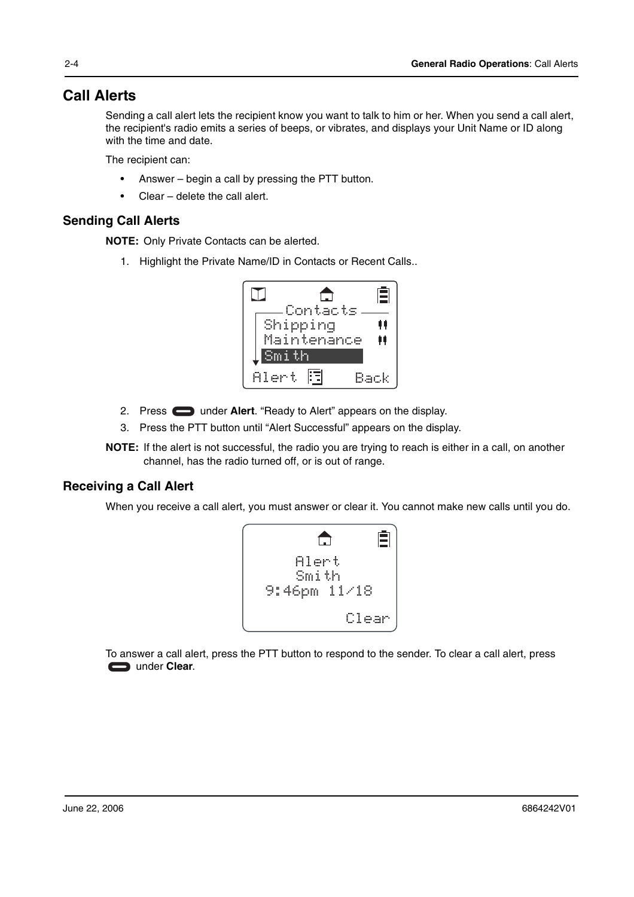# Call Alerts

Sending a call alert lets the recipient know you want to talk to him or her. When you send a call alert, the recipient's radio emits a series of beeps, or vibrates, and displays your Unit Name or ID along with the time and date.

The recipient can:

- Answer – begin a call by pressing the PTT button.
- Clear – delete the call alert.

## Sending Call Alerts

**NOTE:** Only Private Contacts can be alerted.

1. Highlight the Private Name/ID in Contacts or Recent Calls..

2. Press under **Alert**. "Ready to Alert" appears on the display.
3. Press the PTT button until "Alert Successful" appears on the display.

**NOTE:** If the alert is not successful, the radio you are trying to reach is either in a call, on another channel, has the radio turned off, or is out of range.

## Receiving a Call Alert

When you receive a call alert, you must answer or clear it. You cannot make new calls until you do.

To answer a call alert, press the PTT button to respond to the sender. To clear a call alert, press under **Clear**.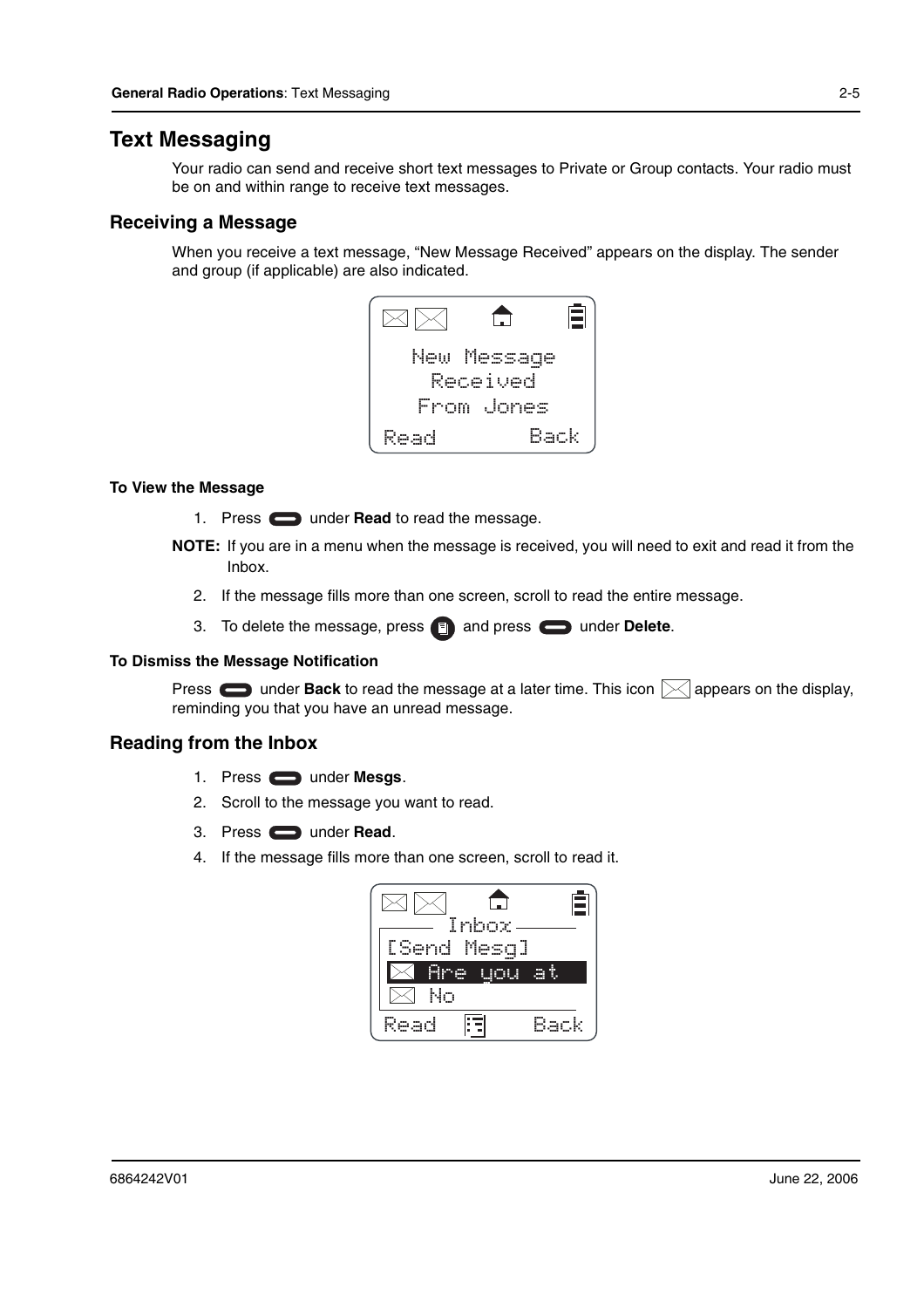# Text Messaging

Your radio can send and receive short text messages to Private or Group contacts. Your radio must be on and within range to receive text messages.

## Receiving a Message

When you receive a text message, "New Message Received" appears on the display. The sender and group (if applicable) are also indicated.

New Message
Received
From Jones
Read Back

#### To View the Message

1. Press under **Read** to read the message.

**NOTE:** If you are in a menu when the message is received, you will need to exit and read it from the Inbox.

2. If the message fills more than one screen, scroll to read the entire message.
3. To delete the message, press and press under **Delete**.

#### To Dismiss the Message Notification

Press under **Back** to read the message at a later time. This icon appears on the display, reminding you that you have an unread message.

## Reading from the Inbox

1. Press under **Mesgs**.
2. Scroll to the message you want to read.
3. Press under **Read**.
4. If the message fills more than one screen, scroll to read it.

Inbox
[Send Mesg]
Are you at
No
Read Back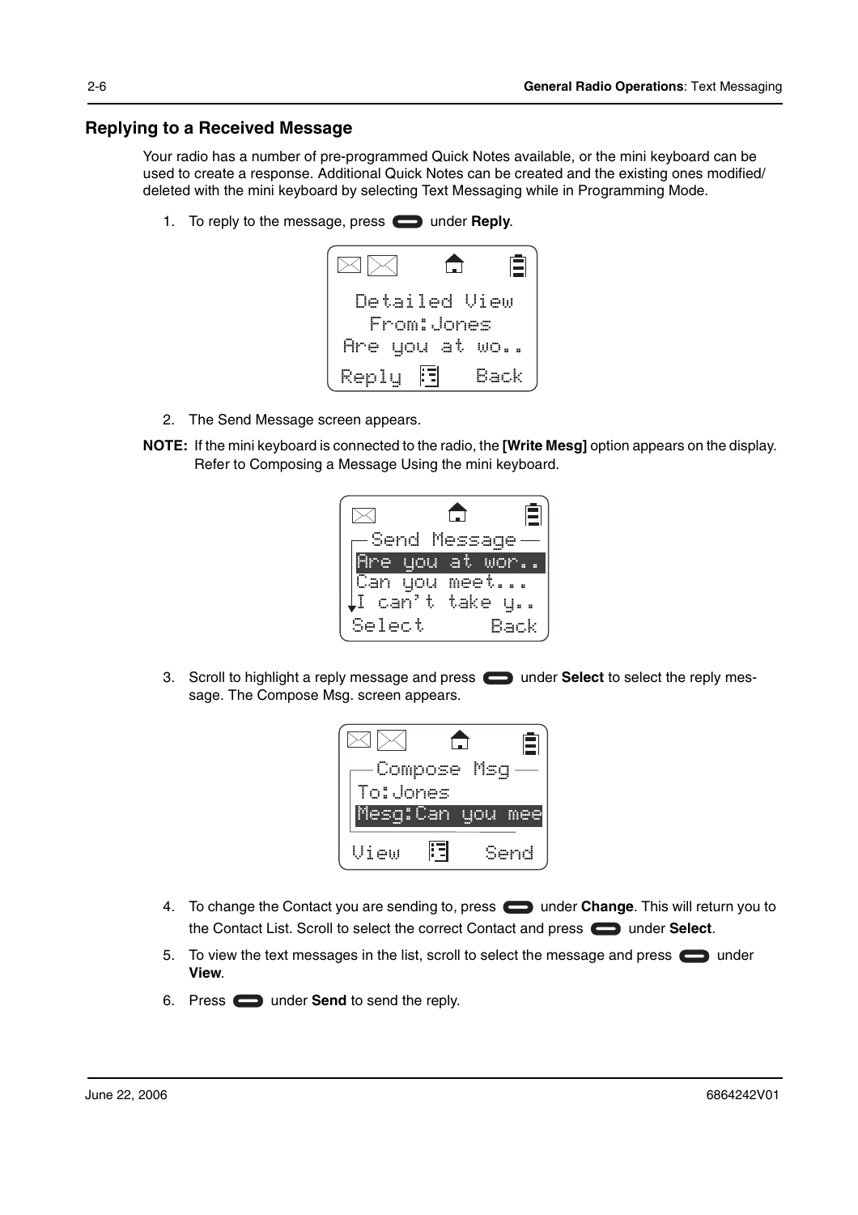## Replying to a Received Message

Your radio has a number of pre-programmed Quick Notes available, or the mini keyboard can be used to create a response. Additional Quick Notes can be created and the existing ones modified/deleted with the mini keyboard by selecting Text Messaging while in Programming Mode.

1. To reply to the message, press under **Reply**.

2. The Send Message screen appears.

**NOTE:** If the mini keyboard is connected to the radio, the **[Write Mesg]** option appears on the display. Refer to Composing a Message Using the mini keyboard.

3. Scroll to highlight a reply message and press under **Select** to select the reply message. The Compose Msg. screen appears.

4. To change the Contact you are sending to, press under **Change**. This will return you to the Contact List. Scroll to select the correct Contact and press under **Select**.
5. To view the text messages in the list, scroll to select the message and press under **View**.
6. Press under **Send** to send the reply.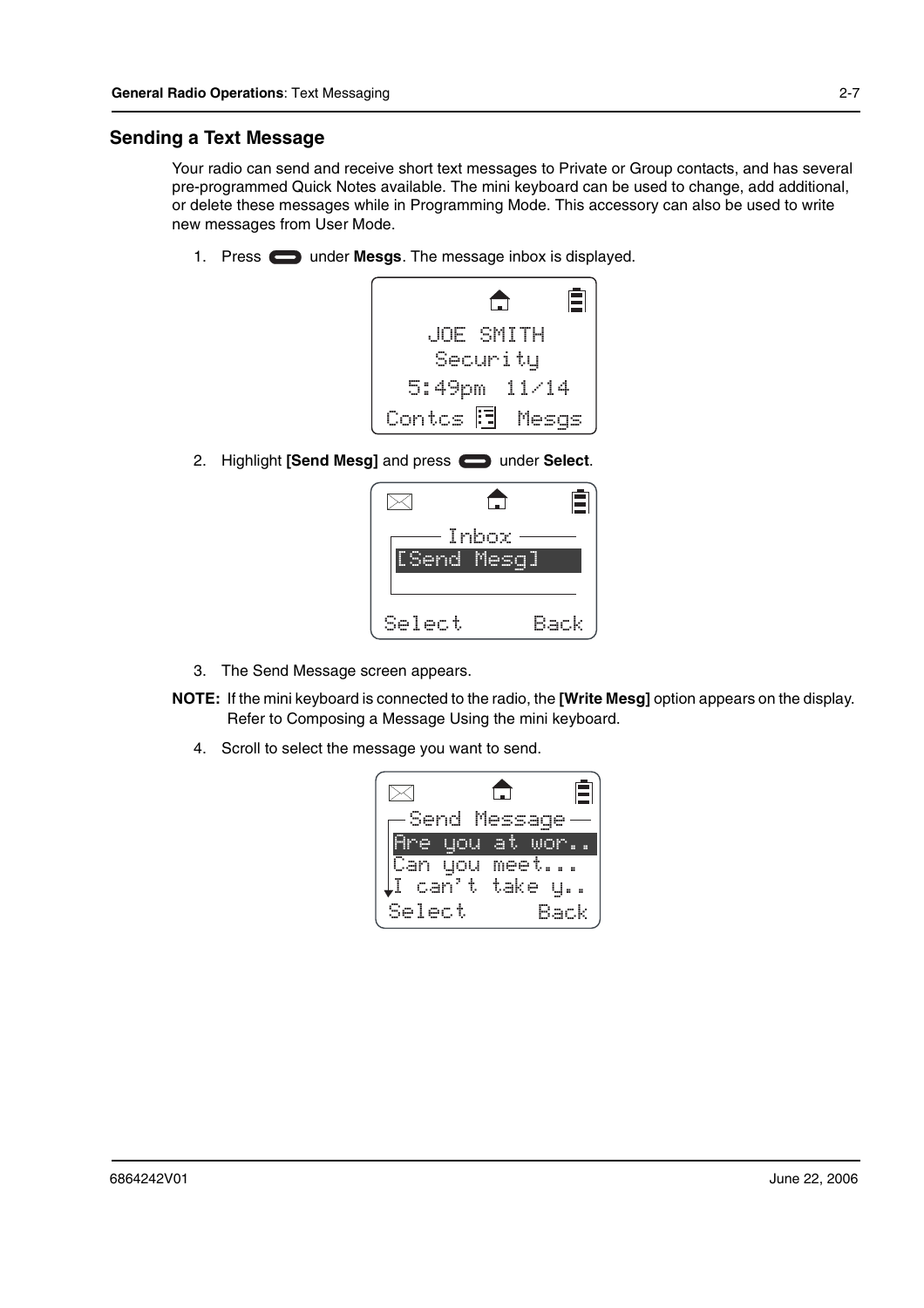## Sending a Text Message

Your radio can send and receive short text messages to Private or Group contacts, and has several pre-programmed Quick Notes available. The mini keyboard can be used to change, add additional, or delete these messages while in Programming Mode. This accessory can also be used to write new messages from User Mode.

1. Press ▭ under **Mesgs**. The message inbox is displayed.

```
JOE SMITH
Security
5:49pm  11/14
Contcs       Mesgs
```

2. Highlight **[Send Mesg]** and press ▭ under **Select**.

```
Inbox
[Send Mesg]
Select        Back
```

3. The Send Message screen appears.

**NOTE:** If the mini keyboard is connected to the radio, the **[Write Mesg]** option appears on the display. Refer to Composing a Message Using the mini keyboard.

4. Scroll to select the message you want to send.

```
Send Message
Are you at wor..
Can you meet...
I can't take y..
Select        Back
```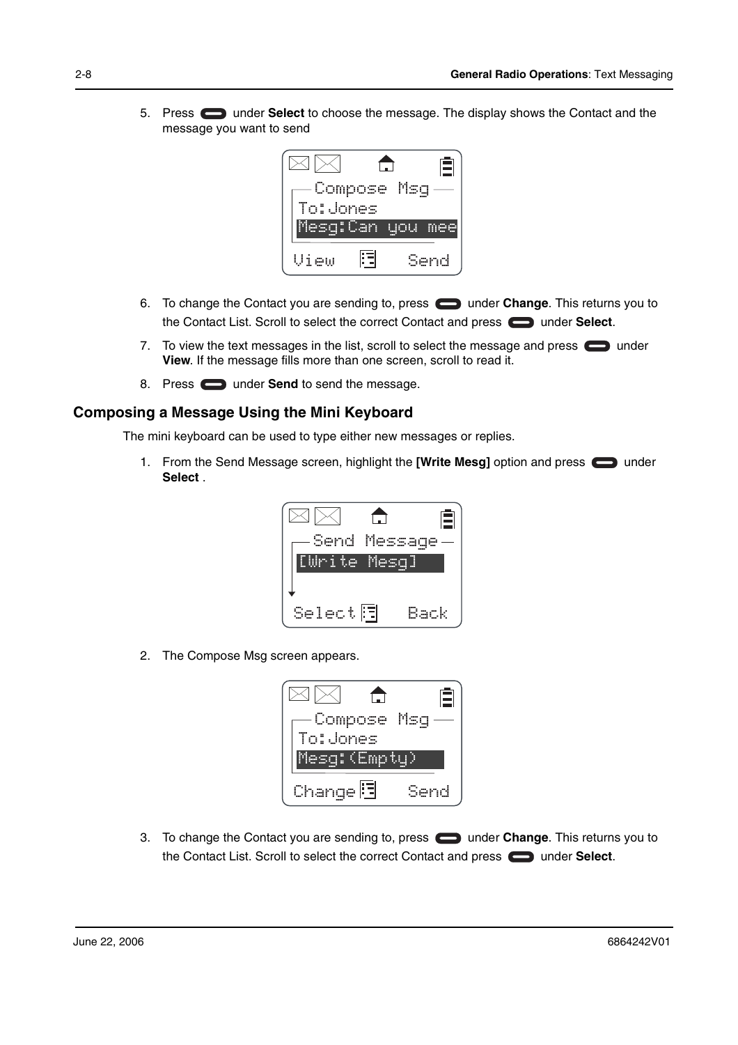5. Press under **Select** to choose the message. The display shows the Contact and the message you want to send

   Compose Msg
   To:Jones
   Mesg:Can you mee
   View Send

6. To change the Contact you are sending to, press under **Change**. This returns you to the Contact List. Scroll to select the correct Contact and press under **Select**.
7. To view the text messages in the list, scroll to select the message and press under **View**. If the message fills more than one screen, scroll to read it.
8. Press under **Send** to send the message.

## Composing a Message Using the Mini Keyboard

The mini keyboard can be used to type either new messages or replies.

1. From the Send Message screen, highlight the **[Write Mesg]** option and press under **Select** .

   Send Message
   [Write Mesg]
   Select Back

2. The Compose Msg screen appears.

   Compose Msg
   To:Jones
   Mesg:(Empty)
   Change Send

3. To change the Contact you are sending to, press under **Change**. This returns you to the Contact List. Scroll to select the correct Contact and press under **Select**.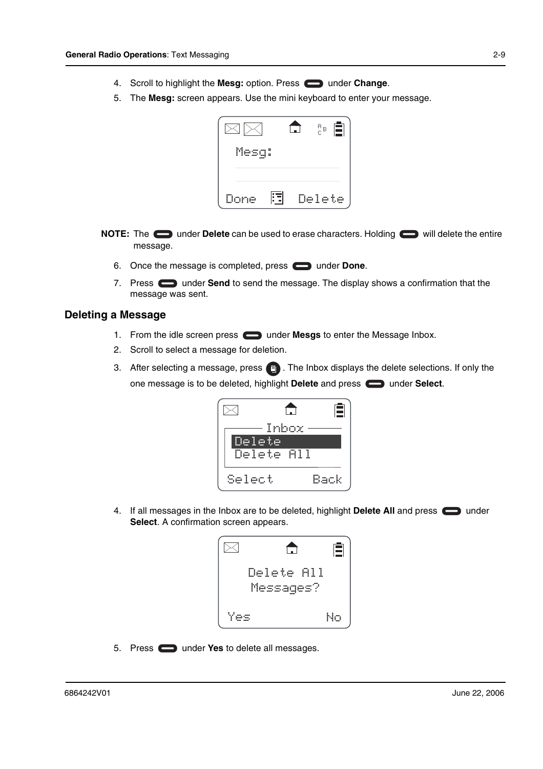4. Scroll to highlight the **Mesg:** option. Press under **Change**.
5. The **Mesg:** screen appears. Use the mini keyboard to enter your message.

**NOTE:** The under **Delete** can be used to erase characters. Holding will delete the entire message.

6. Once the message is completed, press under **Done**.
7. Press under **Send** to send the message. The display shows a confirmation that the message was sent.

### Deleting a Message

1. From the idle screen press under **Mesgs** to enter the Message Inbox.
2. Scroll to select a message for deletion.
3. After selecting a message, press . The Inbox displays the delete selections. If only the one message is to be deleted, highlight **Delete** and press under **Select**.
4. If all messages in the Inbox are to be deleted, highlight **Delete All** and press under **Select**. A confirmation screen appears.
5. Press under **Yes** to delete all messages.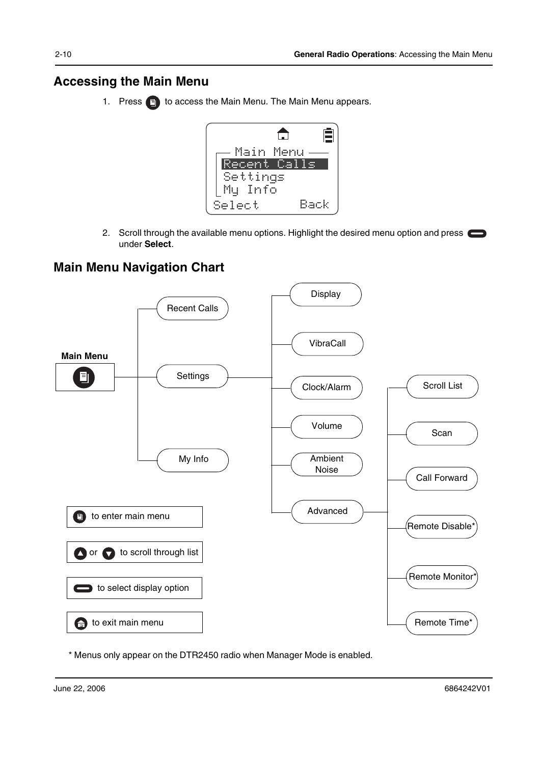## Accessing the Main Menu

1. Press [Menu] to access the Main Menu. The Main Menu appears.

```
Main Menu
Recent Calls
Settings
My Info
Select          Back
```

2. Scroll through the available menu options. Highlight the desired menu option and press [Select] under **Select**.

## Main Menu Navigation Chart

**Main Menu**

- Recent Calls
- Settings
  - Display
  - VibraCall
  - Clock/Alarm
  - Volume
  - Ambient Noise
  - Advanced
    - Scroll List
    - Scan
    - Call Forward
    - Remote Disable*
    - Remote Monitor*
    - Remote Time*
- My Info

[Menu] to enter main menu

[Up] or [Down] to scroll through list

[Select] to select display option

[Home] to exit main menu

* Menus only appear on the DTR2450 radio when Manager Mode is enabled.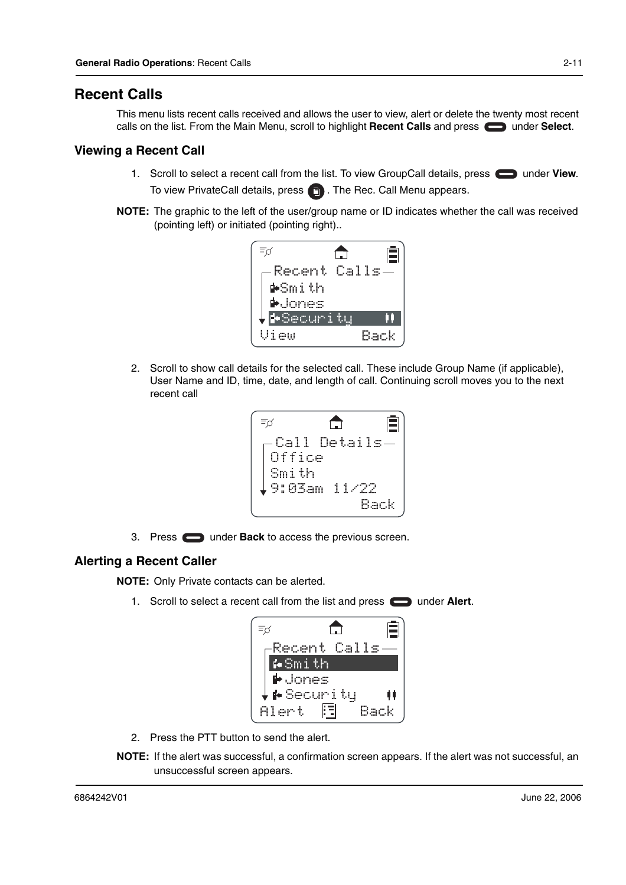# Recent Calls

This menu lists recent calls received and allows the user to view, alert or delete the twenty most recent calls on the list. From the Main Menu, scroll to highlight **Recent Calls** and press under **Select**.

## Viewing a Recent Call

1. Scroll to select a recent call from the list. To view GroupCall details, press under **View**. To view PrivateCall details, press . The Rec. Call Menu appears.

**NOTE:** The graphic to the left of the user/group name or ID indicates whether the call was received (pointing left) or initiated (pointing right)..

2. Scroll to show call details for the selected call. These include Group Name (if applicable), User Name and ID, time, date, and length of call. Continuing scroll moves you to the next recent call

3. Press under **Back** to access the previous screen.

## Alerting a Recent Caller

**NOTE:** Only Private contacts can be alerted.

1. Scroll to select a recent call from the list and press under **Alert**.

2. Press the PTT button to send the alert.

**NOTE:** If the alert was successful, a confirmation screen appears. If the alert was not successful, an unsuccessful screen appears.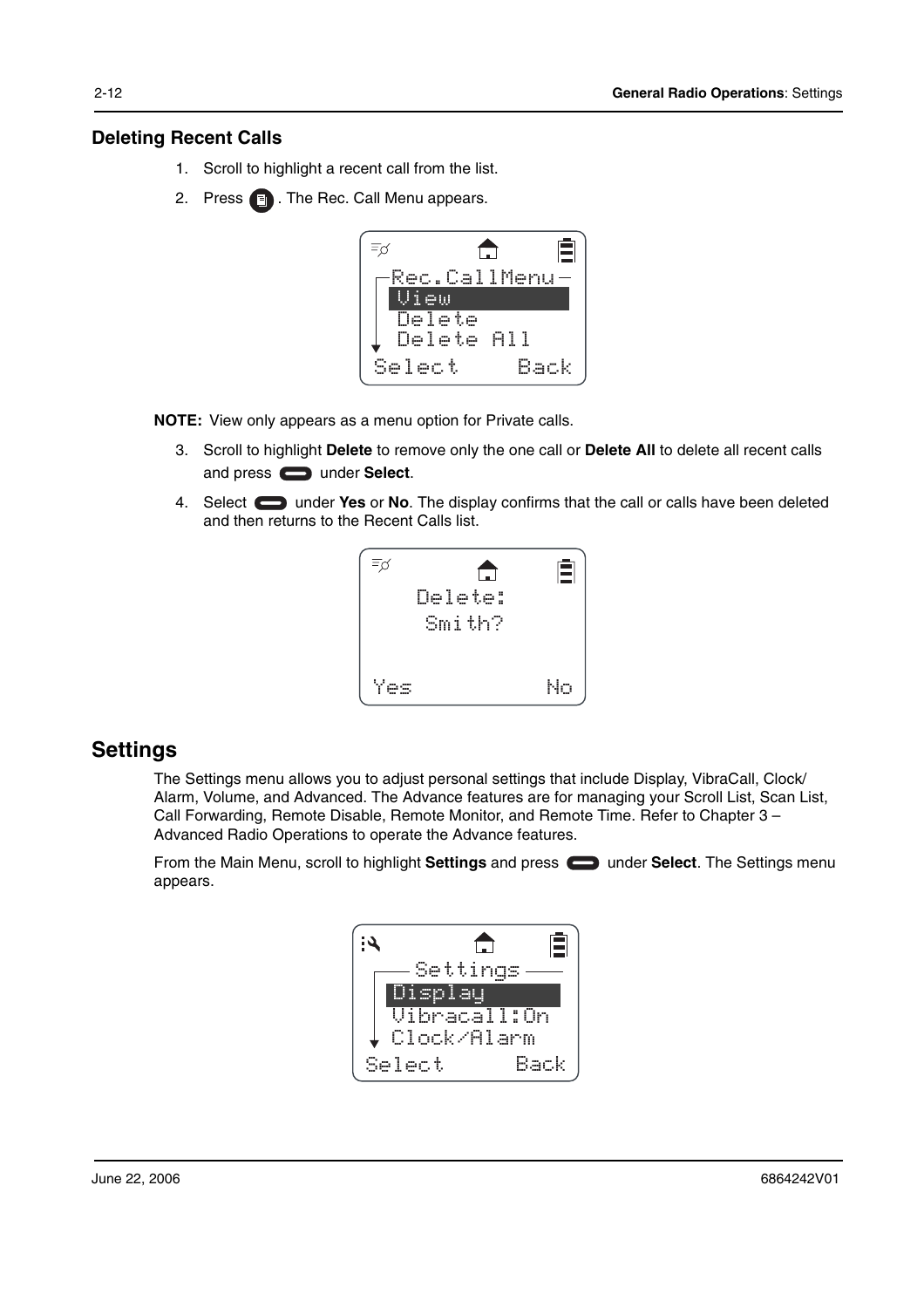### Deleting Recent Calls

1. Scroll to highlight a recent call from the list.
2. Press . The Rec. Call Menu appears.

**NOTE:** View only appears as a menu option for Private calls.

3. Scroll to highlight **Delete** to remove only the one call or **Delete All** to delete all recent calls and press  under **Select**.
4. Select  under **Yes** or **No**. The display confirms that the call or calls have been deleted and then returns to the Recent Calls list.

## Settings

The Settings menu allows you to adjust personal settings that include Display, VibraCall, Clock/Alarm, Volume, and Advanced. The Advance features are for managing your Scroll List, Scan List, Call Forwarding, Remote Disable, Remote Monitor, and Remote Time. Refer to Chapter 3 – Advanced Radio Operations to operate the Advance features.

From the Main Menu, scroll to highlight **Settings** and press  under **Select**. The Settings menu appears.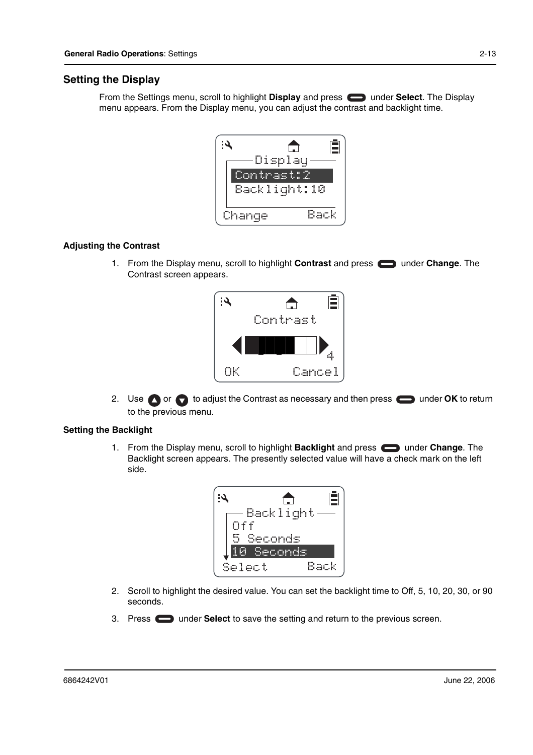## Setting the Display

From the Settings menu, scroll to highlight **Display** and press under **Select**. The Display menu appears. From the Display menu, you can adjust the contrast and backlight time.

```
Display
Contrast:2
Backlight:10
Change        Back
```

### Adjusting the Contrast

1. From the Display menu, scroll to highlight **Contrast** and press under **Change**. The Contrast screen appears.

```
Contrast
4
OK        Cancel
```

2. Use or to adjust the Contrast as necessary and then press under **OK** to return to the previous menu.

### Setting the Backlight

1. From the Display menu, scroll to highlight **Backlight** and press under **Change**. The Backlight screen appears. The presently selected value will have a check mark on the left side.

```
Backlight
Off
5 Seconds
10 Seconds
Select        Back
```

2. Scroll to highlight the desired value. You can set the backlight time to Off, 5, 10, 20, 30, or 90 seconds.
3. Press under **Select** to save the setting and return to the previous screen.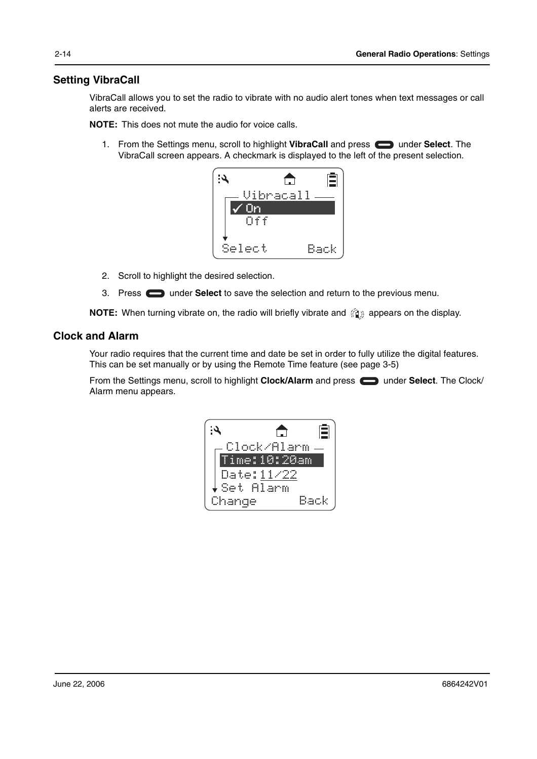## Setting VibraCall

VibraCall allows you to set the radio to vibrate with no audio alert tones when text messages or call alerts are received.

**NOTE:** This does not mute the audio for voice calls.

1. From the Settings menu, scroll to highlight **VibraCall** and press under **Select**. The VibraCall screen appears. A checkmark is displayed to the left of the present selection.

2. Scroll to highlight the desired selection.
3. Press under **Select** to save the selection and return to the previous menu.

**NOTE:** When turning vibrate on, the radio will briefly vibrate and appears on the display.

## Clock and Alarm

Your radio requires that the current time and date be set in order to fully utilize the digital features. This can be set manually or by using the Remote Time feature (see page 3-5)

From the Settings menu, scroll to highlight **Clock/Alarm** and press under **Select**. The Clock/ Alarm menu appears.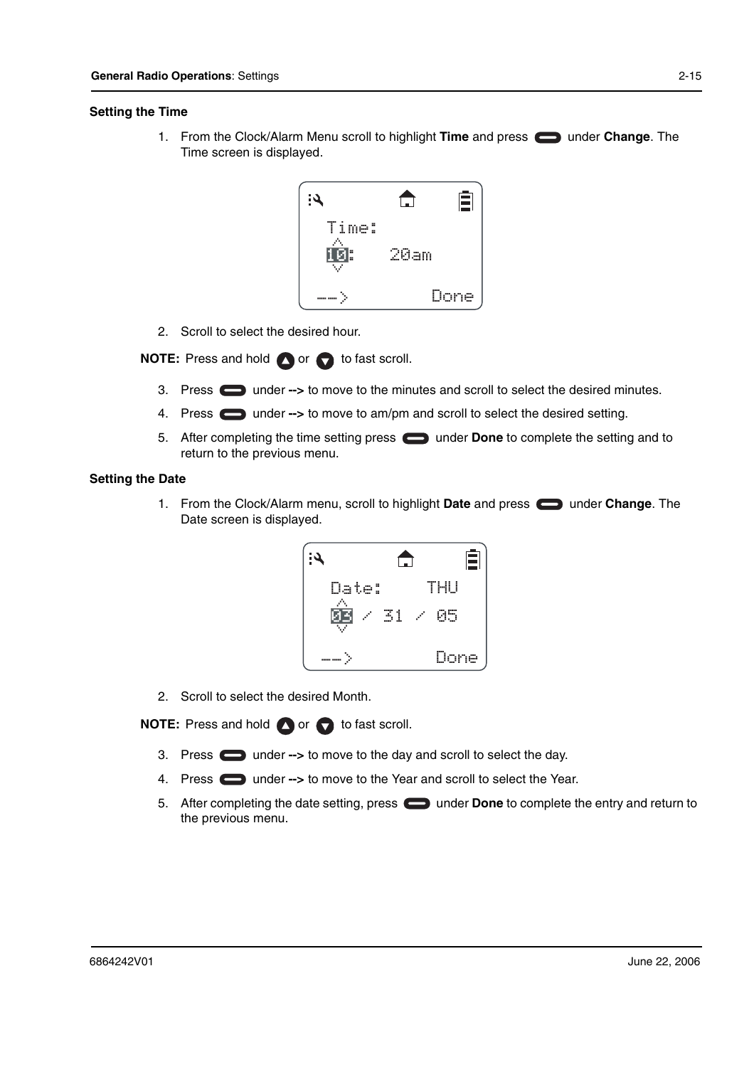### Setting the Time

1. From the Clock/Alarm Menu scroll to highlight **Time** and press under **Change**. The Time screen is displayed.

2. Scroll to select the desired hour.

**NOTE:** Press and hold or to fast scroll.

3. Press under **-->** to move to the minutes and scroll to select the desired minutes.
4. Press under **-->** to move to am/pm and scroll to select the desired setting.
5. After completing the time setting press under **Done** to complete the setting and to return to the previous menu.

### Setting the Date

1. From the Clock/Alarm menu, scroll to highlight **Date** and press under **Change**. The Date screen is displayed.

2. Scroll to select the desired Month.

**NOTE:** Press and hold or to fast scroll.

3. Press under **-->** to move to the day and scroll to select the day.
4. Press under **-->** to move to the Year and scroll to select the Year.
5. After completing the date setting, press under **Done** to complete the entry and return to the previous menu.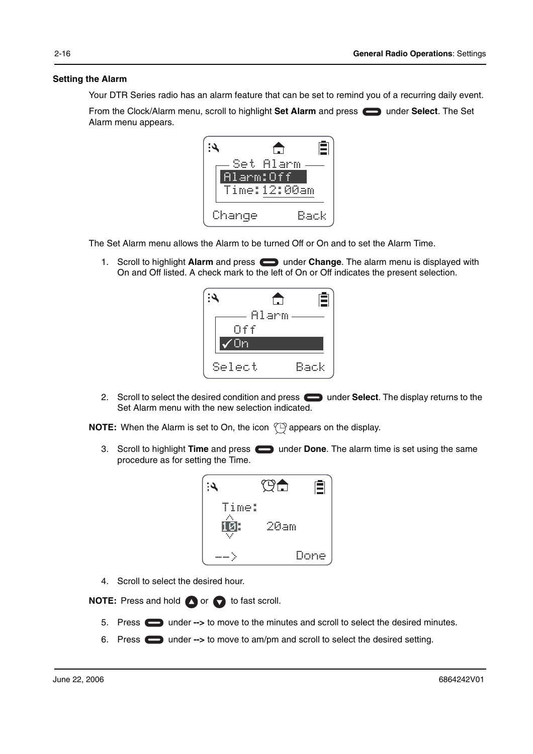### Setting the Alarm

Your DTR Series radio has an alarm feature that can be set to remind you of a recurring daily event.

From the Clock/Alarm menu, scroll to highlight **Set Alarm** and press under **Select**. The Set Alarm menu appears.

The Set Alarm menu allows the Alarm to be turned Off or On and to set the Alarm Time.

1. Scroll to highlight **Alarm** and press under **Change**. The alarm menu is displayed with On and Off listed. A check mark to the left of On or Off indicates the present selection.

2. Scroll to select the desired condition and press under **Select**. The display returns to the Set Alarm menu with the new selection indicated.

**NOTE:** When the Alarm is set to On, the icon appears on the display.

3. Scroll to highlight **Time** and press under **Done**. The alarm time is set using the same procedure as for setting the Time.

4. Scroll to select the desired hour.

**NOTE:** Press and hold or to fast scroll.

5. Press under **-->** to move to the minutes and scroll to select the desired minutes.
6. Press under **-->** to move to am/pm and scroll to select the desired setting.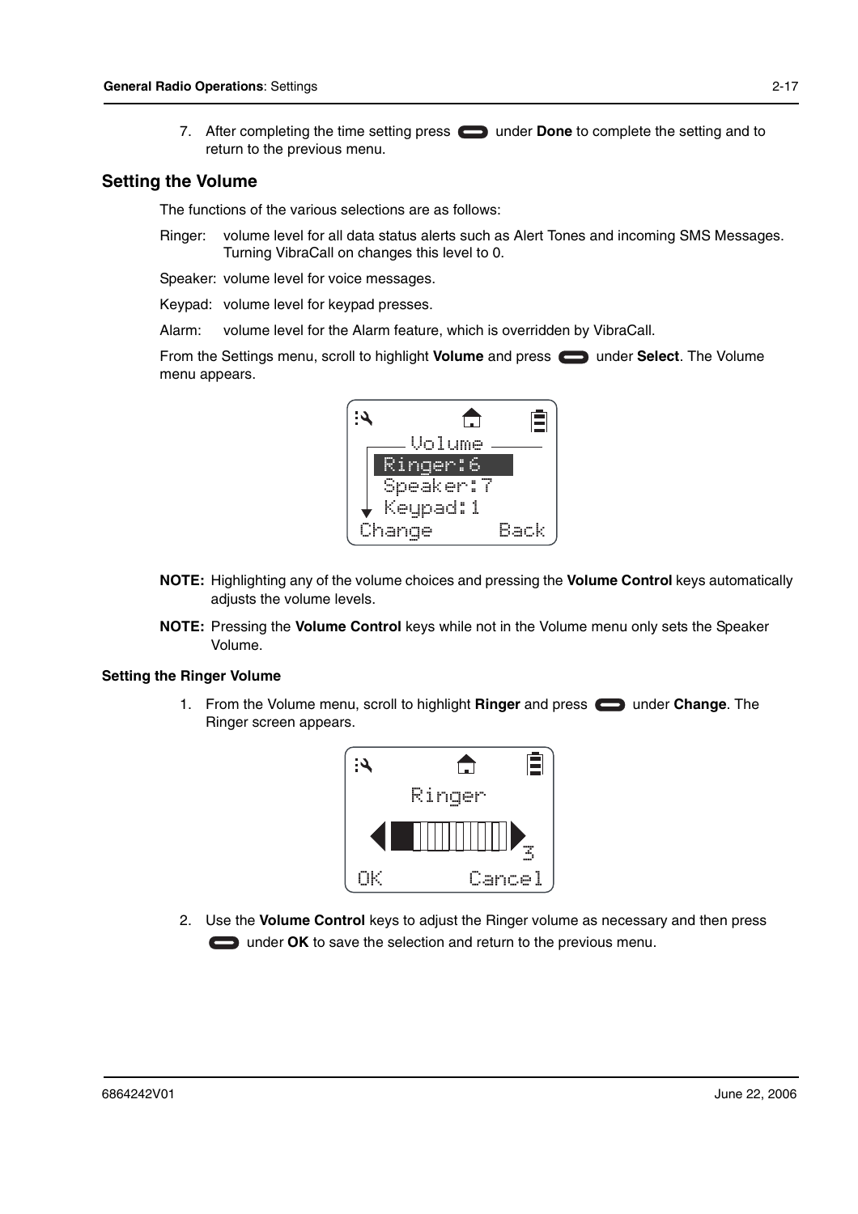7. After completing the time setting press under **Done** to complete the setting and to return to the previous menu.

## Setting the Volume

The functions of the various selections are as follows:

Ringer: volume level for all data status alerts such as Alert Tones and incoming SMS Messages. Turning VibraCall on changes this level to 0.

Speaker: volume level for voice messages.

Keypad: volume level for keypad presses.

Alarm: volume level for the Alarm feature, which is overridden by VibraCall.

From the Settings menu, scroll to highlight **Volume** and press under **Select**. The Volume menu appears.

**NOTE:** Highlighting any of the volume choices and pressing the **Volume Control** keys automatically adjusts the volume levels.

**NOTE:** Pressing the **Volume Control** keys while not in the Volume menu only sets the Speaker Volume.

### Setting the Ringer Volume

1. From the Volume menu, scroll to highlight **Ringer** and press under **Change**. The Ringer screen appears.

2. Use the **Volume Control** keys to adjust the Ringer volume as necessary and then press under **OK** to save the selection and return to the previous menu.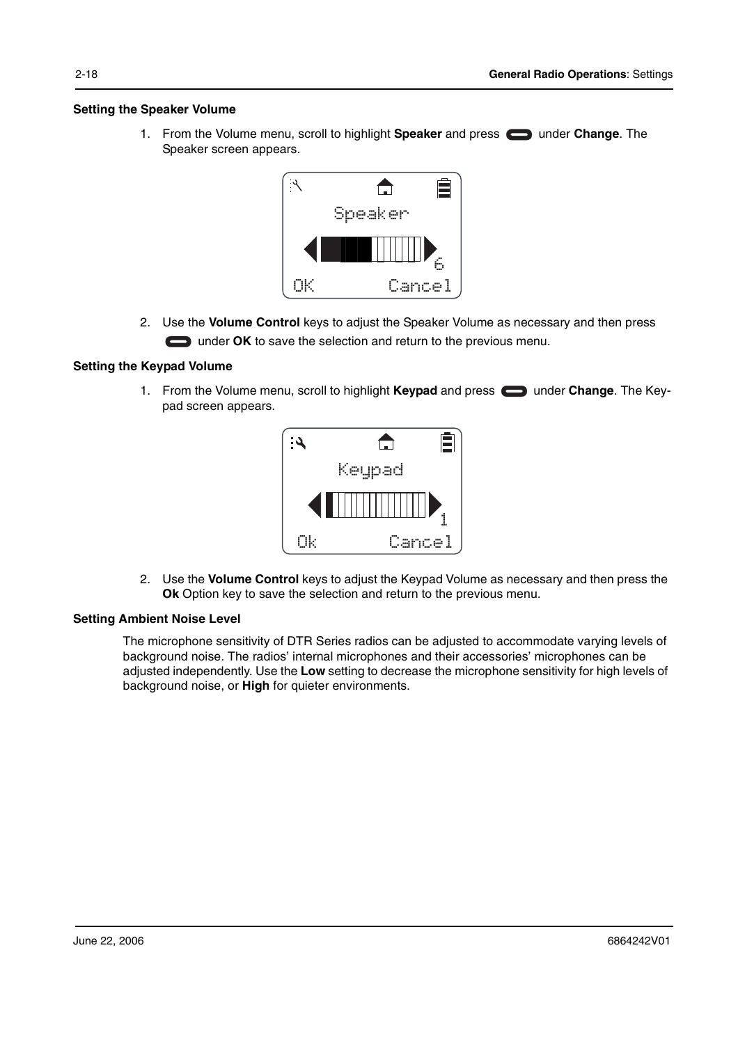### Setting the Speaker Volume

1. From the Volume menu, scroll to highlight **Speaker** and press under **Change**. The Speaker screen appears.

2. Use the **Volume Control** keys to adjust the Speaker Volume as necessary and then press under **OK** to save the selection and return to the previous menu.

### Setting the Keypad Volume

1. From the Volume menu, scroll to highlight **Keypad** and press under **Change**. The Keypad screen appears.

2. Use the **Volume Control** keys to adjust the Keypad Volume as necessary and then press the **Ok** Option key to save the selection and return to the previous menu.

### Setting Ambient Noise Level

The microphone sensitivity of DTR Series radios can be adjusted to accommodate varying levels of background noise. The radios' internal microphones and their accessories' microphones can be adjusted independently. Use the **Low** setting to decrease the microphone sensitivity for high levels of background noise, or **High** for quieter environments.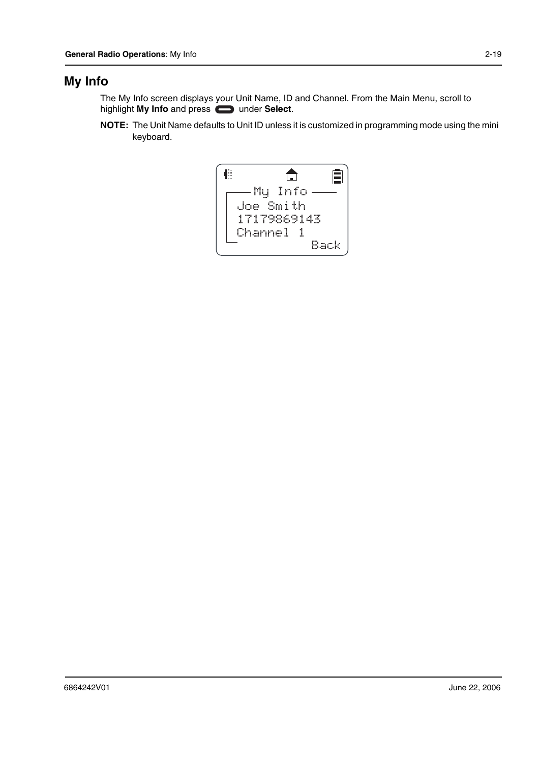# My Info

The My Info screen displays your Unit Name, ID and Channel. From the Main Menu, scroll to highlight **My Info** and press under **Select**.

**NOTE:** The Unit Name defaults to Unit ID unless it is customized in programming mode using the mini keyboard.

```
My Info
Joe Smith
17179869143
Channel 1
Back
```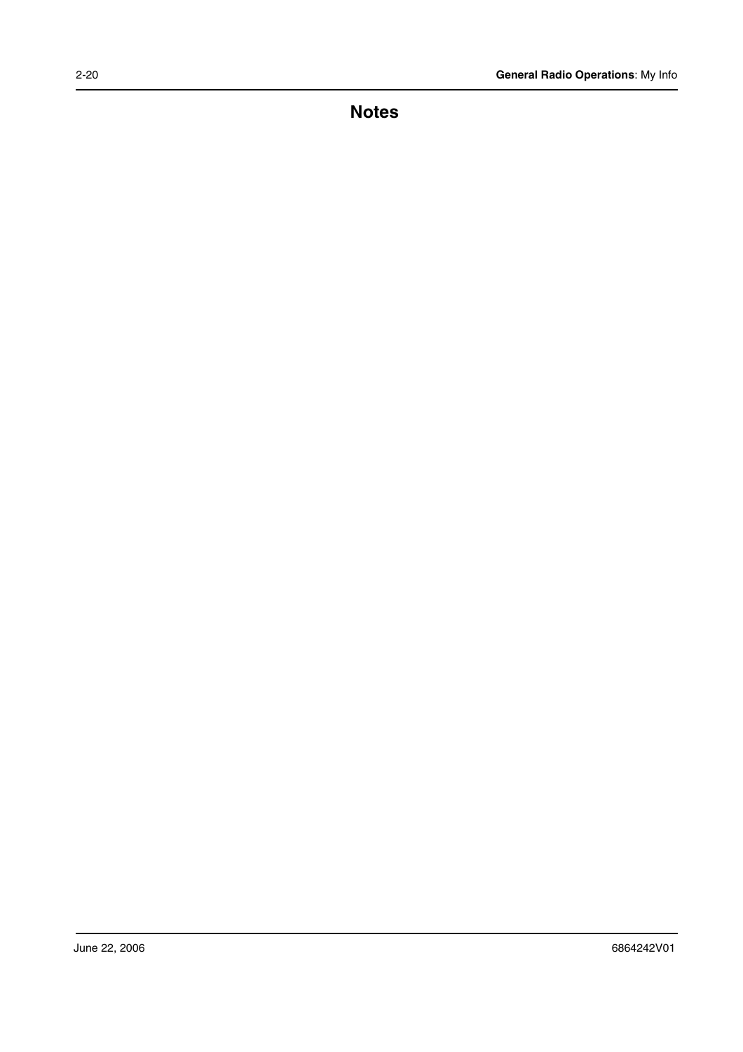# Notes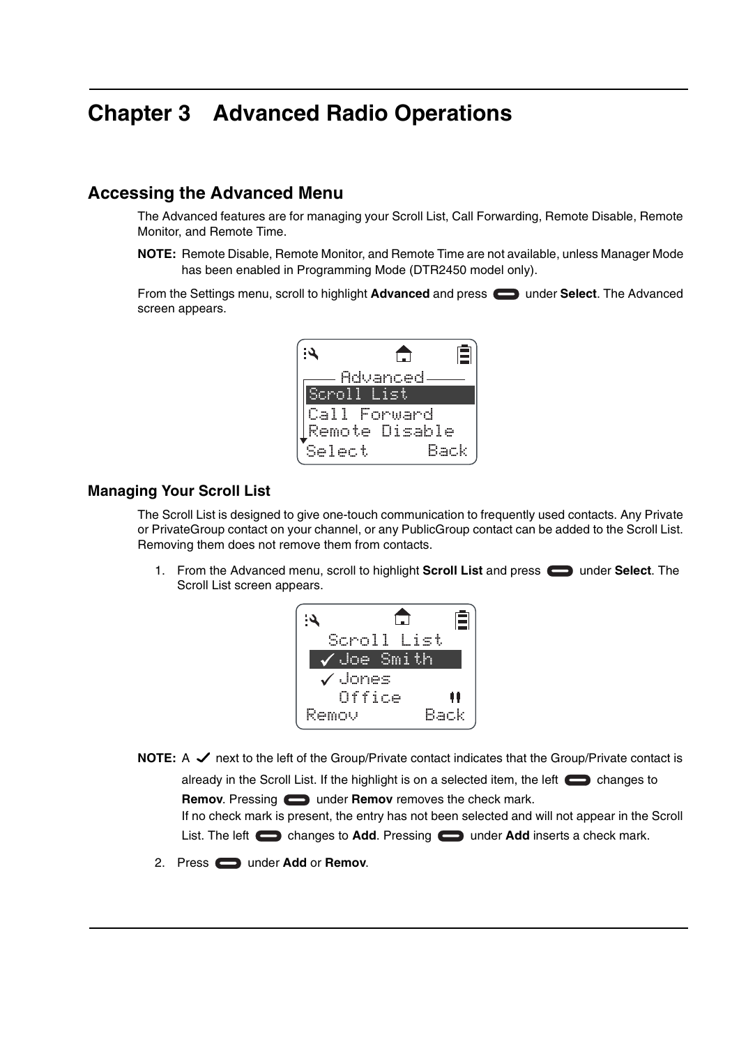# Chapter 3 Advanced Radio Operations

## Accessing the Advanced Menu

The Advanced features are for managing your Scroll List, Call Forwarding, Remote Disable, Remote Monitor, and Remote Time.

**NOTE:** Remote Disable, Remote Monitor, and Remote Time are not available, unless Manager Mode has been enabled in Programming Mode (DTR2450 model only).

From the Settings menu, scroll to highlight **Advanced** and press under **Select**. The Advanced screen appears.

### Managing Your Scroll List

The Scroll List is designed to give one-touch communication to frequently used contacts. Any Private or PrivateGroup contact on your channel, or any PublicGroup contact can be added to the Scroll List. Removing them does not remove them from contacts.

1. From the Advanced menu, scroll to highlight **Scroll List** and press under **Select**. The Scroll List screen appears.

**NOTE:** A ✓ next to the left of the Group/Private contact indicates that the Group/Private contact is already in the Scroll List. If the highlight is on a selected item, the left changes to **Remov**. Pressing under **Remov** removes the check mark.
If no check mark is present, the entry has not been selected and will not appear in the Scroll List. The left changes to **Add**. Pressing under **Add** inserts a check mark.

2. Press under **Add** or **Remov**.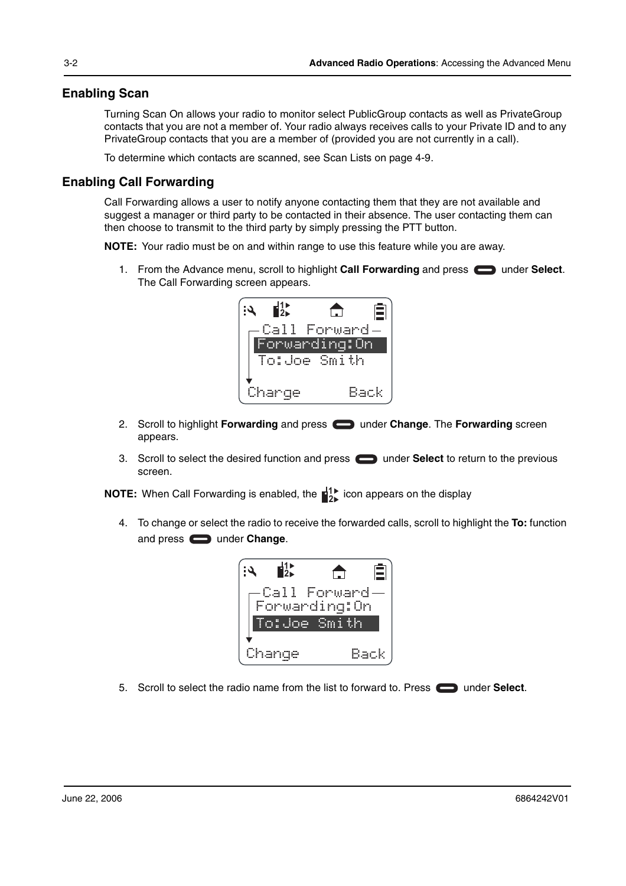## Enabling Scan

Turning Scan On allows your radio to monitor select PublicGroup contacts as well as PrivateGroup contacts that you are not a member of. Your radio always receives calls to your Private ID and to any PrivateGroup contacts that you are a member of (provided you are not currently in a call).

To determine which contacts are scanned, see Scan Lists on page 4-9.

## Enabling Call Forwarding

Call Forwarding allows a user to notify anyone contacting them that they are not available and suggest a manager or third party to be contacted in their absence. The user contacting them can then choose to transmit to the third party by simply pressing the PTT button.

**NOTE:** Your radio must be on and within range to use this feature while you are away.

1. From the Advance menu, scroll to highlight **Call Forwarding** and press under **Select**. The Call Forwarding screen appears.

```
Call Forward
Forwarding:On
To:Joe Smith
Change      Back
```

2. Scroll to highlight **Forwarding** and press under **Change**. The **Forwarding** screen appears.
3. Scroll to select the desired function and press under **Select** to return to the previous screen.

**NOTE:** When Call Forwarding is enabled, the icon appears on the display

4. To change or select the radio to receive the forwarded calls, scroll to highlight the **To:** function and press under **Change**.

```
Call Forward
Forwarding:On
To:Joe Smith
Change      Back
```

5. Scroll to select the radio name from the list to forward to. Press under **Select**.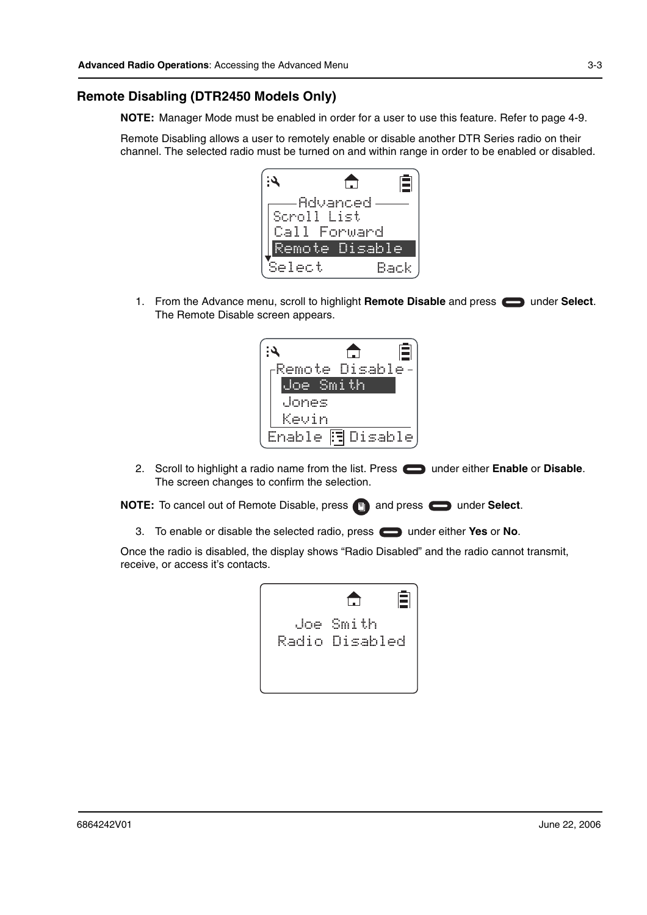## Remote Disabling (DTR2450 Models Only)

**NOTE:** Manager Mode must be enabled in order for a user to use this feature. Refer to page 4-9.

Remote Disabling allows a user to remotely enable or disable another DTR Series radio on their channel. The selected radio must be turned on and within range in order to be enabled or disabled.

1. From the Advance menu, scroll to highlight **Remote Disable** and press under **Select**. The Remote Disable screen appears.

2. Scroll to highlight a radio name from the list. Press under either **Enable** or **Disable**. The screen changes to confirm the selection.

**NOTE:** To cancel out of Remote Disable, press and press under **Select**.

3. To enable or disable the selected radio, press under either **Yes** or **No**.

Once the radio is disabled, the display shows "Radio Disabled" and the radio cannot transmit, receive, or access it's contacts.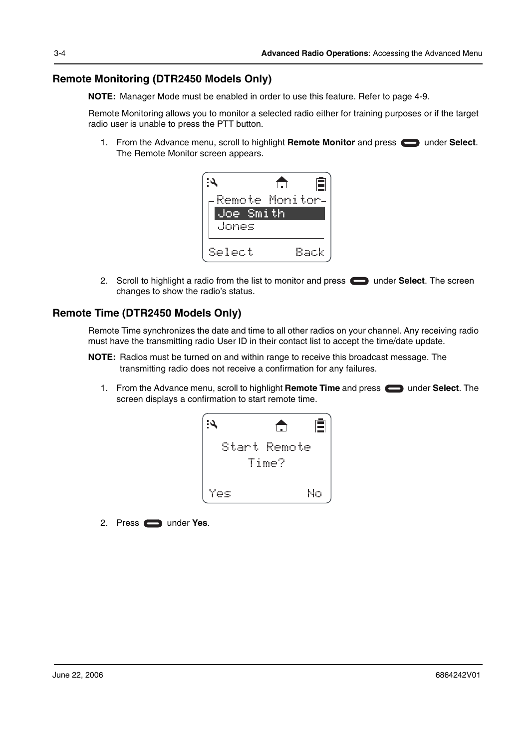## Remote Monitoring (DTR2450 Models Only)

**NOTE:** Manager Mode must be enabled in order to use this feature. Refer to page 4-9.

Remote Monitoring allows you to monitor a selected radio either for training purposes or if the target radio user is unable to press the PTT button.

1. From the Advance menu, scroll to highlight **Remote Monitor** and press under **Select**. The Remote Monitor screen appears.

2. Scroll to highlight a radio from the list to monitor and press under **Select**. The screen changes to show the radio's status.

## Remote Time (DTR2450 Models Only)

Remote Time synchronizes the date and time to all other radios on your channel. Any receiving radio must have the transmitting radio User ID in their contact list to accept the time/date update.

**NOTE:** Radios must be turned on and within range to receive this broadcast message. The transmitting radio does not receive a confirmation for any failures.

1. From the Advance menu, scroll to highlight **Remote Time** and press under **Select**. The screen displays a confirmation to start remote time.

2. Press under **Yes**.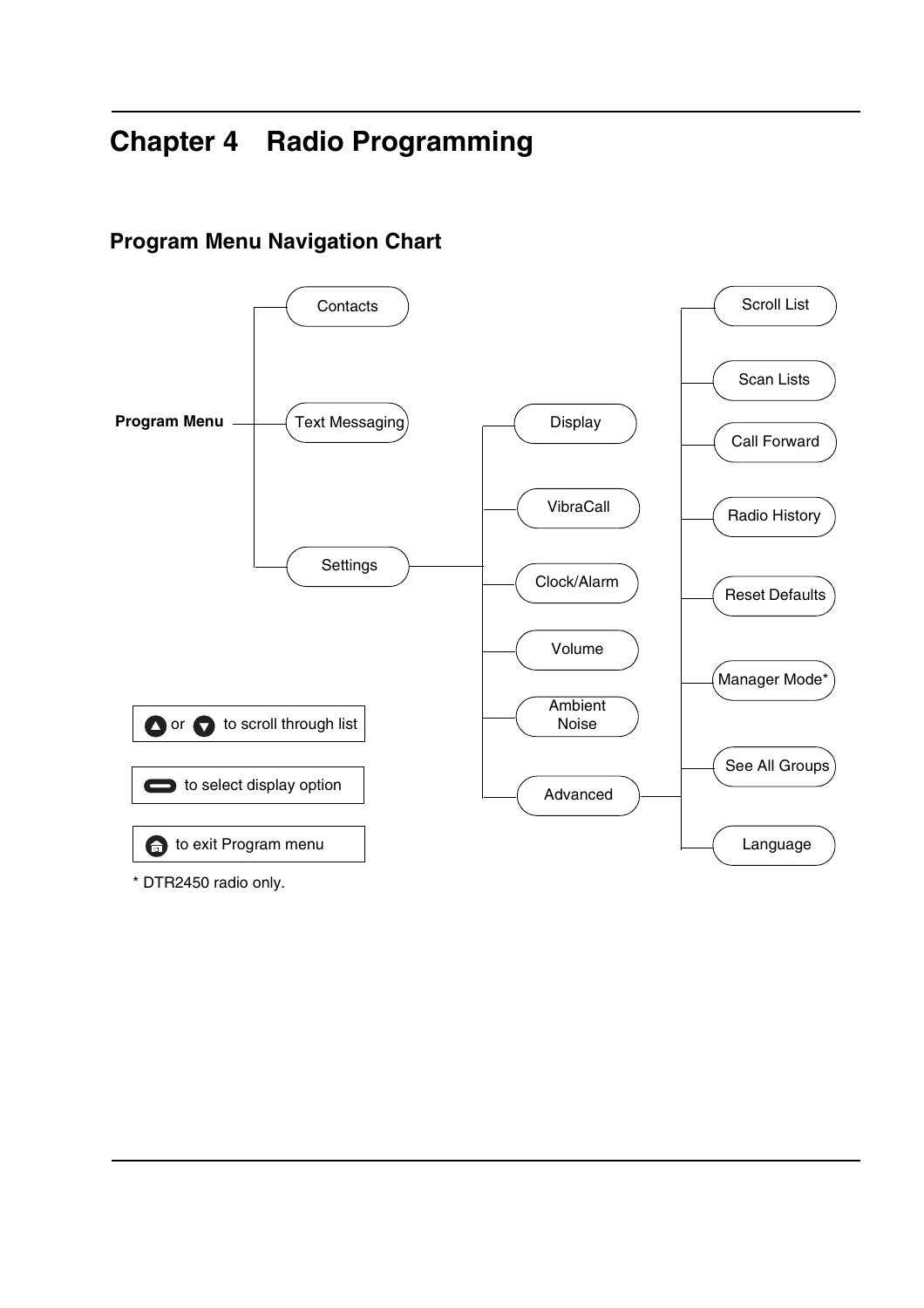# Chapter 4 Radio Programming

## Program Menu Navigation Chart

**Program Menu**

- Contacts
- Text Messaging
- Settings
  - Display
  - VibraCall
  - Clock/Alarm
  - Volume
  - Ambient Noise
  - Advanced
    - Scroll List
    - Scan Lists
    - Call Forward
    - Radio History
    - Reset Defaults
    - Manager Mode*
    - See All Groups
    - Language

▲ or ▼ to scroll through list

▬ to select display option

⌂ to exit Program menu

* DTR2450 radio only.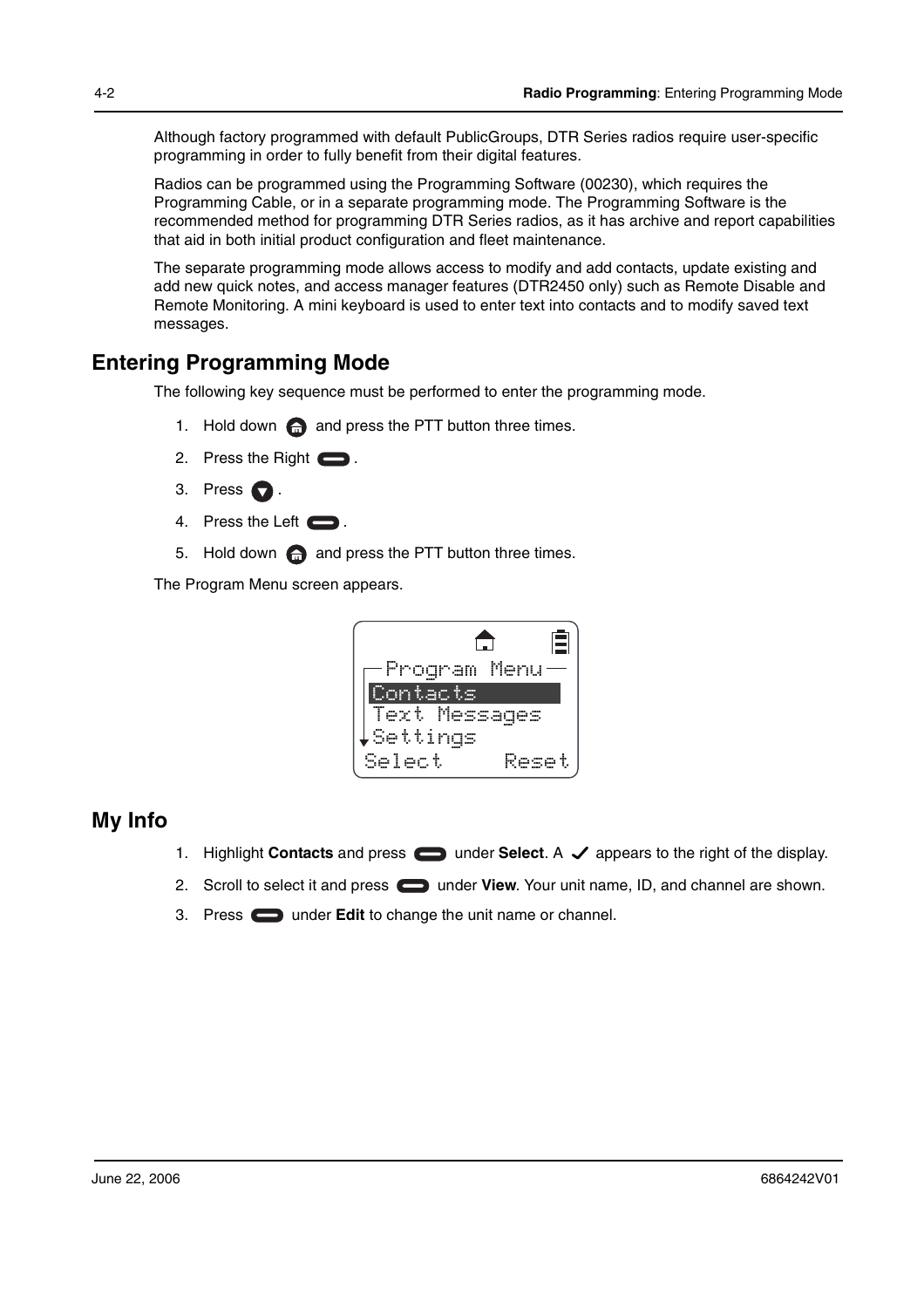Although factory programmed with default PublicGroups, DTR Series radios require user-specific programming in order to fully benefit from their digital features.

Radios can be programmed using the Programming Software (00230), which requires the Programming Cable, or in a separate programming mode. The Programming Software is the recommended method for programming DTR Series radios, as it has archive and report capabilities that aid in both initial product configuration and fleet maintenance.

The separate programming mode allows access to modify and add contacts, update existing and add new quick notes, and access manager features (DTR2450 only) such as Remote Disable and Remote Monitoring. A mini keyboard is used to enter text into contacts and to modify saved text messages.

## Entering Programming Mode

The following key sequence must be performed to enter the programming mode.

1. Hold down and press the PTT button three times.
2. Press the Right .
3. Press .
4. Press the Left .
5. Hold down and press the PTT button three times.

The Program Menu screen appears.

```
Program Menu
Contacts
Text Messages
Settings
Select     Reset
```

## My Info

1. Highlight **Contacts** and press under **Select**. A ✓ appears to the right of the display.
2. Scroll to select it and press under **View**. Your unit name, ID, and channel are shown.
3. Press under **Edit** to change the unit name or channel.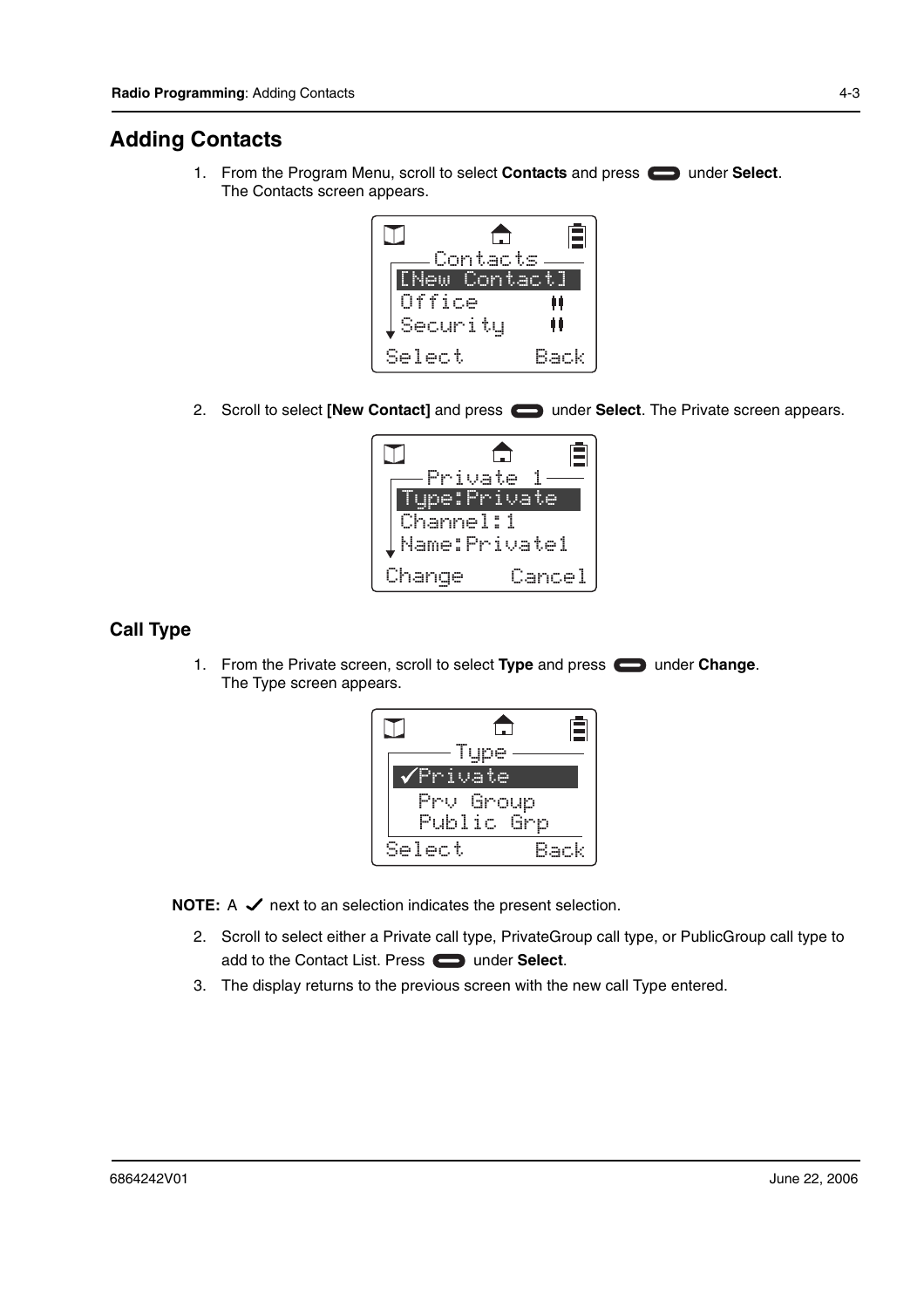## Adding Contacts

1. From the Program Menu, scroll to select **Contacts** and press under **Select**. The Contacts screen appears.

2. Scroll to select **[New Contact]** and press under **Select**. The Private screen appears.

### Call Type

1. From the Private screen, scroll to select **Type** and press under **Change**. The Type screen appears.

**NOTE:** A ✓ next to an selection indicates the present selection.

2. Scroll to select either a Private call type, PrivateGroup call type, or PublicGroup call type to add to the Contact List. Press under **Select**.
3. The display returns to the previous screen with the new call Type entered.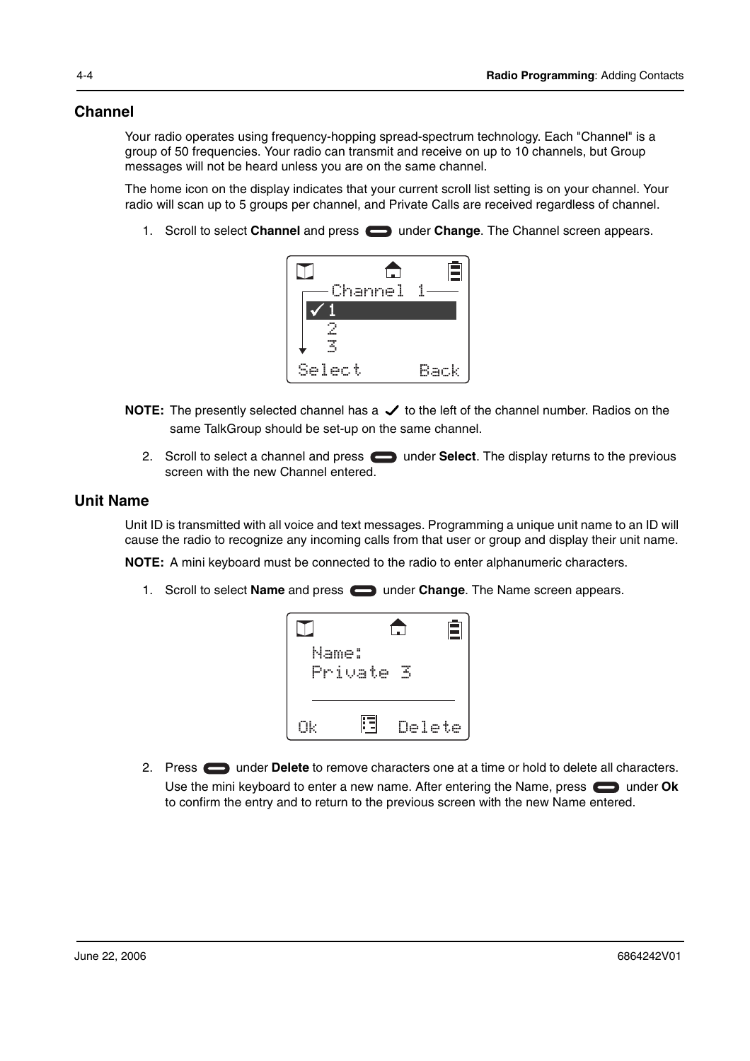## Channel

Your radio operates using frequency-hopping spread-spectrum technology. Each "Channel" is a group of 50 frequencies. Your radio can transmit and receive on up to 10 channels, but Group messages will not be heard unless you are on the same channel.

The home icon on the display indicates that your current scroll list setting is on your channel. Your radio will scan up to 5 groups per channel, and Private Calls are received regardless of channel.

1. Scroll to select **Channel** and press the button under **Change**. The Channel screen appears.

**NOTE:** The presently selected channel has a ✓ to the left of the channel number. Radios on the same TalkGroup should be set-up on the same channel.

2. Scroll to select a channel and press the button under **Select**. The display returns to the previous screen with the new Channel entered.

## Unit Name

Unit ID is transmitted with all voice and text messages. Programming a unique unit name to an ID will cause the radio to recognize any incoming calls from that user or group and display their unit name.

**NOTE:** A mini keyboard must be connected to the radio to enter alphanumeric characters.

1. Scroll to select **Name** and press the button under **Change**. The Name screen appears.

2. Press the button under **Delete** to remove characters one at a time or hold to delete all characters. Use the mini keyboard to enter a new name. After entering the Name, press the button under **Ok** to confirm the entry and to return to the previous screen with the new Name entered.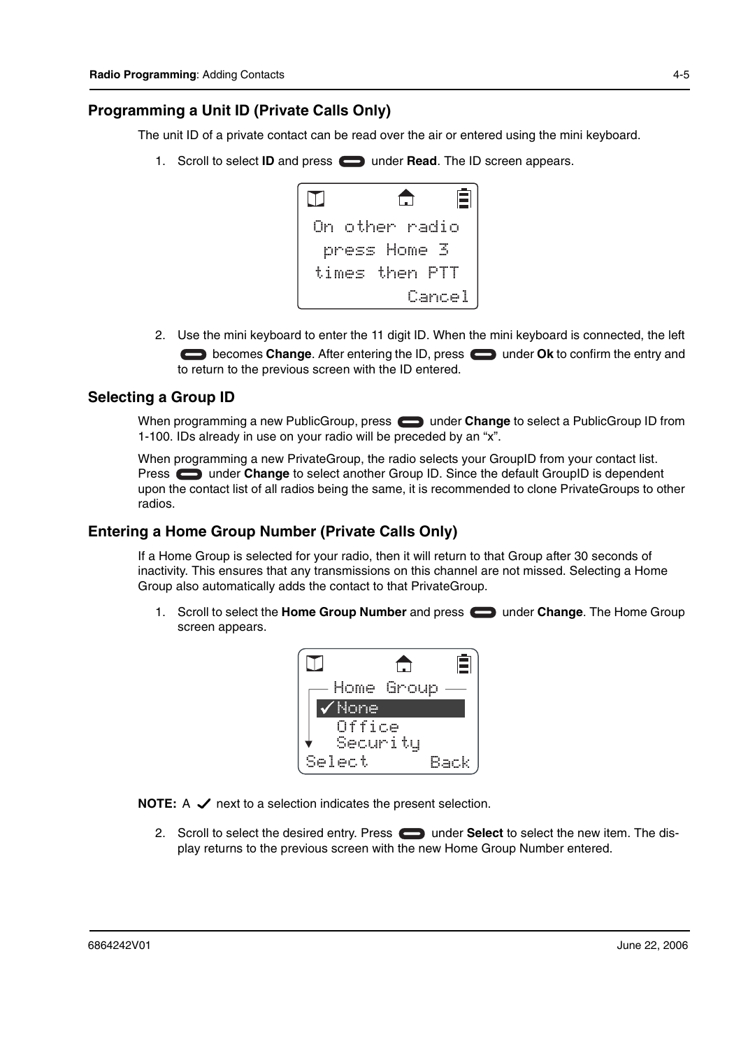## Programming a Unit ID (Private Calls Only)

The unit ID of a private contact can be read over the air or entered using the mini keyboard.

1. Scroll to select **ID** and press ▭ under **Read**. The ID screen appears.

```
On other radio
press Home 3
times then PTT
          Cancel
```

2. Use the mini keyboard to enter the 11 digit ID. When the mini keyboard is connected, the left ▭ becomes **Change**. After entering the ID, press ▭ under **Ok** to confirm the entry and to return to the previous screen with the ID entered.

## Selecting a Group ID

When programming a new PublicGroup, press ▭ under **Change** to select a PublicGroup ID from 1-100. IDs already in use on your radio will be preceded by an "x".

When programming a new PrivateGroup, the radio selects your GroupID from your contact list. Press ▭ under **Change** to select another Group ID. Since the default GroupID is dependent upon the contact list of all radios being the same, it is recommended to clone PrivateGroups to other radios.

## Entering a Home Group Number (Private Calls Only)

If a Home Group is selected for your radio, then it will return to that Group after 30 seconds of inactivity. This ensures that any transmissions on this channel are not missed. Selecting a Home Group also automatically adds the contact to that PrivateGroup.

1. Scroll to select the **Home Group Number** and press ▭ under **Change**. The Home Group screen appears.

```
Home Group
✓None
 Office
 Security
Select      Back
```

**NOTE:** A ✓ next to a selection indicates the present selection.

2. Scroll to select the desired entry. Press ▭ under **Select** to select the new item. The display returns to the previous screen with the new Home Group Number entered.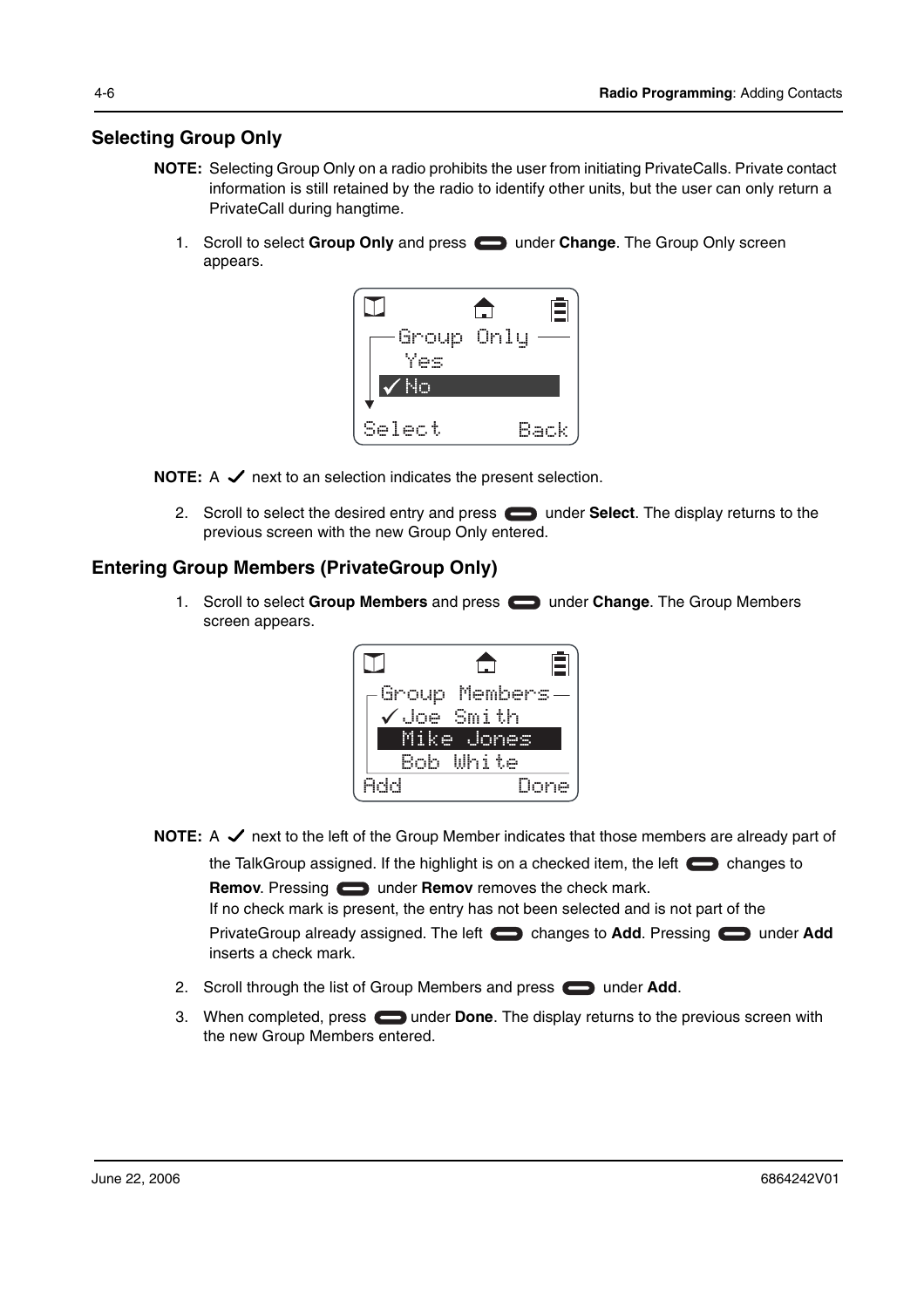## Selecting Group Only

**NOTE:** Selecting Group Only on a radio prohibits the user from initiating PrivateCalls. Private contact information is still retained by the radio to identify other units, but the user can only return a PrivateCall during hangtime.

1. Scroll to select **Group Only** and press under **Change**. The Group Only screen appears.

**NOTE:** A ✓ next to an selection indicates the present selection.

2. Scroll to select the desired entry and press under **Select**. The display returns to the previous screen with the new Group Only entered.

## Entering Group Members (PrivateGroup Only)

1. Scroll to select **Group Members** and press under **Change**. The Group Members screen appears.

**NOTE:** A ✓ next to the left of the Group Member indicates that those members are already part of the TalkGroup assigned. If the highlight is on a checked item, the left changes to **Remov**. Pressing under **Remov** removes the check mark.
If no check mark is present, the entry has not been selected and is not part of the PrivateGroup already assigned. The left changes to **Add**. Pressing under **Add** inserts a check mark.

2. Scroll through the list of Group Members and press under **Add**.
3. When completed, press under **Done**. The display returns to the previous screen with the new Group Members entered.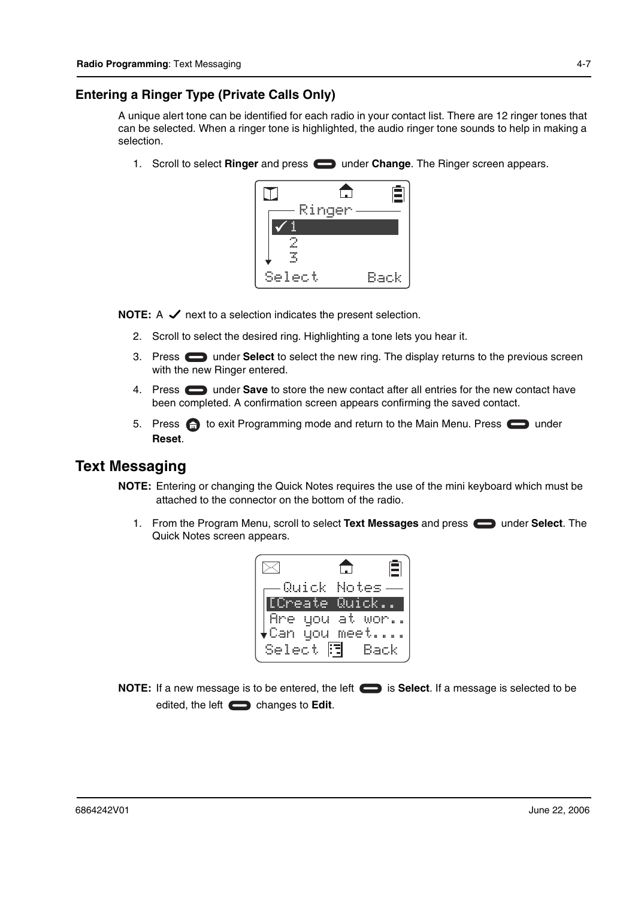### Entering a Ringer Type (Private Calls Only)

A unique alert tone can be identified for each radio in your contact list. There are 12 ringer tones that can be selected. When a ringer tone is highlighted, the audio ringer tone sounds to help in making a selection.

1. Scroll to select **Ringer** and press under **Change**. The Ringer screen appears.

**NOTE:** A ✓ next to a selection indicates the present selection.

2. Scroll to select the desired ring. Highlighting a tone lets you hear it.
3. Press under **Select** to select the new ring. The display returns to the previous screen with the new Ringer entered.
4. Press under **Save** to store the new contact after all entries for the new contact have been completed. A confirmation screen appears confirming the saved contact.
5. Press to exit Programming mode and return to the Main Menu. Press under **Reset**.

## Text Messaging

**NOTE:** Entering or changing the Quick Notes requires the use of the mini keyboard which must be attached to the connector on the bottom of the radio.

1. From the Program Menu, scroll to select **Text Messages** and press under **Select**. The Quick Notes screen appears.

**NOTE:** If a new message is to be entered, the left is **Select**. If a message is selected to be edited, the left changes to **Edit**.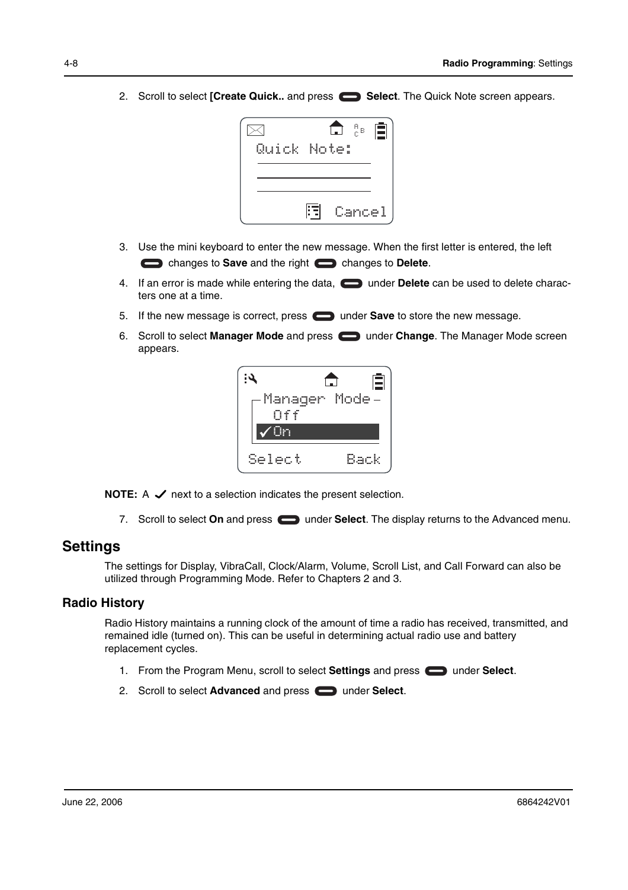2. Scroll to select **[Create Quick..** and press **Select**. The Quick Note screen appears.

3. Use the mini keyboard to enter the new message. When the first letter is entered, the left changes to **Save** and the right changes to **Delete**.

4. If an error is made while entering the data, under **Delete** can be used to delete characters one at a time.

5. If the new message is correct, press under **Save** to store the new message.

6. Scroll to select **Manager Mode** and press under **Change**. The Manager Mode screen appears.

**NOTE:** A ✓ next to a selection indicates the present selection.

7. Scroll to select **On** and press under **Select**. The display returns to the Advanced menu.

## Settings

The settings for Display, VibraCall, Clock/Alarm, Volume, Scroll List, and Call Forward can also be utilized through Programming Mode. Refer to Chapters 2 and 3.

### Radio History

Radio History maintains a running clock of the amount of time a radio has received, transmitted, and remained idle (turned on). This can be useful in determining actual radio use and battery replacement cycles.

1. From the Program Menu, scroll to select **Settings** and press under **Select**.

2. Scroll to select **Advanced** and press under **Select**.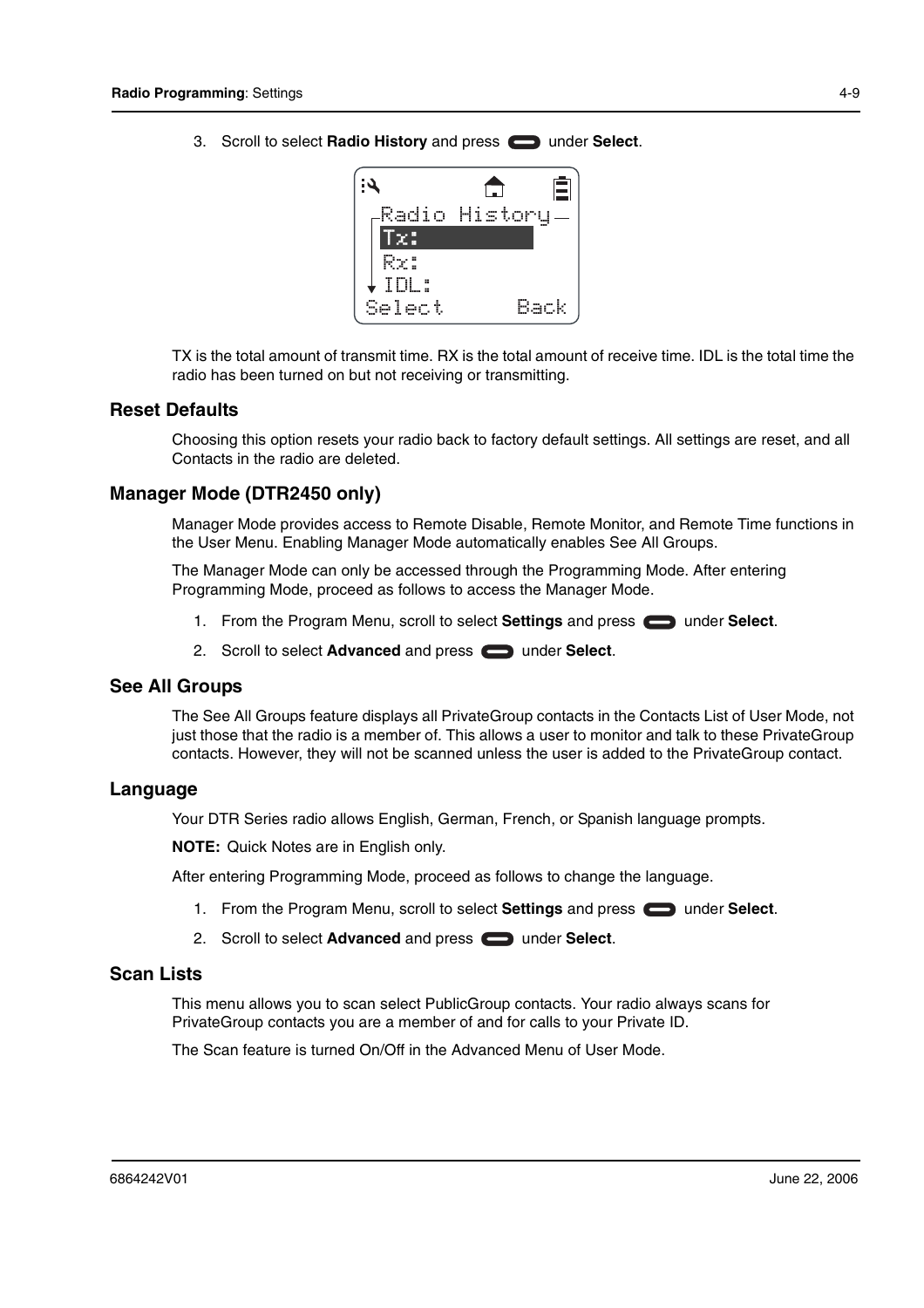3. Scroll to select **Radio History** and press under **Select**.

TX is the total amount of transmit time. RX is the total amount of receive time. IDL is the total time the radio has been turned on but not receiving or transmitting.

### Reset Defaults

Choosing this option resets your radio back to factory default settings. All settings are reset, and all Contacts in the radio are deleted.

### Manager Mode (DTR2450 only)

Manager Mode provides access to Remote Disable, Remote Monitor, and Remote Time functions in the User Menu. Enabling Manager Mode automatically enables See All Groups.

The Manager Mode can only be accessed through the Programming Mode. After entering Programming Mode, proceed as follows to access the Manager Mode.

1. From the Program Menu, scroll to select **Settings** and press under **Select**.
2. Scroll to select **Advanced** and press under **Select**.

### See All Groups

The See All Groups feature displays all PrivateGroup contacts in the Contacts List of User Mode, not just those that the radio is a member of. This allows a user to monitor and talk to these PrivateGroup contacts. However, they will not be scanned unless the user is added to the PrivateGroup contact.

### Language

Your DTR Series radio allows English, German, French, or Spanish language prompts.

**NOTE:** Quick Notes are in English only.

After entering Programming Mode, proceed as follows to change the language.

1. From the Program Menu, scroll to select **Settings** and press under **Select**.
2. Scroll to select **Advanced** and press under **Select**.

### Scan Lists

This menu allows you to scan select PublicGroup contacts. Your radio always scans for PrivateGroup contacts you are a member of and for calls to your Private ID.

The Scan feature is turned On/Off in the Advanced Menu of User Mode.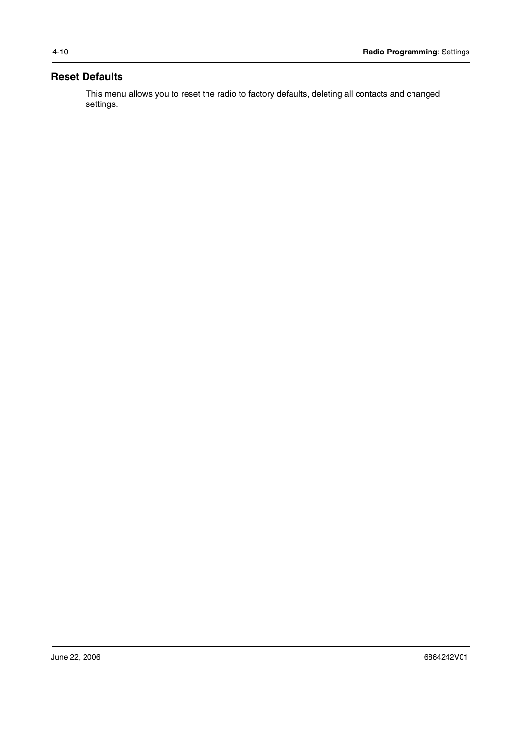## Reset Defaults

This menu allows you to reset the radio to factory defaults, deleting all contacts and changed settings.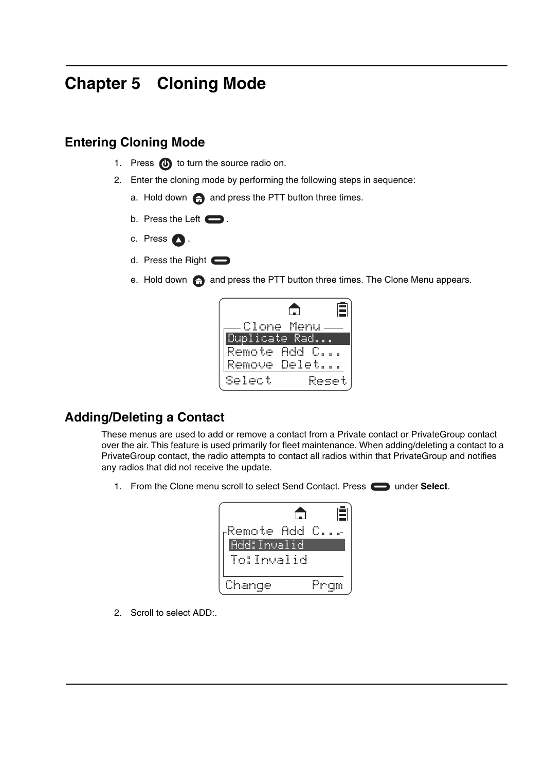# Chapter 5 Cloning Mode

## Entering Cloning Mode

1. Press to turn the source radio on.
2. Enter the cloning mode by performing the following steps in sequence:
   a. Hold down and press the PTT button three times.
   b. Press the Left .
   c. Press .
   d. Press the Right
   e. Hold down and press the PTT button three times. The Clone Menu appears.

```
Clone Menu
Duplicate Rad...
Remote Add C...
Remove Delet...
Select      Reset
```

## Adding/Deleting a Contact

These menus are used to add or remove a contact from a Private contact or PrivateGroup contact over the air. This feature is used primarily for fleet maintenance. When adding/deleting a contact to a PrivateGroup contact, the radio attempts to contact all radios within that PrivateGroup and notifies any radios that did not receive the update.

1. From the Clone menu scroll to select Send Contact. Press under **Select**.

```
Remote Add C...
Add:Invalid
To:Invalid
Change      Prgm
```

2. Scroll to select ADD:.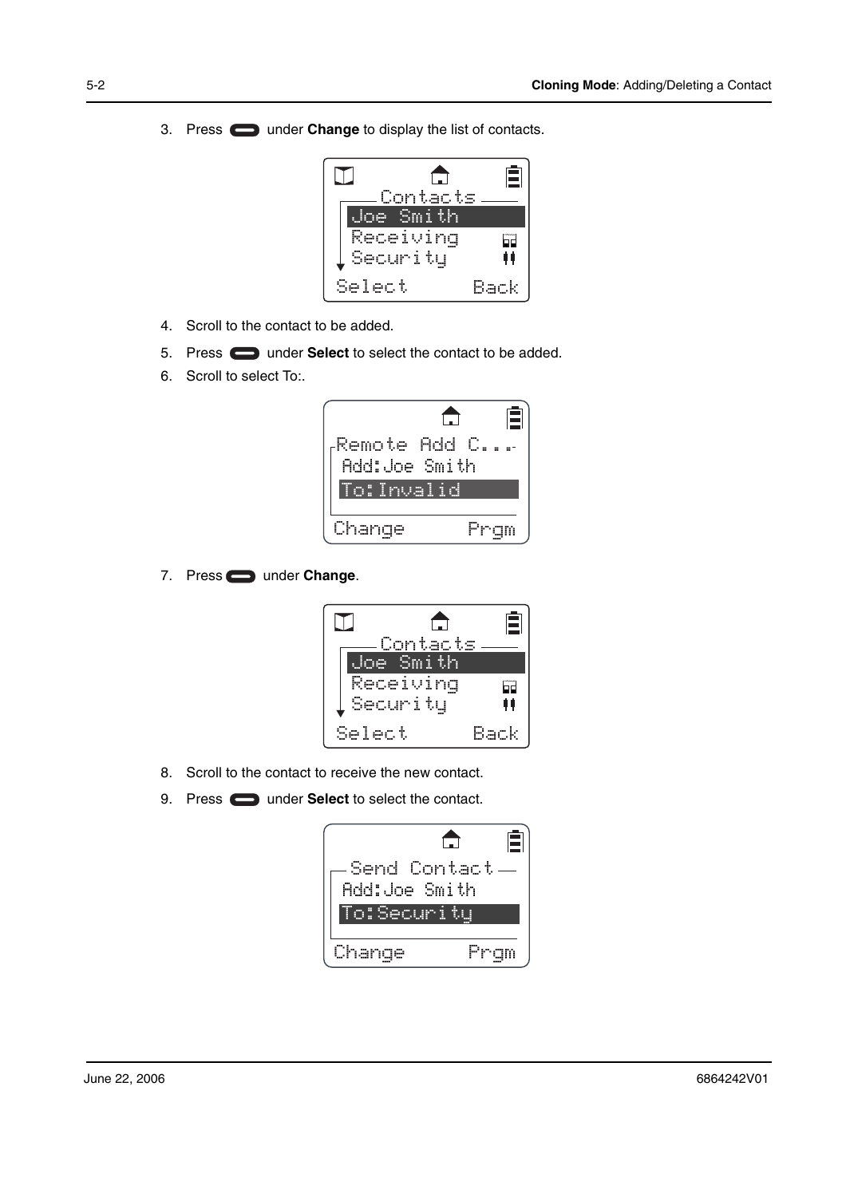3. Press under **Change** to display the list of contacts.

```
Contacts
Joe Smith
Receiving
Security
Select          Back
```

4. Scroll to the contact to be added.
5. Press under **Select** to select the contact to be added.
6. Scroll to select To:.

```
Remote Add C...
Add:Joe Smith
To:Invalid
Change          Prgm
```

7. Press under **Change**.

```
Contacts
Joe Smith
Receiving
Security
Select          Back
```

8. Scroll to the contact to receive the new contact.
9. Press under **Select** to select the contact.

```
Send Contact
Add:Joe Smith
To:Security
Change          Prgm
```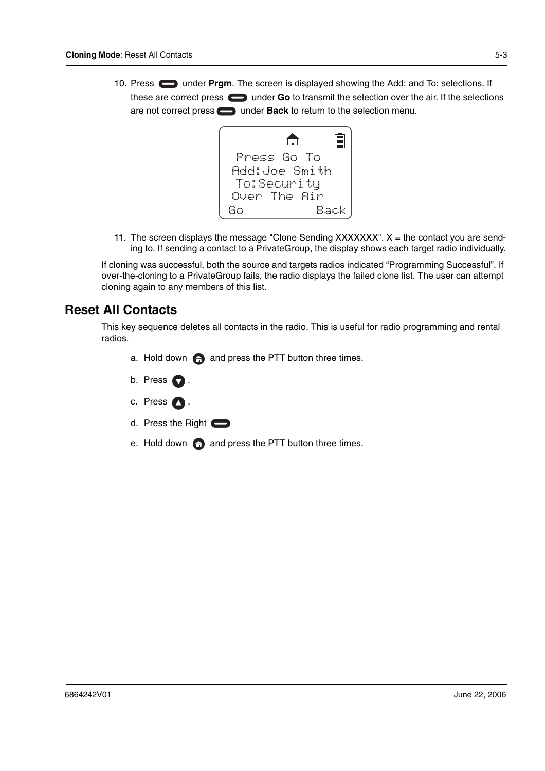10. Press under **Prgm**. The screen is displayed showing the Add: and To: selections. If these are correct press under **Go** to transmit the selection over the air. If the selections are not correct press under **Back** to return to the selection menu.

```
 Press Go To
Add:Joe Smith
 To:Security
Over The Air
Go          Back
```

11. The screen displays the message "Clone Sending XXXXXXX". X = the contact you are sending to. If sending a contact to a PrivateGroup, the display shows each target radio individually.

If cloning was successful, both the source and targets radios indicated “Programming Successful”. If over-the-cloning to a PrivateGroup fails, the radio displays the failed clone list. The user can attempt cloning again to any members of this list.

## Reset All Contacts

This key sequence deletes all contacts in the radio. This is useful for radio programming and rental radios.

a. Hold down and press the PTT button three times.

b. Press .

c. Press .

d. Press the Right

e. Hold down and press the PTT button three times.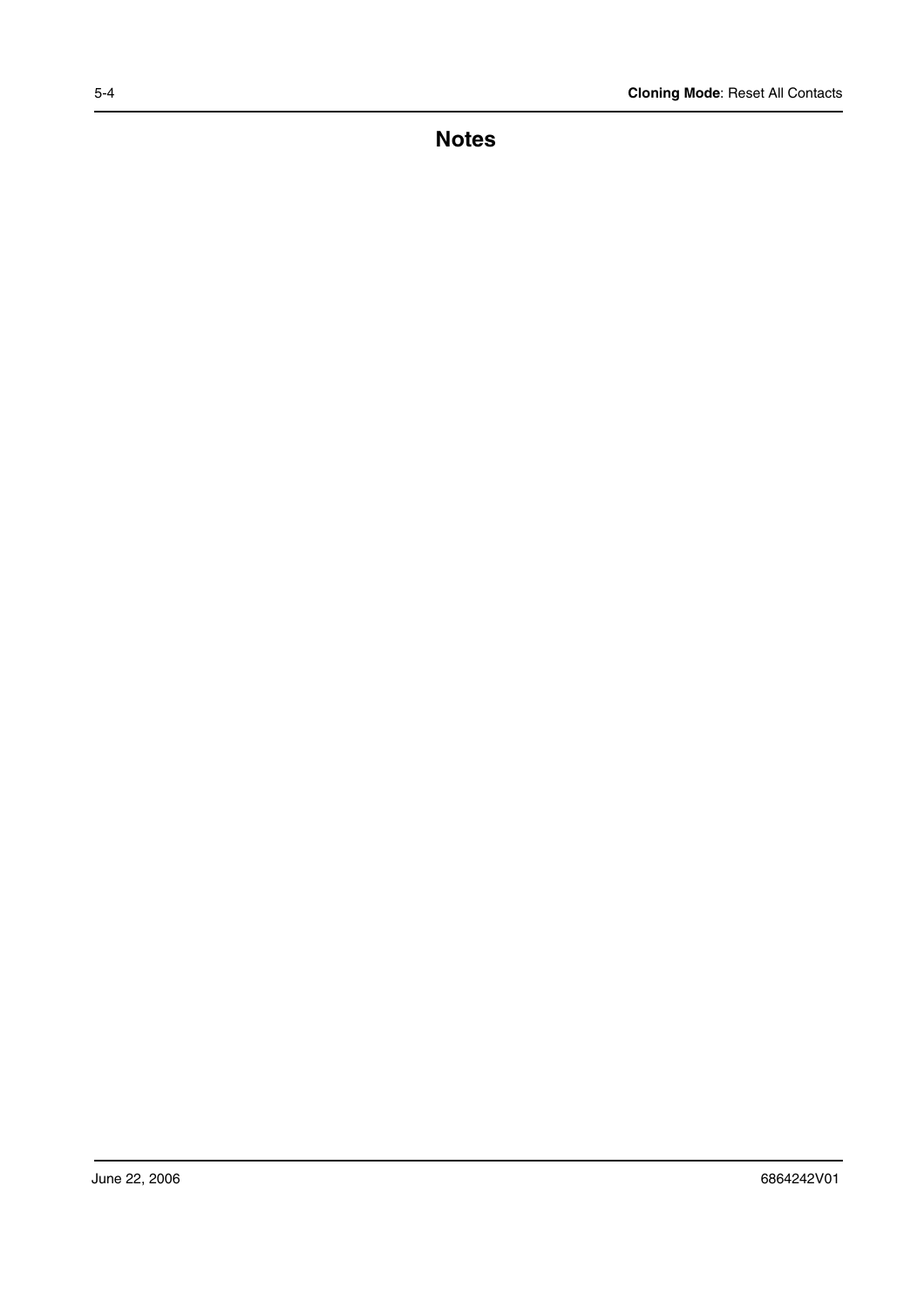# Notes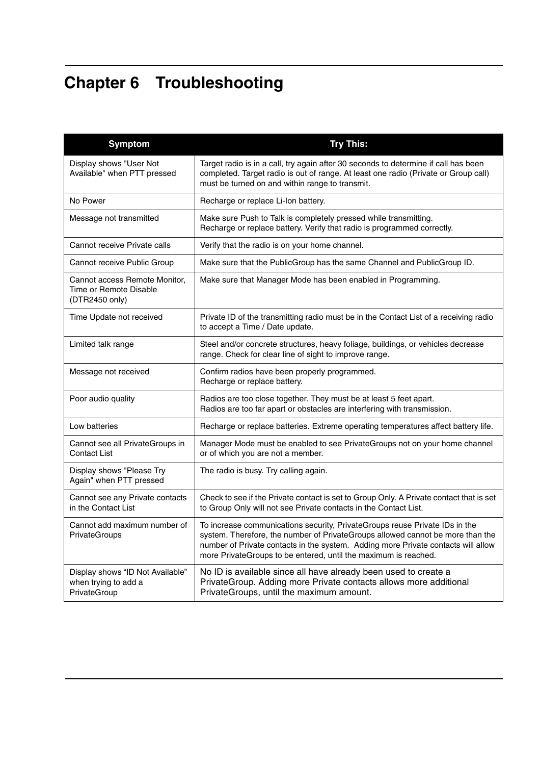# Chapter 6 Troubleshooting

| Symptom | Try This: |
|---|---|
| Display shows "User Not Available" when PTT pressed | Target radio is in a call, try again after 30 seconds to determine if call has been completed. Target radio is out of range. At least one radio (Private or Group call) must be turned on and within range to transmit. |
| No Power | Recharge or replace Li-Ion battery. |
| Message not transmitted | Make sure Push to Talk is completely pressed while transmitting.<br>Recharge or replace battery. Verify that radio is programmed correctly. |
| Cannot receive Private calls | Verify that the radio is on your home channel. |
| Cannot receive Public Group | Make sure that the PublicGroup has the same Channel and PublicGroup ID. |
| Cannot access Remote Monitor, Time or Remote Disable (DTR2450 only) | Make sure that Manager Mode has been enabled in Programming. |
| Time Update not received | Private ID of the transmitting radio must be in the Contact List of a receiving radio to accept a Time / Date update. |
| Limited talk range | Steel and/or concrete structures, heavy foliage, buildings, or vehicles decrease range. Check for clear line of sight to improve range. |
| Message not received | Confirm radios have been properly programmed.<br>Recharge or replace battery. |
| Poor audio quality | Radios are too close together. They must be at least 5 feet apart.<br>Radios are too far apart or obstacles are interfering with transmission. |
| Low batteries | Recharge or replace batteries. Extreme operating temperatures affect battery life. |
| Cannot see all PrivateGroups in Contact List | Manager Mode must be enabled to see PrivateGroups not on your home channel or of which you are not a member. |
| Display shows "Please Try Again" when PTT pressed | The radio is busy. Try calling again. |
| Cannot see any Private contacts in the Contact List | Check to see if the Private contact is set to Group Only. A Private contact that is set to Group Only will not see Private contacts in the Contact List. |
| Cannot add maximum number of PrivateGroups | To increase communications security, PrivateGroups reuse Private IDs in the system. Therefore, the number of PrivateGroups allowed cannot be more than the number of Private contacts in the system. Adding more Private contacts will allow more PrivateGroups to be entered, until the maximum is reached. |
| Display shows "ID Not Available" when trying to add a PrivateGroup | No ID is available since all have already been used to create a PrivateGroup. Adding more Private contacts allows more additional PrivateGroups, until the maximum amount. |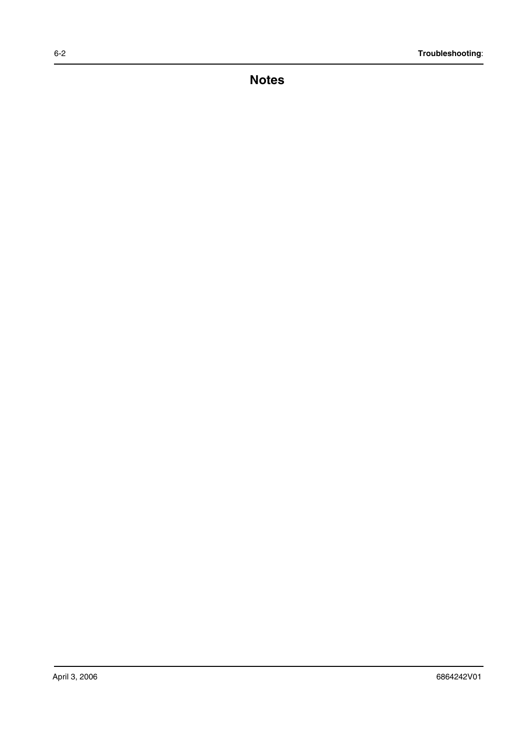# Notes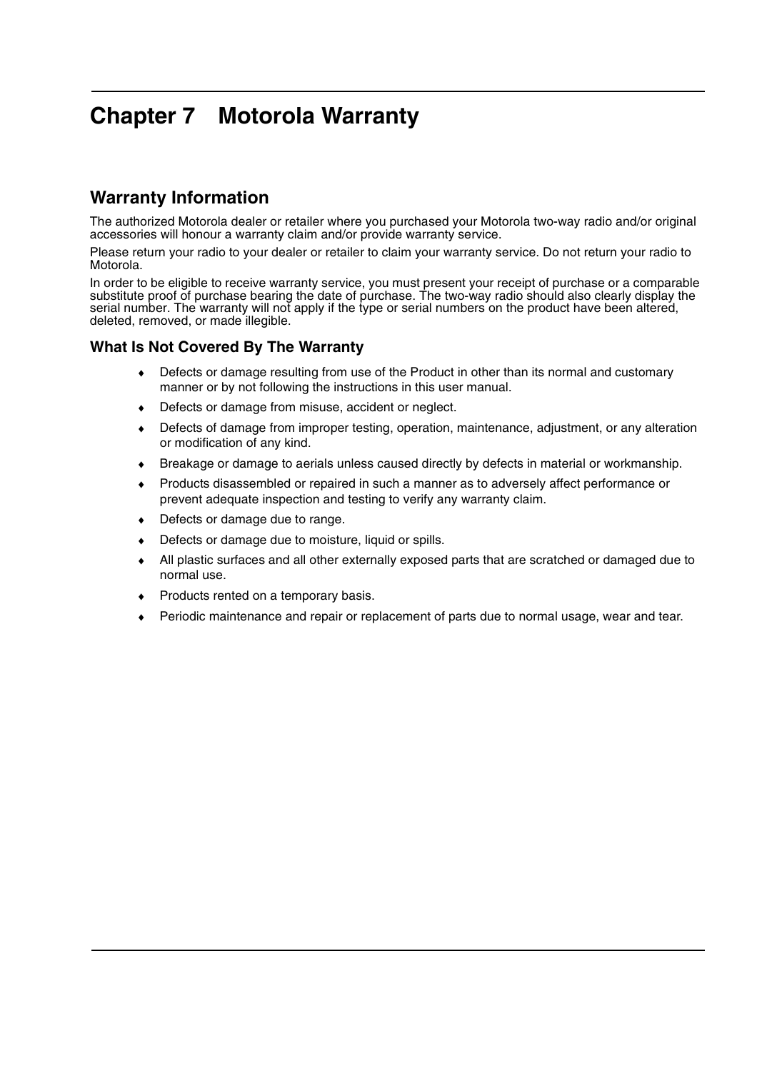# Chapter 7 Motorola Warranty

## Warranty Information

The authorized Motorola dealer or retailer where you purchased your Motorola two-way radio and/or original accessories will honour a warranty claim and/or provide warranty service.

Please return your radio to your dealer or retailer to claim your warranty service. Do not return your radio to Motorola.

In order to be eligible to receive warranty service, you must present your receipt of purchase or a comparable substitute proof of purchase bearing the date of purchase. The two-way radio should also clearly display the serial number. The warranty will not apply if the type or serial numbers on the product have been altered, deleted, removed, or made illegible.

### What Is Not Covered By The Warranty

- Defects or damage resulting from use of the Product in other than its normal and customary manner or by not following the instructions in this user manual.
- Defects or damage from misuse, accident or neglect.
- Defects of damage from improper testing, operation, maintenance, adjustment, or any alteration or modification of any kind.
- Breakage or damage to aerials unless caused directly by defects in material or workmanship.
- Products disassembled or repaired in such a manner as to adversely affect performance or prevent adequate inspection and testing to verify any warranty claim.
- Defects or damage due to range.
- Defects or damage due to moisture, liquid or spills.
- All plastic surfaces and all other externally exposed parts that are scratched or damaged due to normal use.
- Products rented on a temporary basis.
- Periodic maintenance and repair or replacement of parts due to normal usage, wear and tear.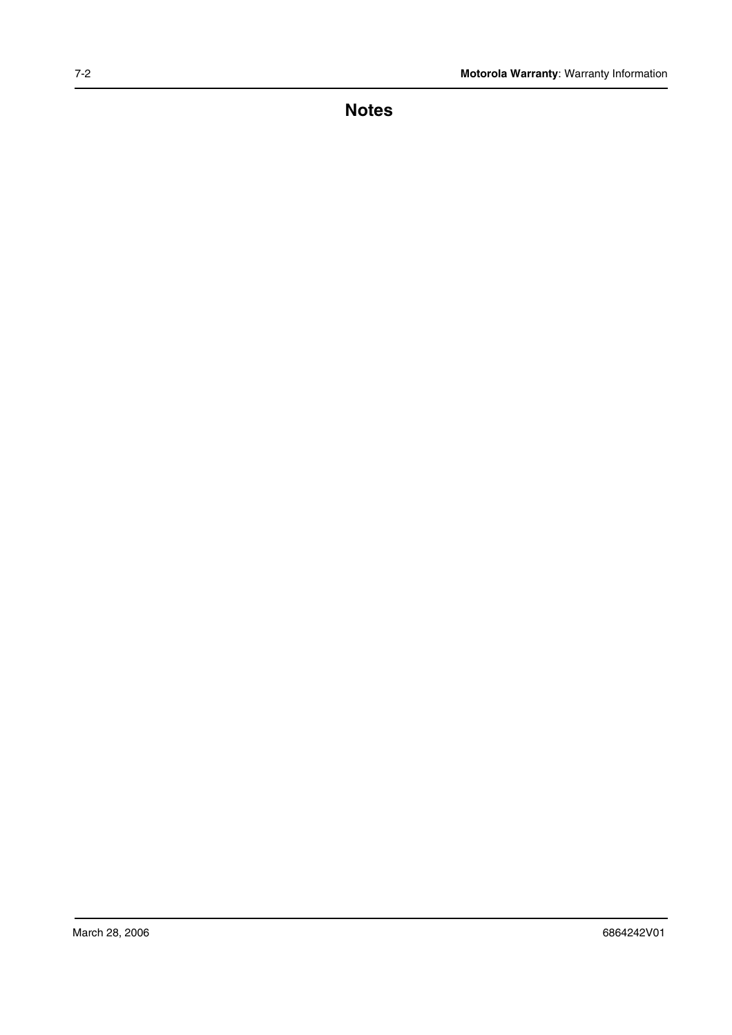# Notes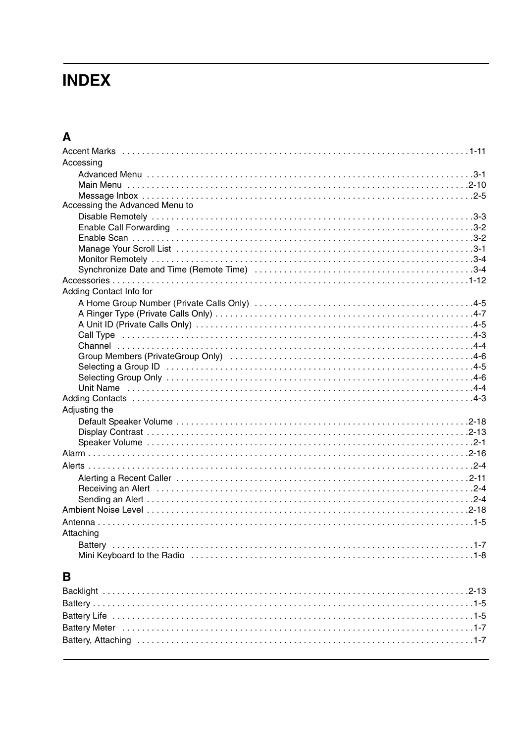# INDEX

## A

Accent Marks . . . . . . . . . . . . . . . . . . . . . . . . . . . . . . . . . . . . . . . . . . . . . . . . . . . . . . . . . . . . . . . . . . . . . . . 1-11
Accessing
- Advanced Menu . . . . . . . . . . . . . . . . . . . . . . . . . . . . . . . . . . . . . . . . . . . . . . . . . . . . . . . . . . . . . . . . . . . 3-1
- Main Menu . . . . . . . . . . . . . . . . . . . . . . . . . . . . . . . . . . . . . . . . . . . . . . . . . . . . . . . . . . . . . . . . . . . . . . . 2-10
- Message Inbox . . . . . . . . . . . . . . . . . . . . . . . . . . . . . . . . . . . . . . . . . . . . . . . . . . . . . . . . . . . . . . . . . . . . 2-5

Accessing the Advanced Menu to
- Disable Remotely . . . . . . . . . . . . . . . . . . . . . . . . . . . . . . . . . . . . . . . . . . . . . . . . . . . . . . . . . . . . . . . . . . 3-3
- Enable Call Forwarding . . . . . . . . . . . . . . . . . . . . . . . . . . . . . . . . . . . . . . . . . . . . . . . . . . . . . . . . . . . . 3-2
- Enable Scan . . . . . . . . . . . . . . . . . . . . . . . . . . . . . . . . . . . . . . . . . . . . . . . . . . . . . . . . . . . . . . . . . . . . . . 3-2
- Manage Your Scroll List . . . . . . . . . . . . . . . . . . . . . . . . . . . . . . . . . . . . . . . . . . . . . . . . . . . . . . . . . . . . 3-1
- Monitor Remotely . . . . . . . . . . . . . . . . . . . . . . . . . . . . . . . . . . . . . . . . . . . . . . . . . . . . . . . . . . . . . . . . . . 3-4
- Synchronize Date and Time (Remote Time) . . . . . . . . . . . . . . . . . . . . . . . . . . . . . . . . . . . . . . . . . . . . 3-4

Accessories . . . . . . . . . . . . . . . . . . . . . . . . . . . . . . . . . . . . . . . . . . . . . . . . . . . . . . . . . . . . . . . . . . . . . . . . . . 1-12
Adding Contact Info for
- A Home Group Number (Private Calls Only) . . . . . . . . . . . . . . . . . . . . . . . . . . . . . . . . . . . . . . . . . . . . 4-5
- A Ringer Type (Private Calls Only) . . . . . . . . . . . . . . . . . . . . . . . . . . . . . . . . . . . . . . . . . . . . . . . . . . . 4-7
- A Unit ID (Private Calls Only) . . . . . . . . . . . . . . . . . . . . . . . . . . . . . . . . . . . . . . . . . . . . . . . . . . . . . . . 4-5
- Call Type . . . . . . . . . . . . . . . . . . . . . . . . . . . . . . . . . . . . . . . . . . . . . . . . . . . . . . . . . . . . . . . . . . . . . . . . . 4-3
- Channel . . . . . . . . . . . . . . . . . . . . . . . . . . . . . . . . . . . . . . . . . . . . . . . . . . . . . . . . . . . . . . . . . . . . . . . . . . 4-4
- Group Members (PrivateGroup Only) . . . . . . . . . . . . . . . . . . . . . . . . . . . . . . . . . . . . . . . . . . . . . . . . . 4-6
- Selecting a Group ID . . . . . . . . . . . . . . . . . . . . . . . . . . . . . . . . . . . . . . . . . . . . . . . . . . . . . . . . . . . . . . 4-5
- Selecting Group Only . . . . . . . . . . . . . . . . . . . . . . . . . . . . . . . . . . . . . . . . . . . . . . . . . . . . . . . . . . . . . . 4-6
- Unit Name . . . . . . . . . . . . . . . . . . . . . . . . . . . . . . . . . . . . . . . . . . . . . . . . . . . . . . . . . . . . . . . . . . . . . . . . 4-4

Adding Contacts . . . . . . . . . . . . . . . . . . . . . . . . . . . . . . . . . . . . . . . . . . . . . . . . . . . . . . . . . . . . . . . . . . . . . . . 4-3
Adjusting the
- Default Speaker Volume . . . . . . . . . . . . . . . . . . . . . . . . . . . . . . . . . . . . . . . . . . . . . . . . . . . . . . . . . . . 2-18
- Display Contrast . . . . . . . . . . . . . . . . . . . . . . . . . . . . . . . . . . . . . . . . . . . . . . . . . . . . . . . . . . . . . . . . . . 2-13
- Speaker Volume . . . . . . . . . . . . . . . . . . . . . . . . . . . . . . . . . . . . . . . . . . . . . . . . . . . . . . . . . . . . . . . . . . . 2-1

Alarm . . . . . . . . . . . . . . . . . . . . . . . . . . . . . . . . . . . . . . . . . . . . . . . . . . . . . . . . . . . . . . . . . . . . . . . . . . . . . . . . 2-16
Alerts . . . . . . . . . . . . . . . . . . . . . . . . . . . . . . . . . . . . . . . . . . . . . . . . . . . . . . . . . . . . . . . . . . . . . . . . . . . . . . . . . 2-4
- Alerting a Recent Caller . . . . . . . . . . . . . . . . . . . . . . . . . . . . . . . . . . . . . . . . . . . . . . . . . . . . . . . . . . . . 2-11
- Receiving an Alert . . . . . . . . . . . . . . . . . . . . . . . . . . . . . . . . . . . . . . . . . . . . . . . . . . . . . . . . . . . . . . . . . . 2-4
- Sending an Alert . . . . . . . . . . . . . . . . . . . . . . . . . . . . . . . . . . . . . . . . . . . . . . . . . . . . . . . . . . . . . . . . . . . 2-4

Ambient Noise Level . . . . . . . . . . . . . . . . . . . . . . . . . . . . . . . . . . . . . . . . . . . . . . . . . . . . . . . . . . . . . . . . . . . 2-18
Antenna . . . . . . . . . . . . . . . . . . . . . . . . . . . . . . . . . . . . . . . . . . . . . . . . . . . . . . . . . . . . . . . . . . . . . . . . . . . . . . . 1-5
Attaching
- Battery . . . . . . . . . . . . . . . . . . . . . . . . . . . . . . . . . . . . . . . . . . . . . . . . . . . . . . . . . . . . . . . . . . . . . . . . . . . . 1-7
- Mini Keyboard to the Radio . . . . . . . . . . . . . . . . . . . . . . . . . . . . . . . . . . . . . . . . . . . . . . . . . . . . . . . . . 1-8

## B

Backlight . . . . . . . . . . . . . . . . . . . . . . . . . . . . . . . . . . . . . . . . . . . . . . . . . . . . . . . . . . . . . . . . . . . . . . . . . . . . . 2-13
Battery . . . . . . . . . . . . . . . . . . . . . . . . . . . . . . . . . . . . . . . . . . . . . . . . . . . . . . . . . . . . . . . . . . . . . . . . . . . . . . . . 1-5
Battery Life . . . . . . . . . . . . . . . . . . . . . . . . . . . . . . . . . . . . . . . . . . . . . . . . . . . . . . . . . . . . . . . . . . . . . . . . . . . . 1-5
Battery Meter . . . . . . . . . . . . . . . . . . . . . . . . . . . . . . . . . . . . . . . . . . . . . . . . . . . . . . . . . . . . . . . . . . . . . . . . . . 1-7
Battery, Attaching . . . . . . . . . . . . . . . . . . . . . . . . . . . . . . . . . . . . . . . . . . . . . . . . . . . . . . . . . . . . . . . . . . . . . . 1-7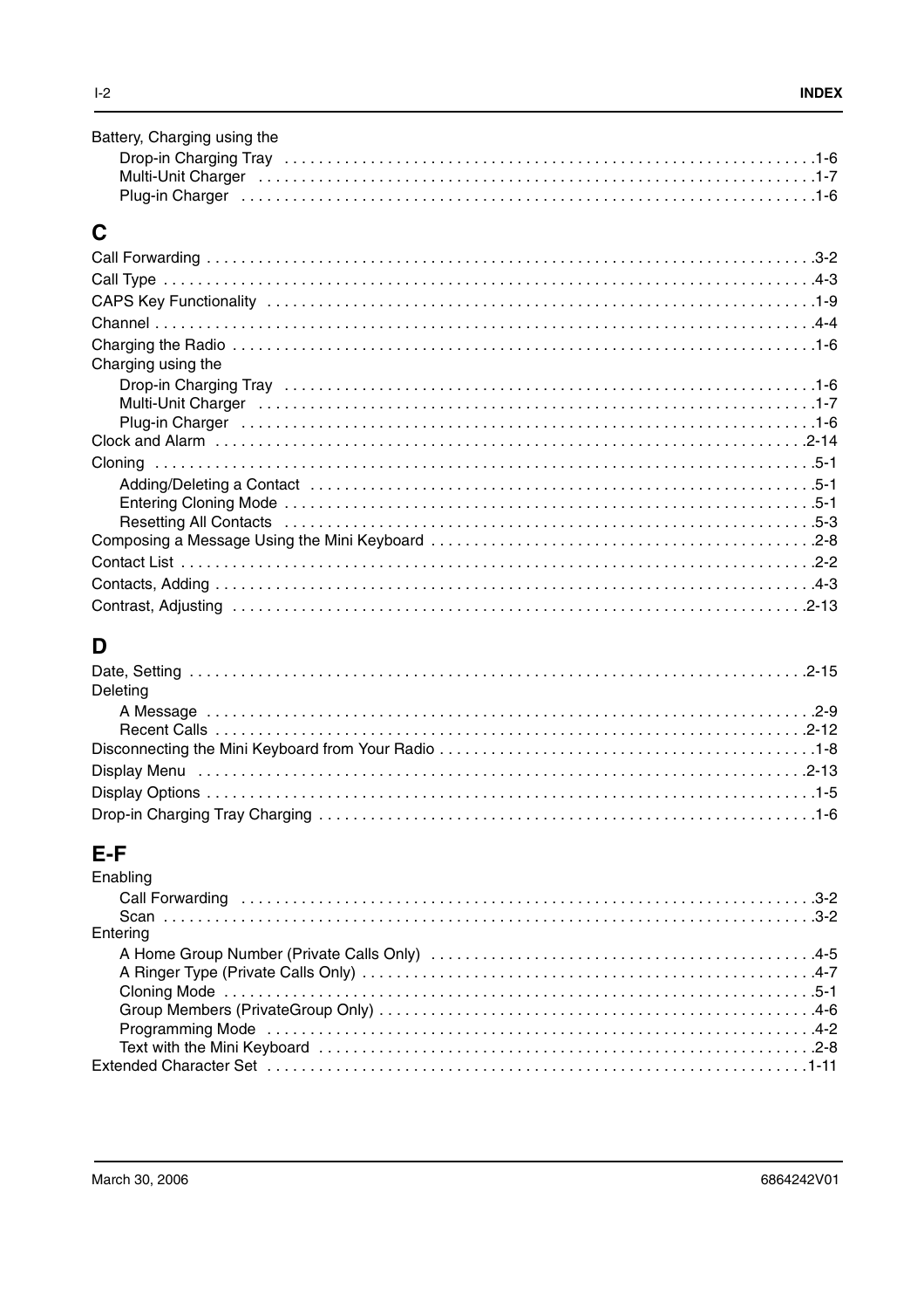Battery, Charging using the
- Drop-in Charging Tray ... 1-6
- Multi-Unit Charger ... 1-7
- Plug-in Charger ... 1-6

## C

Call Forwarding ... 3-2

Call Type ... 4-3

CAPS Key Functionality ... 1-9

Channel ... 4-4

Charging the Radio ... 1-6

Charging using the
- Drop-in Charging Tray ... 1-6
- Multi-Unit Charger ... 1-7
- Plug-in Charger ... 1-6

Clock and Alarm ... 2-14

Cloning ... 5-1
- Adding/Deleting a Contact ... 5-1
- Entering Cloning Mode ... 5-1
- Resetting All Contacts ... 5-3

Composing a Message Using the Mini Keyboard ... 2-8

Contact List ... 2-2

Contacts, Adding ... 4-3

Contrast, Adjusting ... 2-13

## D

Date, Setting ... 2-15

Deleting
- A Message ... 2-9
- Recent Calls ... 2-12

Disconnecting the Mini Keyboard from Your Radio ... 1-8

Display Menu ... 2-13

Display Options ... 1-5

Drop-in Charging Tray Charging ... 1-6

## E-F

Enabling
- Call Forwarding ... 3-2
- Scan ... 3-2

Entering
- A Home Group Number (Private Calls Only) ... 4-5
- A Ringer Type (Private Calls Only) ... 4-7
- Cloning Mode ... 5-1
- Group Members (PrivateGroup Only) ... 4-6
- Programming Mode ... 4-2
- Text with the Mini Keyboard ... 2-8

Extended Character Set ... 1-11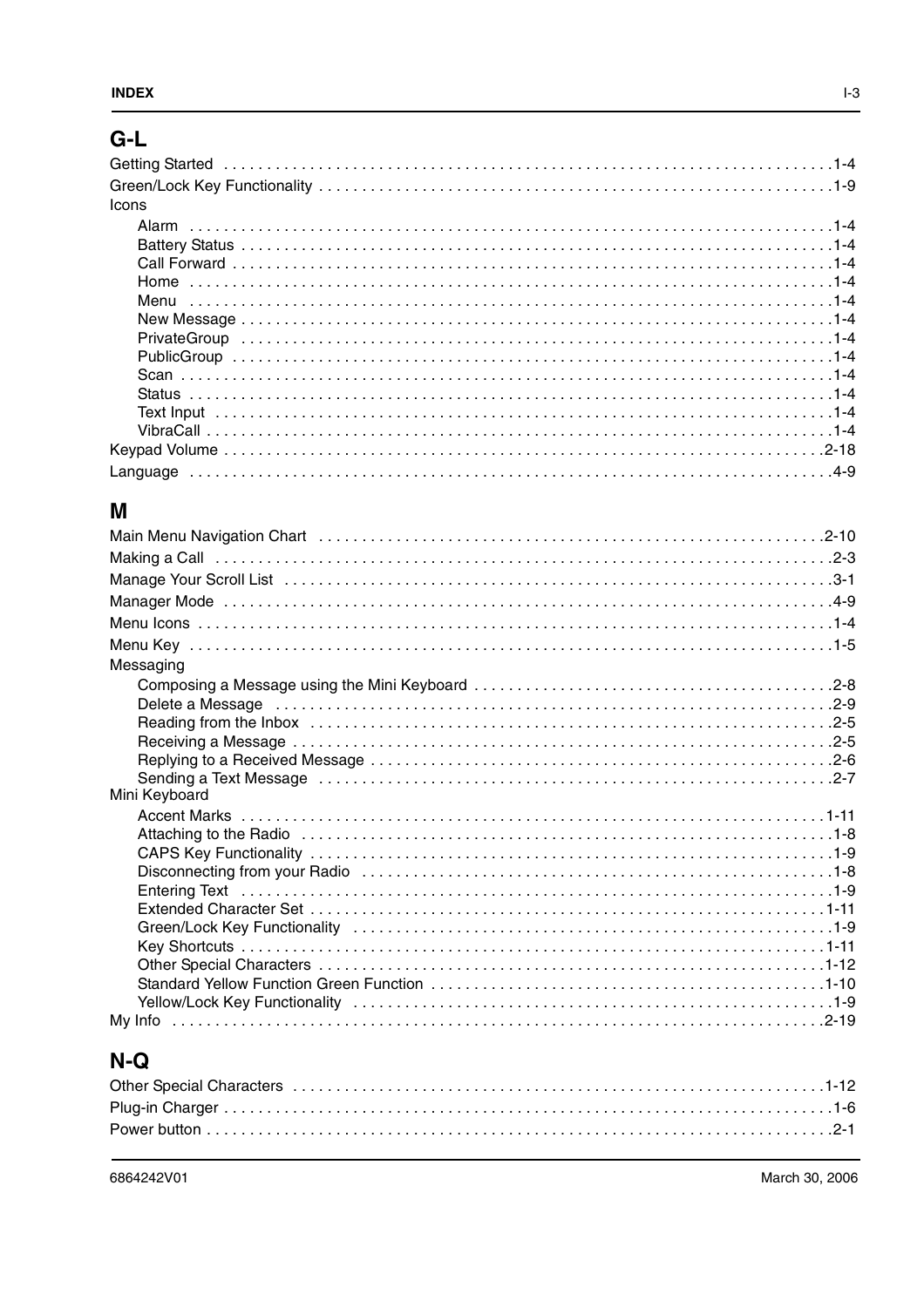## G-L

Getting Started . . . . . . . . . . . . . . . . . . . . . . . . . . . . . . . . . . . . . . . . . . . . . . . . . . . . . . . . . . . . . . . . . . . . . .1-4

Green/Lock Key Functionality . . . . . . . . . . . . . . . . . . . . . . . . . . . . . . . . . . . . . . . . . . . . . . . . . . . . . . . . . . . . .1-9

Icons

- Alarm . . . . . . . . . . . . . . . . . . . . . . . . . . . . . . . . . . . . . . . . . . . . . . . . . . . . . . . . . . . . . . . . . . . . . . . . . .1-4
- Battery Status . . . . . . . . . . . . . . . . . . . . . . . . . . . . . . . . . . . . . . . . . . . . . . . . . . . . . . . . . . . . . . . . . . . .1-4
- Call Forward . . . . . . . . . . . . . . . . . . . . . . . . . . . . . . . . . . . . . . . . . . . . . . . . . . . . . . . . . . . . . . . . . . . . .1-4
- Home . . . . . . . . . . . . . . . . . . . . . . . . . . . . . . . . . . . . . . . . . . . . . . . . . . . . . . . . . . . . . . . . . . . . . . . . . . .1-4
- Menu . . . . . . . . . . . . . . . . . . . . . . . . . . . . . . . . . . . . . . . . . . . . . . . . . . . . . . . . . . . . . . . . . . . . . . . . . . .1-4
- New Message . . . . . . . . . . . . . . . . . . . . . . . . . . . . . . . . . . . . . . . . . . . . . . . . . . . . . . . . . . . . . . . . . . . .1-4
- PrivateGroup . . . . . . . . . . . . . . . . . . . . . . . . . . . . . . . . . . . . . . . . . . . . . . . . . . . . . . . . . . . . . . . . . . . .1-4
- PublicGroup . . . . . . . . . . . . . . . . . . . . . . . . . . . . . . . . . . . . . . . . . . . . . . . . . . . . . . . . . . . . . . . . . . . . .1-4
- Scan . . . . . . . . . . . . . . . . . . . . . . . . . . . . . . . . . . . . . . . . . . . . . . . . . . . . . . . . . . . . . . . . . . . . . . . . . . . .1-4
- Status . . . . . . . . . . . . . . . . . . . . . . . . . . . . . . . . . . . . . . . . . . . . . . . . . . . . . . . . . . . . . . . . . . . . . . . . . .1-4
- Text Input . . . . . . . . . . . . . . . . . . . . . . . . . . . . . . . . . . . . . . . . . . . . . . . . . . . . . . . . . . . . . . . . . . . . . .1-4
- VibraCall . . . . . . . . . . . . . . . . . . . . . . . . . . . . . . . . . . . . . . . . . . . . . . . . . . . . . . . . . . . . . . . . . . . . . . .1-4

Keypad Volume . . . . . . . . . . . . . . . . . . . . . . . . . . . . . . . . . . . . . . . . . . . . . . . . . . . . . . . . . . . . . . . . . . . . . . .2-18

Language . . . . . . . . . . . . . . . . . . . . . . . . . . . . . . . . . . . . . . . . . . . . . . . . . . . . . . . . . . . . . . . . . . . . . . . . . . .4-9

## M

Main Menu Navigation Chart . . . . . . . . . . . . . . . . . . . . . . . . . . . . . . . . . . . . . . . . . . . . . . . . . . . . . . . . . . . .2-10

Making a Call . . . . . . . . . . . . . . . . . . . . . . . . . . . . . . . . . . . . . . . . . . . . . . . . . . . . . . . . . . . . . . . . . . . . . . . .2-3

Manage Your Scroll List . . . . . . . . . . . . . . . . . . . . . . . . . . . . . . . . . . . . . . . . . . . . . . . . . . . . . . . . . . . . . . . .3-1

Manager Mode . . . . . . . . . . . . . . . . . . . . . . . . . . . . . . . . . . . . . . . . . . . . . . . . . . . . . . . . . . . . . . . . . . . . . . .4-9

Menu Icons . . . . . . . . . . . . . . . . . . . . . . . . . . . . . . . . . . . . . . . . . . . . . . . . . . . . . . . . . . . . . . . . . . . . . . . . . .1-4

Menu Key . . . . . . . . . . . . . . . . . . . . . . . . . . . . . . . . . . . . . . . . . . . . . . . . . . . . . . . . . . . . . . . . . . . . . . . . . . .1-5

Messaging

- Composing a Message using the Mini Keyboard . . . . . . . . . . . . . . . . . . . . . . . . . . . . . . . . . . . . . . . . .2-8
- Delete a Message . . . . . . . . . . . . . . . . . . . . . . . . . . . . . . . . . . . . . . . . . . . . . . . . . . . . . . . . . . . . . . . . .2-9
- Reading from the Inbox . . . . . . . . . . . . . . . . . . . . . . . . . . . . . . . . . . . . . . . . . . . . . . . . . . . . . . . . . . . .2-5
- Receiving a Message . . . . . . . . . . . . . . . . . . . . . . . . . . . . . . . . . . . . . . . . . . . . . . . . . . . . . . . . . . . . . .2-5
- Replying to a Received Message . . . . . . . . . . . . . . . . . . . . . . . . . . . . . . . . . . . . . . . . . . . . . . . . . . . . .2-6
- Sending a Text Message . . . . . . . . . . . . . . . . . . . . . . . . . . . . . . . . . . . . . . . . . . . . . . . . . . . . . . . . . . .2-7

Mini Keyboard

- Accent Marks . . . . . . . . . . . . . . . . . . . . . . . . . . . . . . . . . . . . . . . . . . . . . . . . . . . . . . . . . . . . . . . . . . . .1-11
- Attaching to the Radio . . . . . . . . . . . . . . . . . . . . . . . . . . . . . . . . . . . . . . . . . . . . . . . . . . . . . . . . . . . . .1-8
- CAPS Key Functionality . . . . . . . . . . . . . . . . . . . . . . . . . . . . . . . . . . . . . . . . . . . . . . . . . . . . . . . . . . . .1-9
- Disconnecting from your Radio . . . . . . . . . . . . . . . . . . . . . . . . . . . . . . . . . . . . . . . . . . . . . . . . . . . . . . .1-8
- Entering Text . . . . . . . . . . . . . . . . . . . . . . . . . . . . . . . . . . . . . . . . . . . . . . . . . . . . . . . . . . . . . . . . . . . .1-9
- Extended Character Set . . . . . . . . . . . . . . . . . . . . . . . . . . . . . . . . . . . . . . . . . . . . . . . . . . . . . . . . . . .1-11
- Green/Lock Key Functionality . . . . . . . . . . . . . . . . . . . . . . . . . . . . . . . . . . . . . . . . . . . . . . . . . . . . . . .1-9
- Key Shortcuts . . . . . . . . . . . . . . . . . . . . . . . . . . . . . . . . . . . . . . . . . . . . . . . . . . . . . . . . . . . . . . . . . . .1-11
- Other Special Characters . . . . . . . . . . . . . . . . . . . . . . . . . . . . . . . . . . . . . . . . . . . . . . . . . . . . . . . . . .1-12
- Standard Yellow Function Green Function . . . . . . . . . . . . . . . . . . . . . . . . . . . . . . . . . . . . . . . . . . . .1-10
- Yellow/Lock Key Functionality . . . . . . . . . . . . . . . . . . . . . . . . . . . . . . . . . . . . . . . . . . . . . . . . . . . . . . .1-9

My Info . . . . . . . . . . . . . . . . . . . . . . . . . . . . . . . . . . . . . . . . . . . . . . . . . . . . . . . . . . . . . . . . . . . . . . . . . . . .2-19

## N-Q

Other Special Characters . . . . . . . . . . . . . . . . . . . . . . . . . . . . . . . . . . . . . . . . . . . . . . . . . . . . . . . . . . . . . .1-12

Plug-in Charger . . . . . . . . . . . . . . . . . . . . . . . . . . . . . . . . . . . . . . . . . . . . . . . . . . . . . . . . . . . . . . . . . . . . . . .1-6

Power button . . . . . . . . . . . . . . . . . . . . . . . . . . . . . . . . . . . . . . . . . . . . . . . . . . . . . . . . . . . . . . . . . . . . . . . .2-1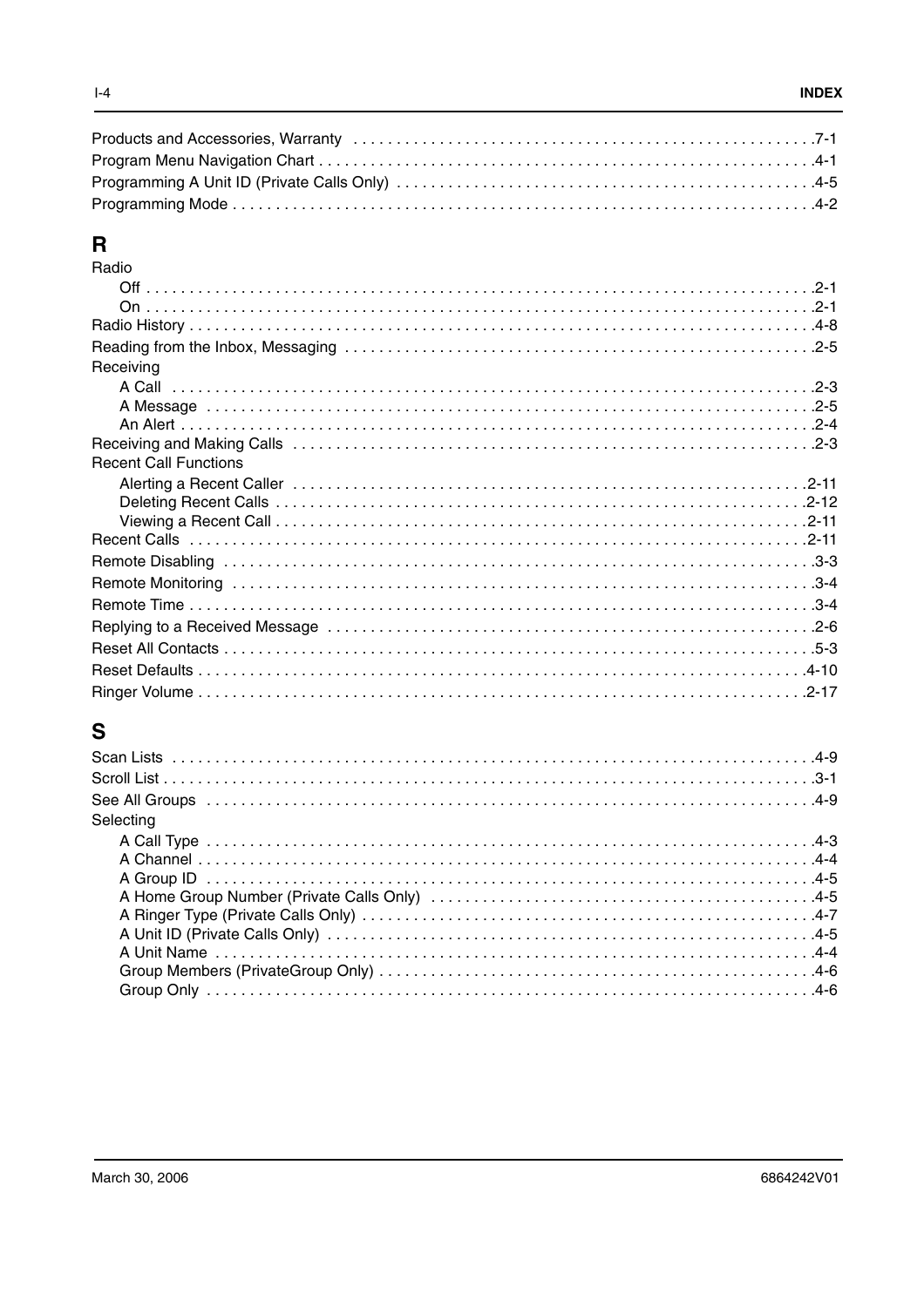Products and Accessories, Warranty .7-1
Program Menu Navigation Chart .4-1
Programming A Unit ID (Private Calls Only) .4-5
Programming Mode .4-2

## R

Radio
- Off .2-1
- On .2-1

Radio History .4-8
Reading from the Inbox, Messaging .2-5
Receiving
- A Call .2-3
- A Message .2-5
- An Alert .2-4

Receiving and Making Calls .2-3
Recent Call Functions
- Alerting a Recent Caller .2-11
- Deleting Recent Calls .2-12
- Viewing a Recent Call .2-11

Recent Calls .2-11
Remote Disabling .3-3
Remote Monitoring .3-4
Remote Time .3-4
Replying to a Received Message .2-6
Reset All Contacts .5-3
Reset Defaults .4-10
Ringer Volume .2-17

## S

Scan Lists .4-9
Scroll List .3-1
See All Groups .4-9
Selecting
- A Call Type .4-3
- A Channel .4-4
- A Group ID .4-5
- A Home Group Number (Private Calls Only) .4-5
- A Ringer Type (Private Calls Only) .4-7
- A Unit ID (Private Calls Only) .4-5
- A Unit Name .4-4
- Group Members (PrivateGroup Only) .4-6
- Group Only .4-6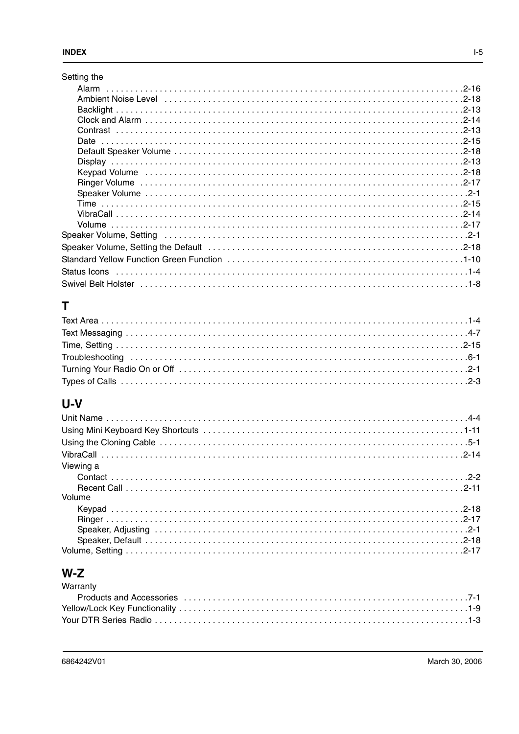Setting the
- Alarm . . . . . . . . . . . . . . . . . . . . . . . . . . . . . . . . . . . . . . . . . . . . . . . . . . . . . . . . . . . . . . . . . . . . . .2-16
- Ambient Noise Level . . . . . . . . . . . . . . . . . . . . . . . . . . . . . . . . . . . . . . . . . . . . . . . . . . . . . . . . . . . . .2-18
- Backlight . . . . . . . . . . . . . . . . . . . . . . . . . . . . . . . . . . . . . . . . . . . . . . . . . . . . . . . . . . . . . . . . . . . . . .2-13
- Clock and Alarm . . . . . . . . . . . . . . . . . . . . . . . . . . . . . . . . . . . . . . . . . . . . . . . . . . . . . . . . . . . . . . . . .2-14
- Contrast . . . . . . . . . . . . . . . . . . . . . . . . . . . . . . . . . . . . . . . . . . . . . . . . . . . . . . . . . . . . . . . . . . . . . . .2-13
- Date . . . . . . . . . . . . . . . . . . . . . . . . . . . . . . . . . . . . . . . . . . . . . . . . . . . . . . . . . . . . . . . . . . . . . . . . . .2-15
- Default Speaker Volume . . . . . . . . . . . . . . . . . . . . . . . . . . . . . . . . . . . . . . . . . . . . . . . . . . . . . . . . . . .2-18
- Display . . . . . . . . . . . . . . . . . . . . . . . . . . . . . . . . . . . . . . . . . . . . . . . . . . . . . . . . . . . . . . . . . . . . . . . .2-13
- Keypad Volume . . . . . . . . . . . . . . . . . . . . . . . . . . . . . . . . . . . . . . . . . . . . . . . . . . . . . . . . . . . . . . . . .2-18
- Ringer Volume . . . . . . . . . . . . . . . . . . . . . . . . . . . . . . . . . . . . . . . . . . . . . . . . . . . . . . . . . . . . . . . . . .2-17
- Speaker Volume . . . . . . . . . . . . . . . . . . . . . . . . . . . . . . . . . . . . . . . . . . . . . . . . . . . . . . . . . . . . . . . . .2-1
- Time . . . . . . . . . . . . . . . . . . . . . . . . . . . . . . . . . . . . . . . . . . . . . . . . . . . . . . . . . . . . . . . . . . . . . . . . . .2-15
- VibraCall . . . . . . . . . . . . . . . . . . . . . . . . . . . . . . . . . . . . . . . . . . . . . . . . . . . . . . . . . . . . . . . . . . . . . .2-14
- Volume . . . . . . . . . . . . . . . . . . . . . . . . . . . . . . . . . . . . . . . . . . . . . . . . . . . . . . . . . . . . . . . . . . . . . . .2-17

Speaker Volume, Setting . . . . . . . . . . . . . . . . . . . . . . . . . . . . . . . . . . . . . . . . . . . . . . . . . . . . . . . . . . . .2-1

Speaker Volume, Setting the Default . . . . . . . . . . . . . . . . . . . . . . . . . . . . . . . . . . . . . . . . . . . . . . . . . . .2-18

Standard Yellow Function Green Function . . . . . . . . . . . . . . . . . . . . . . . . . . . . . . . . . . . . . . . . . . . . . . .1-10

Status Icons . . . . . . . . . . . . . . . . . . . . . . . . . . . . . . . . . . . . . . . . . . . . . . . . . . . . . . . . . . . . . . . . . . . . . .1-4

Swivel Belt Holster . . . . . . . . . . . . . . . . . . . . . . . . . . . . . . . . . . . . . . . . . . . . . . . . . . . . . . . . . . . . . . . .1-8

## T

Text Area . . . . . . . . . . . . . . . . . . . . . . . . . . . . . . . . . . . . . . . . . . . . . . . . . . . . . . . . . . . . . . . . . . . . . . .1-4

Text Messaging . . . . . . . . . . . . . . . . . . . . . . . . . . . . . . . . . . . . . . . . . . . . . . . . . . . . . . . . . . . . . . . . . . .4-7

Time, Setting . . . . . . . . . . . . . . . . . . . . . . . . . . . . . . . . . . . . . . . . . . . . . . . . . . . . . . . . . . . . . . . . . . . .2-15

Troubleshooting . . . . . . . . . . . . . . . . . . . . . . . . . . . . . . . . . . . . . . . . . . . . . . . . . . . . . . . . . . . . . . . . . .6-1

Turning Your Radio On or Off . . . . . . . . . . . . . . . . . . . . . . . . . . . . . . . . . . . . . . . . . . . . . . . . . . . . . . . .2-1

Types of Calls . . . . . . . . . . . . . . . . . . . . . . . . . . . . . . . . . . . . . . . . . . . . . . . . . . . . . . . . . . . . . . . . . . . .2-3

## U-V

Unit Name . . . . . . . . . . . . . . . . . . . . . . . . . . . . . . . . . . . . . . . . . . . . . . . . . . . . . . . . . . . . . . . . . . . . . .4-4

Using Mini Keyboard Key Shortcuts . . . . . . . . . . . . . . . . . . . . . . . . . . . . . . . . . . . . . . . . . . . . . . . . . . .1-11

Using the Cloning Cable . . . . . . . . . . . . . . . . . . . . . . . . . . . . . . . . . . . . . . . . . . . . . . . . . . . . . . . . . . . .5-1

VibraCall . . . . . . . . . . . . . . . . . . . . . . . . . . . . . . . . . . . . . . . . . . . . . . . . . . . . . . . . . . . . . . . . . . . . . . .2-14

Viewing a
- Contact . . . . . . . . . . . . . . . . . . . . . . . . . . . . . . . . . . . . . . . . . . . . . . . . . . . . . . . . . . . . . . . . . . . . . . .2-2
- Recent Call . . . . . . . . . . . . . . . . . . . . . . . . . . . . . . . . . . . . . . . . . . . . . . . . . . . . . . . . . . . . . . . . . . . .2-11

Volume
- Keypad . . . . . . . . . . . . . . . . . . . . . . . . . . . . . . . . . . . . . . . . . . . . . . . . . . . . . . . . . . . . . . . . . . . . . . .2-18
- Ringer . . . . . . . . . . . . . . . . . . . . . . . . . . . . . . . . . . . . . . . . . . . . . . . . . . . . . . . . . . . . . . . . . . . . . . . .2-17
- Speaker, Adjusting . . . . . . . . . . . . . . . . . . . . . . . . . . . . . . . . . . . . . . . . . . . . . . . . . . . . . . . . . . . . . . .2-1
- Speaker, Default . . . . . . . . . . . . . . . . . . . . . . . . . . . . . . . . . . . . . . . . . . . . . . . . . . . . . . . . . . . . . . . .2-18

Volume, Setting . . . . . . . . . . . . . . . . . . . . . . . . . . . . . . . . . . . . . . . . . . . . . . . . . . . . . . . . . . . . . . . . . .2-17

## W-Z

Warranty
- Products and Accessories . . . . . . . . . . . . . . . . . . . . . . . . . . . . . . . . . . . . . . . . . . . . . . . . . . . . . . . . .7-1

Yellow/Lock Key Functionality . . . . . . . . . . . . . . . . . . . . . . . . . . . . . . . . . . . . . . . . . . . . . . . . . . . . . . .1-9

Your DTR Series Radio . . . . . . . . . . . . . . . . . . . . . . . . . . . . . . . . . . . . . . . . . . . . . . . . . . . . . . . . . . . .1-3